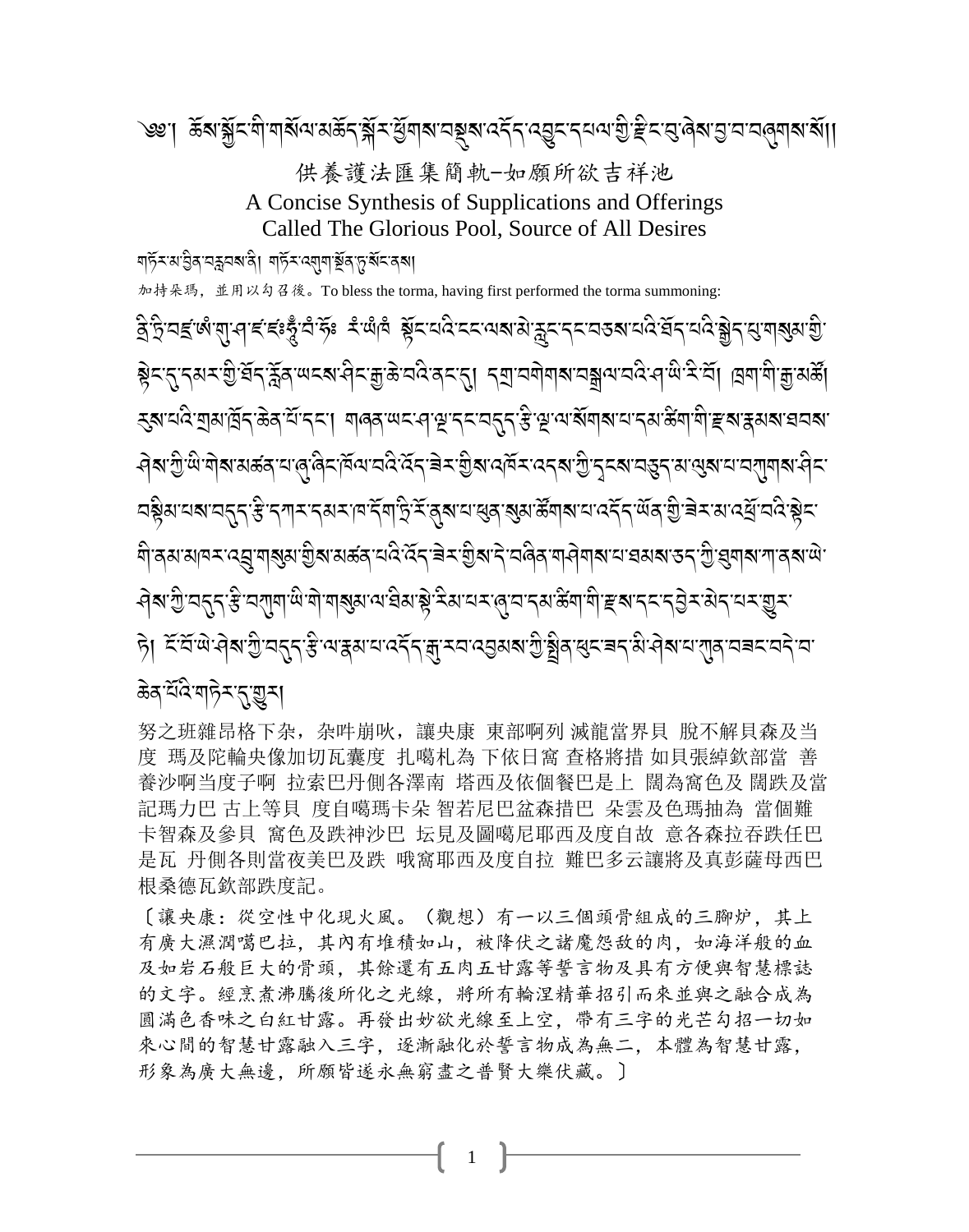༄༅། ཆོས་སྐྱོང་གི་གསོལ་མཆོད་སྐོར་ཕྱོགས་བསྡུས་འདོད་འབྱུང་དཔལ་གྱི་རྫིང་བུ་ཞེས་བྱ་བ་བཞུགས་སོ།།

# 供養護法匯集簡軌–如願所欲吉祥池

# A Concise Synthesis of Supplications and Offerings Called The Glorious Pool, Source of All Desires

གཏོར་མ་བྱིན་བརླབས་ནི། གཏོར་འགུག་སྔོན་དུ་སོང་ནས།

加持朵瑪，並用以勾召後。To bless the torma, having first performed the torma summoning:

ཀྲི་ཏྲི་བཛྲ་ཨཾ་ཀུ་ཤ་ཛ་ཛཿཧཱུྃ་བཾ་ཧོཿ རཾ་ཡཾ་ཁཾ སྟོང་པའི་ངང་ལས་མེ་རླུང་དང་བཅས་པའི་ཐོད་པའི་སྒྱེད་པུ་གསུམ་གྱི་སྟེང་དུ་དམར་གྱི་ཐོད་སྐྱོན་ཡངས་ཤིང་རྒྱ་ཆེ་བའི་ནང་དུ། དགྲ་བགེགས་བསྒྲལ་བའི་ཤ་ཡི་རི་བོ། ཁྲག་གི་རྒྱ་མཚོ། རུས་པའི་གྲུམ་ཁྲོད་ཆེན་པོ་དང་། གཞན་ཡང་ཤ་ལྔ་དང་བདུད་རྩི་ལྔ་ལ་སོགས་པ་དམ་ཚིག་གི་རྫས་རྣམས་ཐབས་ཤེས་ཀྱི་ཡི་གེས་མཚན་པ་ཞུ་ཞིང་ཁོལ་བའི་འོད་ཟེར་གྱིས་འཁོར་འདས་ཀྱི་དྭངས་བཅུད་མ་ལུས་པ་བཀུག་ནས་ཤིང་བསྟིམ་པས་བདུད་རྩི་དཀར་དམར་ཁ་དོག་དྲི་རོ་ནུས་པ་ཕུན་སུམ་ཚོགས་པ་འདོད་ཡོན་གྱི་ཟེར་མ་འཕྲོ་བའི་སྟེང་གི་ནམ་མཁར་འབྲུ་གསུམ་གྱིས་མཚན་པའི་འོད་ཟེར་གྱིས་དེ་བཞིན་གཤེགས་པ་ཐམས་ཅད་ཀྱི་ཐུགས་ཀ་ནས་ཡེ་ཤེས་ཀྱི་བདུད་རྩི་བཀུག་ཡི་གེ་གསུམ་ལ་ཐིམ་སྟེ་རིམ་པར་ཞུ་བ་དམ་ཚིག་གི་རྫས་དང་དབྱེར་མེད་པར་གྱུར་ཏེ། ངོ་བོ་ཡེ་ཤེས་ཀྱི་བདུད་རྩི་ལ་རྣམ་པ་འདོད་རྒྱ་རབ་འབྱམས་ཀྱི་སྤྲིན་ཕུང་ཟད་མི་ཤེས་པ་ཀུན་བཟང་བདེ་བ་ཆེན་པོའི་གཏེར་དུ་གྱུར།

努之班雜昂格下杂，杂吽崩吙，讓央康 東部啊列 滅龍當界貝 脫不解貝森及当度 瑪及陀輪央像加切瓦囊度 扎噶札為 下依日窩 查格將措 如貝張綽欽部當 善養沙啊当度子啊 拉索巴丹側各澤南 塔西及依個餐巴是上 闊為窩色及 闊跌及當記瑪力巴 古上等貝 度自噶瑪卡朵 智若尼巴盆森措巴 朵雲及色瑪抽為 當個難卡智森及參貝 窩色及跌神沙巴 坛見及圖噶尼耶西及度自故 意各森拉吞跌任巴是瓦 丹側各則當夜美巴及跌 哦窩耶西及度自拉 難巴多云讓將及真彭薩母西巴根桑德瓦欽部跌度記。

〔讓央康：從空性中化現火風。（觀想）有一以三個頭骨組成的三腳炉，其上有廣大濕潤噶巴拉，其內有堆積如山，被降伏之諸魔怨敵的肉，如海洋般的血及如岩石般巨大的骨頭，其餘還有五肉五甘露等誓言物及具有方便與智慧標誌的文字。經烹煮沸騰後所化之光線，將所有輪涅精華招引而來並與之融合成為圓滿色香味之白紅甘露。再發出妙欲光線至上空，帶有三字的光芒勾招一切如來心間的智慧甘露融入三字，逐漸融化於誓言物成為無二，本體為智慧甘露，形象為廣大無邊，所願皆遂永無窮盡之普賢大樂伏藏。〕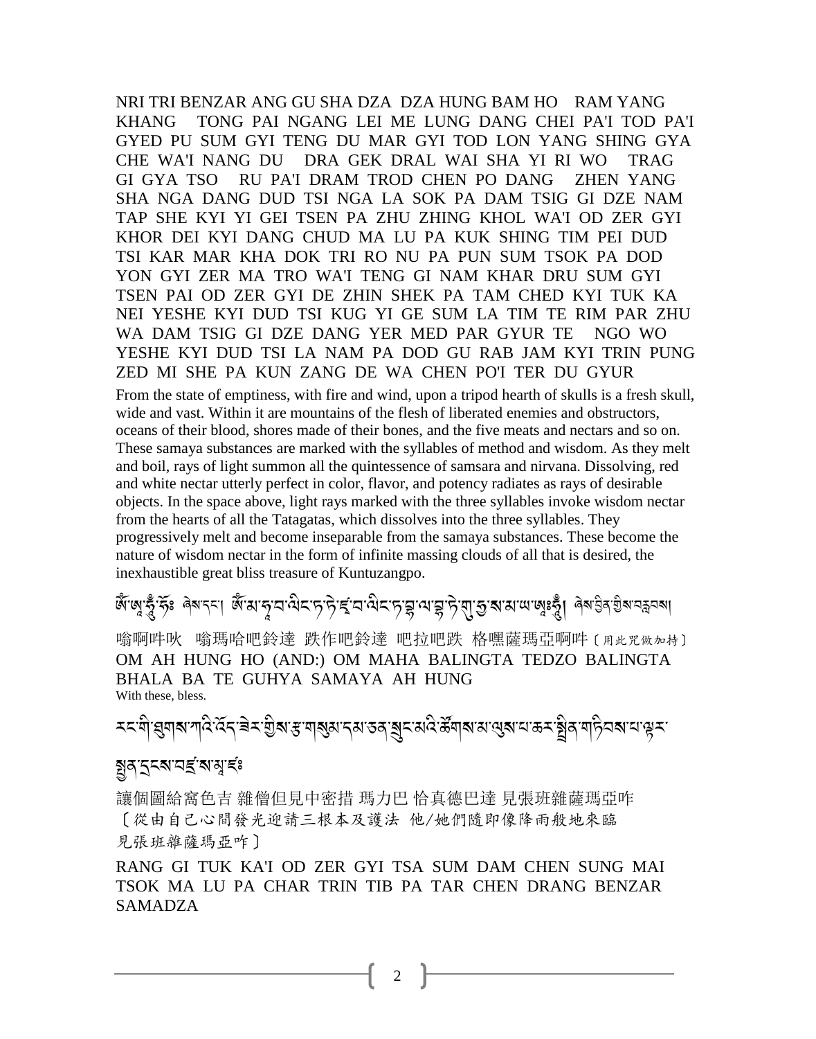NRI TRI BENZAR ANG GU SHA DZA DZA HUNG BAM HO RAM YANG KHANG TONG PAI NGANG LEI ME LUNG DANG CHEI PA'I TOD PA'I GYED PU SUM GYI TENG DU MAR GYI TOD LON YANG SHING GYA CHE WA'I NANG DU DRA GEK DRAL WAI SHA YI RI WO TRAG GI GYA TSO RU PA'I DRAM TROD CHEN PO DANG ZHEN YANG SHA NGA DANG DUD TSI NGA LA SOK PA DAM TSIG GI DZE NAM TAP SHE KYI YI GEI TSEN PA ZHU ZHING KHOL WA'I OD ZER GYI KHOR DEI KYI DANG CHUD MA LU PA KUK SHING TIM PEI DUD TSI KAR MAR KHA DOK TRI RO NU PA PUN SUM TSOK PA DOD YON GYI ZER MA TRO WA'I TENG GI NAM KHAR DRU SUM GYI TSEN PAI OD ZER GYI DE ZHIN SHEK PA TAM CHED KYI TUK KA NEI YESHE KYI DUD TSI KUG YI GE SUM LA TIM TE RIM PAR ZHU WA DAM TSIG GI DZE DANG YER MED PAR GYUR TE NGO WO YESHE KYI DUD TSI LA NAM PA DOD GU RAB JAM KYI TRIN PUNG ZED MI SHE PA KUN ZANG DE WA CHEN PO'I TER DU GYUR

From the state of emptiness, with fire and wind, upon a tripod hearth of skulls is a fresh skull, wide and vast. Within it are mountains of the flesh of liberated enemies and obstructors, oceans of their blood, shores made of their bones, and the five meats and nectars and so on. These samaya substances are marked with the syllables of method and wisdom. As they melt and boil, rays of light summon all the quintessence of samsara and nirvana. Dissolving, red and white nectar utterly perfect in color, flavor, and potency radiates as rays of desirable objects. In the space above, light rays marked with the three syllables invoke wisdom nectar from the hearts of all the Tatagatas, which dissolves into the three syllables. They progressively melt and become inseparable from the samaya substances. These become the nature of wisdom nectar in the form of infinite massing clouds of all that is desired, the inexhaustible great bliss treasure of Kuntuzangpo.

ཨོཾ་ཨཱ་ཧཱུྃ་ཧོཿ ཞེས་དང་། ཨོཾ་མ་ཧཱ་བ་ལིང་ཏ་ཏེ་ཛོ་བ་ལིང་ཏ་བྷ་ལ་བྷ་ཏེ་གུ་ཧྱ་ས་མ་ཡ་ཨཱཿཧཱུྃ། ཞེས་བྱིན་གྱིས་བརླབས།

嗡啊吽吙 嗡瑪哈吧鈴達 跌作吧鈴達 吧拉吧跌 格嘿薩瑪亞啊吽〔用此咒做加持〕

OM AH HUNG HO (AND:) OM MAHA BALINGTA TEDZO BALINGTA BHALA BA TE GUHYA SAMAYA AH HUNG

With these, bless.

རང་གི་ཐུགས་ཀའི་འོད་ཟེར་གྱིས་རྩ་གསུམ་དམ་ཅན་སྲུང་མའི་ཚོགས་མ་ལུས་པ་ཆར་སྤྲིན་གཏིབས་པ་ལྟར་སྤྱན་དྲངས་བཛྲ་ས་མ་ཛཿ

讓個圖給窩色吉 雜僧但見中密措 瑪力巴 恰真德巴達 見張班雜薩瑪亞咋

〔從由自己心間發光迎請三根本及護法 他/她們隨即像降雨般地來臨 見張班雜薩瑪亞咋〕

RANG GI TUK KA'I OD ZER GYI TSA SUM DAM CHEN SUNG MAI TSOK MA LU PA CHAR TRIN TIB PA TAR CHEN DRANG BENZAR SAMADZA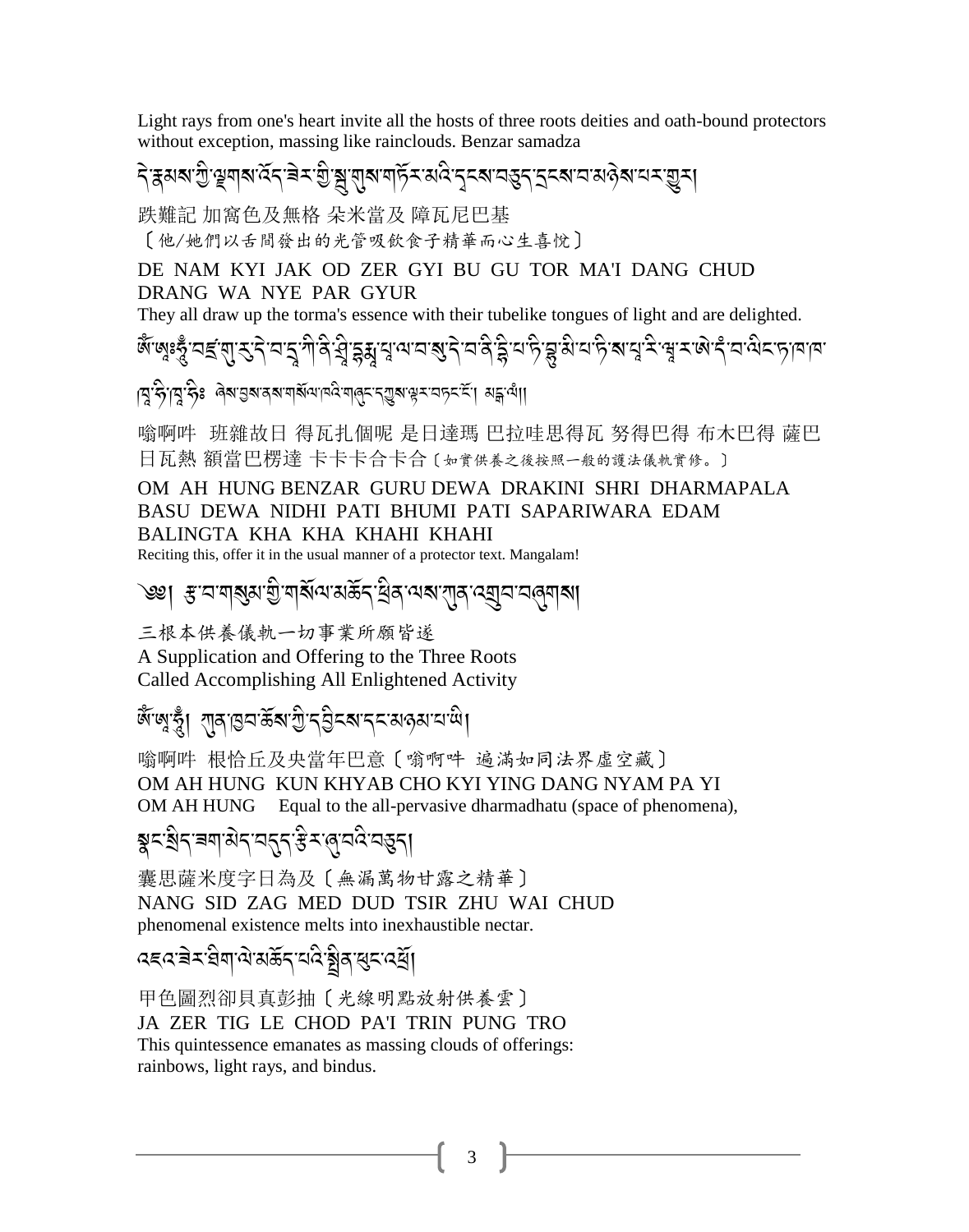Light rays from one's heart invite all the hosts of three roots deities and oath-bound protectors without exception, massing like rainclouds. Benzar samadza

དེ་རྣམས་ཀྱི་ལྗགས་འོད་ཟེར་གྱི་སྦུ་གུས་གཏོར་མའི་དྭངས་བཅུད་དྲངས་བ་མཉེས་པར་གྱུར།

跌難記 加窩色及無格 朵米當及 障瓦尼巴基

〔他/她們以舌間發出的光管吸飲食子精華而心生喜悅〕

DE NAM KYI JAK OD ZER GYI BU GU TOR MA'I DANG CHUD DRANG WA NYE PAR GYUR

They all draw up the torma's essence with their tubelike tongues of light and are delighted.

ཨོཾ་ཨཱཿཧཱུྃ་བཛྲ་གུ་རུ་དེ་བ་ཌཱ་ཀི་ནི་ཤྲཱི་དྷརྨ་པཱ་ལ་བ་སུ་དེ་བ་ནི་དྷི་པ་ཏི་བྷཱུ་མི་པ་ཏི་ས་པ་རི་ཝཱ་ར་ཨེ་དཾ་བ་ལིང་ཏ་ཁ་ཁ་ཁཱ་ཧི་ཁཱ་ཧིཿ ཞེས་ཅུས་ནས་གསོལ་ཁའི་གཞུང་དཀྱུས་ལྟར་བཏང་ངོ་། མངྒ་ལཾ།།

嗡啊吽 班雜故日 得瓦扎個呢 是日達瑪 巴拉哇思得瓦 努得巴得 布木巴得 薩巴日瓦熱 額當巴楞達 卡卡卡合卡合〔如實供養之後按照一般的護法儀軌實修。〕

OM AH HUNG BENZAR GURU DEWA DRAKINI SHRI DHARMAPALA BASU DEWA NIDHI PATI BHUMI PATI SAPARIWARA EDAM BALINGTA KHA KHA KHAHI KHAHI

Reciting this, offer it in the usual manner of a protector text. Mangalam!

## ༄༅། རྩ་བ་གསུམ་གྱི་གསོལ་མཆོད་ཕྲིན་ལས་ཀུན་འགྲུབ་བཞུགས།

## 三根本供養儀軌一切事業所願皆遂

## A Supplication and Offering to the Three Roots Called Accomplishing All Enlightened Activity

ཨོཾ་ཨཱ་ཧཱུྃ། ཀུན་ཁྱབ་ཆོས་ཀྱི་དབྱིངས་དང་མཉམ་པ་ཡི།

嗡啊吽 根恰丘及央當年巴意〔嗡啊吽 遍滿如同法界虛空藏〕

OM AH HUNG KUN KHYAB CHO KYI YING DANG NYAM PA YI

OM AH HUNG Equal to the all-pervasive dharmadhatu (space of phenomena),

སྣང་སྲིད་ཟག་མེད་བདུད་རྩིར་ཞུ་བའི་བཅུད།

囊思薩米度字日為及〔無漏萬物甘露之精華〕

NANG SID ZAG MED DUD TSIR ZHU WAI CHUD

phenomenal existence melts into inexhaustible nectar.

འཇའ་ཟེར་ཐིག་ལེ་མཆོད་པའི་སྤྲིན་ཕུང་འཕྲོ།

甲色圖烈卻貝真彭抽〔光線明點放射供養雲〕

JA ZER TIG LE CHOD PA'I TRIN PUNG TRO

This quintessence emanates as massing clouds of offerings: rainbows, light rays, and bindus.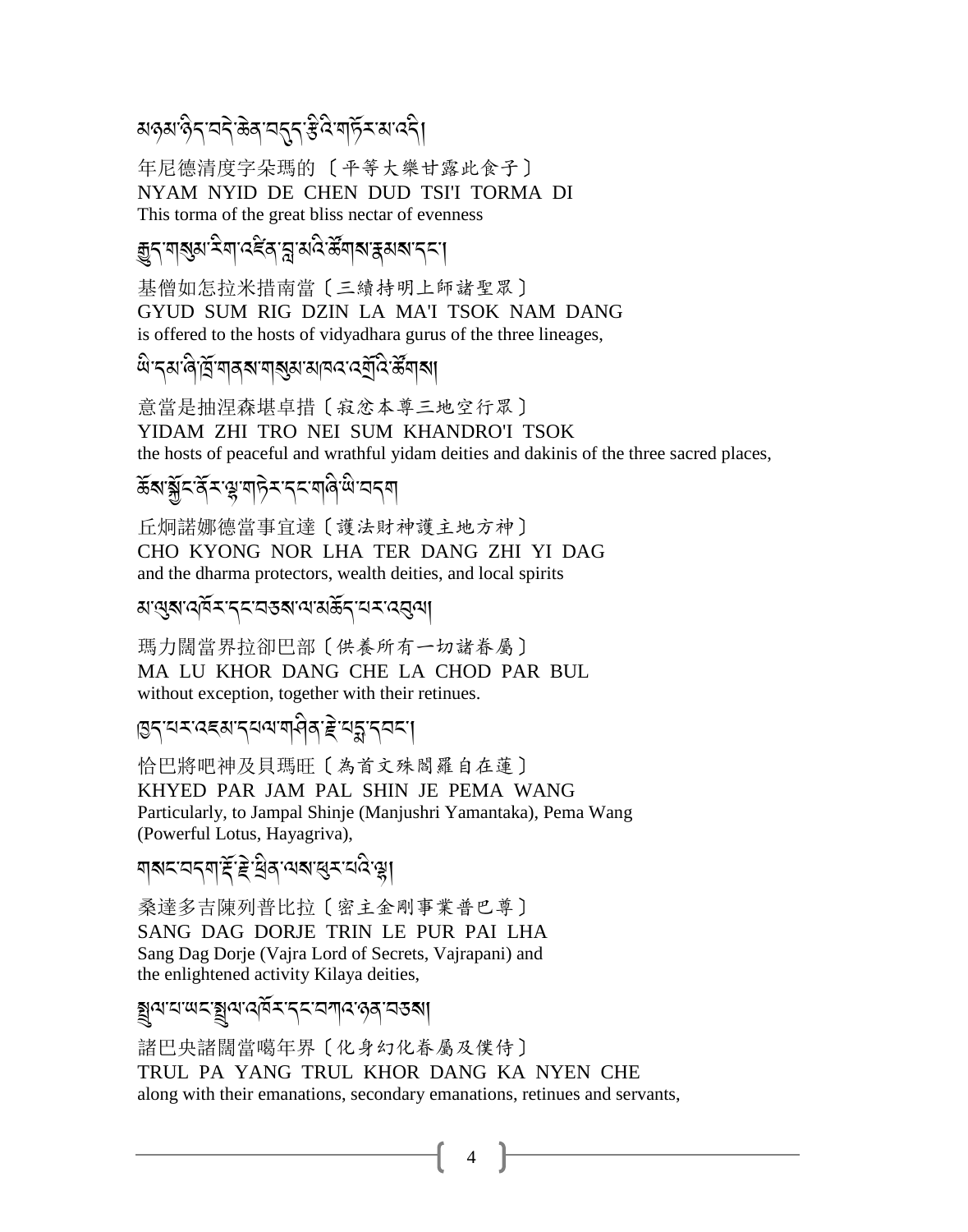མཉམ་ཉིད་བདེ་ཆེན་བདུད་རྩིའི་གཏོར་མ་འདི།

年尼德清度字朵瑪的〔平等大樂甘露此食子〕
NYAM NYID DE CHEN DUD TSI'I TORMA DI
This torma of the great bliss nectar of evenness

རྒྱུད་གསུམ་རིག་འཛིན་བླ་མའི་ཚོགས་རྣམས་དང་།

基僧如怎拉米措南當〔三續持明上師諸聖眾〕
GYUD SUM RIG DZIN LA MA'I TSOK NAM DANG
is offered to the hosts of vidyadhara gurus of the three lineages,

ཡི་དམ་ཞི་ཁྲོ་གནས་གསུམ་མཁའ་འགྲོའི་ཚོགས།

意當是抽涅森堪卓措〔寂忿本尊三地空行眾〕
YIDAM ZHI TRO NEI SUM KHANDRO'I TSOK
the hosts of peaceful and wrathful yidam deities and dakinis of the three sacred places,

ཆོས་སྐྱོང་ནོར་ལྷ་གཏེར་དང་གཞི་ཡི་བདག

丘炯諾娜德當事宜達〔護法財神護主地方神〕
CHO KYONG NOR LHA TER DANG ZHI YI DAG
and the dharma protectors, wealth deities, and local spirits

མ་ལུས་འཁོར་དང་བཅས་ལ་མཆོད་པར་འབུལ།

瑪力闊當界拉卻巴部〔供養所有一切諸眷屬〕
MA LU KHOR DANG CHE LA CHOD PAR BUL
without exception, together with their retinues.

ཁྱད་པར་འཇམ་དཔལ་གཤིན་རྗེ་པདྨ་དབང་།

恰巴將吧神及貝瑪旺〔為首文殊閻羅自在蓮〕
KHYED PAR JAM PAL SHIN JE PEMA WANG
Particularly, to Jampal Shinje (Manjushri Yamantaka), Pema Wang (Powerful Lotus, Hayagriva),

གསང་བདག་རྡོ་རྗེ་ཕྲིན་ལས་ཕུར་པའི་ལྷ།

桑達多吉陳列普比拉〔密主金剛事業普巴尊〕
SANG DAG DORJE TRIN LE PUR PAI LHA
Sang Dag Dorje (Vajra Lord of Secrets, Vajrapani) and the enlightened activity Kilaya deities,

སྤྲུལ་པ་ཡང་སྤྲུལ་འཁོར་དང་བཀའ་ཉན་བཅས།

諸巴央諸闊當噶年界〔化身幻化眷屬及僕侍〕
TRUL PA YANG TRUL KHOR DANG KA NYEN CHE
along with their emanations, secondary emanations, retinues and servants,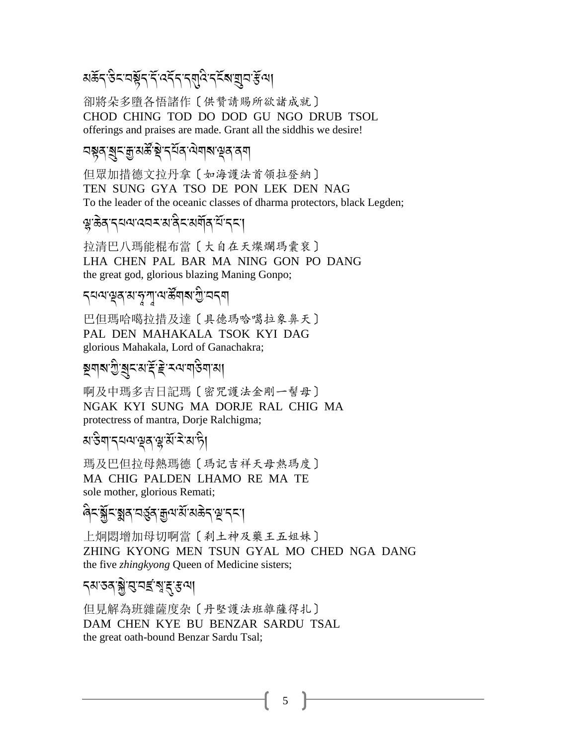མཆོད་ཅིང་བསྟོད་དོ་འདོད་དགུའི་དངོས་གྲུབ་སྩོལ།

卻將朵多墮各悟諸作〔供贊請賜所欲諸成就〕
CHOD CHING TOD DO DOD GU NGO DRUB TSOL
offerings and praises are made. Grant all the siddhis we desire!

བསྟན་སྲུང་རྒྱ་མཚོ་སྡེ་དཔོན་ལེགས་ལྡན་ནག

但眾加措德文拉丹拿〔如海護法首領拉登納〕
TEN SUNG GYA TSO DE PON LEK DEN NAG
To the leader of the oceanic classes of dharma protectors, black Legden;

ལྷ་ཆེན་དཔལ་འབར་མ་ནིང་མགོན་པོ་དང་།

拉清巴八瑪能棍布當〔大自在天燦爛瑪囊袞〕
LHA CHEN PAL BAR MA NING GON PO DANG
the great god, glorious blazing Maning Gonpo;

དཔལ་ལྡན་མ་ཧཱ་ཀཱ་ལ་ཚོགས་ཀྱི་བདག

巴但瑪哈噶拉措及達〔具德瑪哈噶拉象鼻天〕
PAL DEN MAHAKALA TSOK KYI DAG
glorious Mahakala, Lord of Ganachakra;

སྔགས་ཀྱི་སྲུང་མ་རྡོ་རྗེ་རལ་གཅིག་མ།

啊及中瑪多吉日記瑪〔密咒護法金剛一髻母〕
NGAK KYI SUNG MA DORJE RAL CHIG MA
protectress of mantra, Dorje Ralchigma;

མ་གཅིག་དཔལ་ལྡན་ལྷ་མོ་རེ་མ་ཏི།

瑪及巴但拉母熱瑪德〔瑪記吉祥天母熱瑪度〕
MA CHIG PALDEN LHAMO RE MA TE
sole mother, glorious Remati;

ཞིང་སྐྱོང་སྨན་བཙུན་རྒྱལ་མོ་མཆེད་ལྔ་དང་།

上炯悶增加母切啊當〔刹土神及藥王五姐妹〕
ZHING KYONG MEN TSUN GYAL MO CHED NGA DANG
the five *zhingkyong* Queen of Medicine sisters;

དམ་ཅན་སྐྱེ་བུ་བཛྲ་སཱ་དྷུ་རྩལ།

但見解為班雜薩度杂〔丹堅護法班雜薩得扎〕
DAM CHEN KYE BU BENZAR SARDU TSAL
the great oath-bound Benzar Sardu Tsal;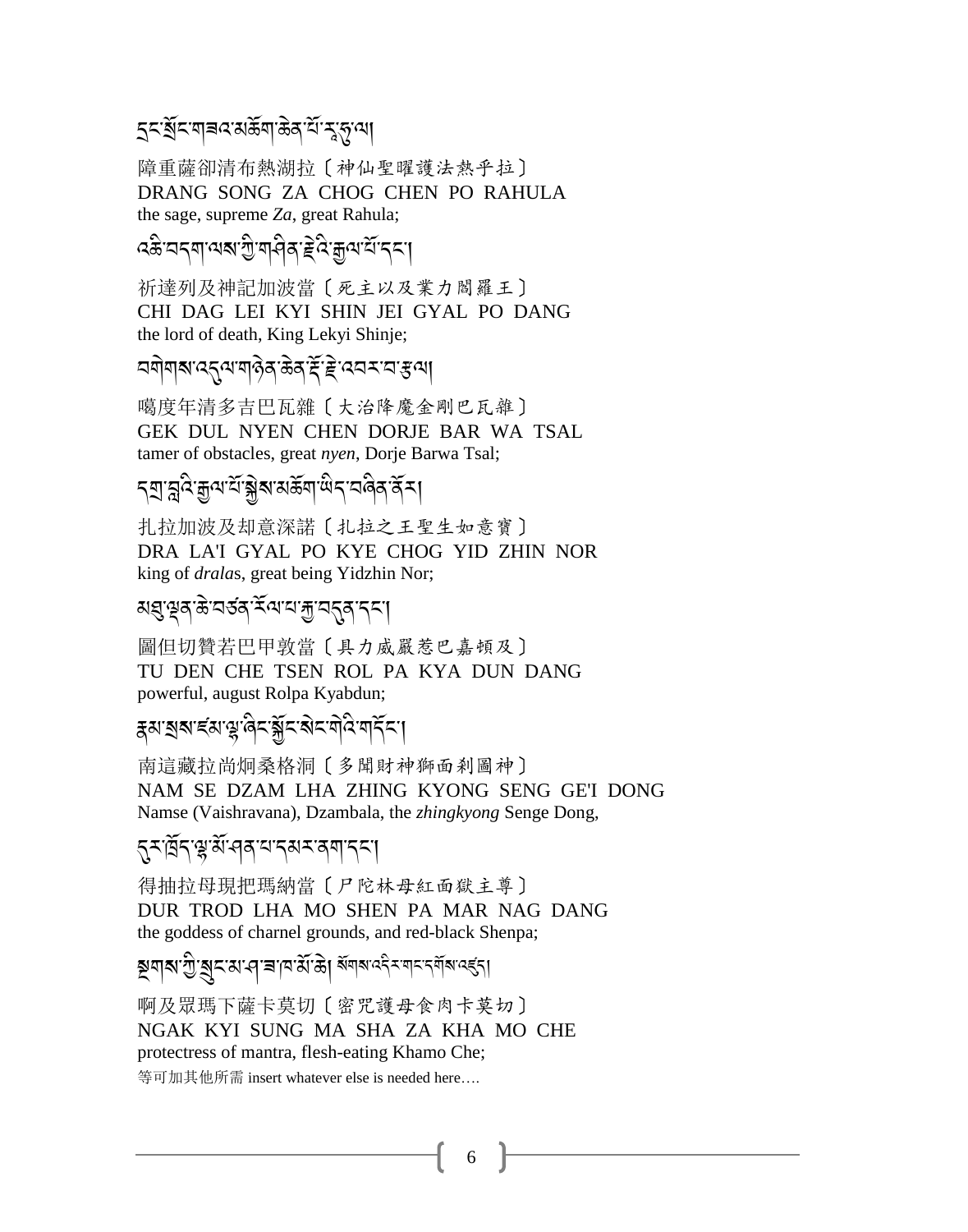དྲང་སྲོང་གཟའ་མཆོག་ཆེན་པོ་ར་ཧུ་ལ།

障重薩卻清布熱湖拉〔神仙聖曜護法熱乎拉〕
DRANG SONG ZA CHOG CHEN PO RAHULA
the sage, supreme *Za*, great Rahula;

འཆི་བདག་ལས་ཀྱི་གཤིན་རྗེའི་རྒྱལ་པོ་དང་།

祈達列及神記加波當〔死主以及業力閻羅王〕
CHI DAG LEI KYI SHIN JEI GYAL PO DANG
the lord of death, King Lekyi Shinje;

བགེགས་འདུལ་གཉེན་ཆེན་རྡོ་རྗེ་འབར་བ་རྩལ།

噶度年清多吉巴瓦雜〔大治降魔金剛巴瓦雜〕
GEK DUL NYEN CHEN DORJE BAR WA TSAL
tamer of obstacles, great *nyen*, Dorje Barwa Tsal;

དགྲ་བླའི་རྒྱལ་པོ་སྐྱེས་མཆོག་ཡིད་བཞིན་ནོར།

扎拉加波及却意深諾〔扎拉之王聖生如意寶〕
DRA LA'I GYAL PO KYE CHOG YID ZHIN NOR
king of *drala*s, great being Yidzhin Nor;

མཐུ་ལྡན་ཆེ་བཙན་རོལ་པ་རྐྱ་བདུན་དང་།

圖但切贊若巴甲敦當〔具力威嚴惹巴嘉頓及〕
TU DEN CHE TSEN ROL PA KYA DUN DANG
powerful, august Rolpa Kyabdun;

རྣམ་སྲས་ཛམ་ལྷ་ཞིང་སྐྱོང་སེང་གེའི་གདོང་།

南這藏拉尚炯桑格洞〔多聞財神獅面刹圖神〕
NAM SE DZAM LHA ZHING KYONG SENG GE'I DONG
Namse (Vaishravana), Dzambala, the *zhingkyong* Senge Dong,

དུར་ཁྲོད་ལྷ་མོ་ཤན་པ་དམར་ནག་དང་།

得抽拉母現把瑪納當〔尸陀林母紅面獄主尊〕
DUR TROD LHA MO SHEN PA MAR NAG DANG
the goddess of charnel grounds, and red-black Shenpa;

སྔགས་ཀྱི་སྲུང་མ་ཤ་ཟ་ཁ་མོ་ཆེ། སོགས་འདིར་གང་དགོས་འཛུད།

啊及眾瑪下薩卡莫切〔密咒護母食肉卡莫切〕
NGAK KYI SUNG MA SHA ZA KHA MO CHE
protectress of mantra, flesh-eating Khamo Che;
等可加其他所需 insert whatever else is needed here….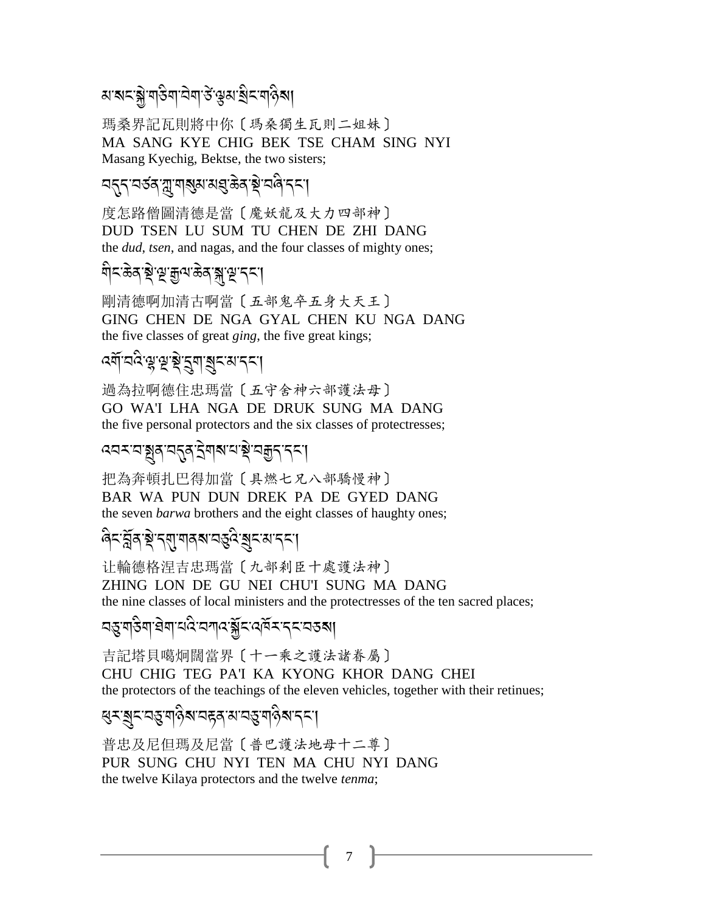མ་སང་སྐྱེ་གཅིག་བེག་ཙེ་ལྕམ་སྲིང་གཉིས།

瑪桑界記瓦則將中你〔瑪桑獨生瓦則二姐妹〕
MA SANG KYE CHIG BEK TSE CHAM SING NYI
Masang Kyechig, Bektse, the two sisters;

བདུད་བཙན་ཀླུ་གསུམ་མཐུ་ཆེན་སྡེ་བཞི་དང་།

度怎路僧圖清德是當〔魔妖龍及大力四部神〕
DUD TSEN LU SUM TU CHEN DE ZHI DANG
the *dud*, *tsen*, and nagas, and the four classes of mighty ones;

གིང་ཆེན་སྡེ་ལྔ་རྒྱལ་ཆེན་སྐུ་ལྔ་དང་།

剛清德啊加清古啊當〔五部鬼卒五身大天王〕
GING CHEN DE NGA GYAL CHEN KU NGA DANG
the five classes of great *ging*, the five great kings;

འགོ་བའི་ལྷ་ལྔ་སྡེ་དྲུག་སྲུང་མ་དང་།

過為拉啊德住忠瑪當〔五守舍神六部護法母〕
GO WA'I LHA NGA DE DRUK SUNG MA DANG
the five personal protectors and the six classes of protectresses;

འབར་བ་སྤུན་བདུན་དྲེགས་པ་སྡེ་བརྒྱད་དང་།

把為奔頓扎巴得加當〔具燃七兄八部驕慢神〕
BAR WA PUN DUN DREK PA DE GYED DANG
the seven *barwa* brothers and the eight classes of haughty ones;

ཞིང་བློན་སྡེ་དགུ་གནས་བཅུའི་སྲུང་མ་དང་།

让輪德格涅吉忠瑪當〔九部刹臣十處護法神〕
ZHING LON DE GU NEI CHU'I SUNG MA DANG
the nine classes of local ministers and the protectresses of the ten sacred places;

བཅུ་གཅིག་ཐེག་པའི་བཀའ་སྐྱོང་འཁོར་དང་བཅས།

吉記塔貝噶炯闊當界〔十一乘之護法諸眷屬〕
CHU CHIG TEG PA'I KA KYONG KHOR DANG CHEI
the protectors of the teachings of the eleven vehicles, together with their retinues;

ཕུར་སྲུང་བཅུ་གཉིས་བརྟན་མ་བཅུ་གཉིས་དང་།

普忠及尼但瑪及尼當〔普巴護法地母十二尊〕
PUR SUNG CHU NYI TEN MA CHU NYI DANG
the twelve Kilaya protectors and the twelve *tenma*;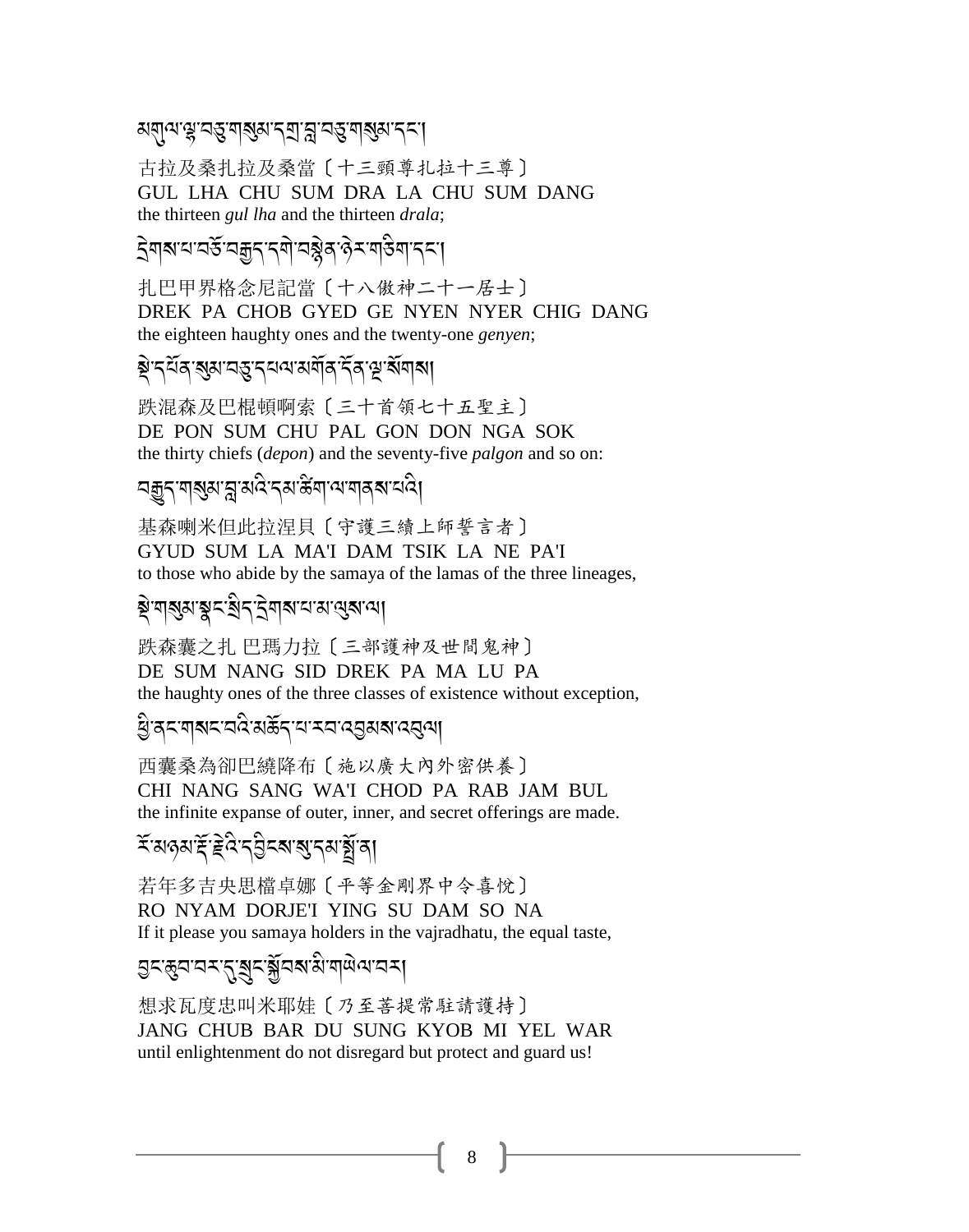མགུལ་ལྷ་བཅུ་གསུམ་དགྲ་བླ་བཅུ་གསུམ་དང་།

古拉及桑扎拉及桑當〔十三頸尊扎拉十三尊〕
GUL LHA CHU SUM DRA LA CHU SUM DANG
the thirteen *gul lha* and the thirteen *drala*;

དྲེགས་པ་བཅོ་བརྒྱད་དགེ་བསྙེན་ཉེར་གཅིག་དང་།

扎巴甲界格念尼記當〔十八傲神二十一居士〕
DREK PA CHOB GYED GE NYEN NYER CHIG DANG
the eighteen haughty ones and the twenty-one *genyen*;

སྡེ་དཔོན་སུམ་བཅུ་དཔལ་མགོན་དོན་ལྔ་སོགས།

跌混森及巴棍頓啊索〔三十首領七十五聖主〕
DE PON SUM CHU PAL GON DON NGA SOK
the thirty chiefs (*depon*) and the seventy-five *palgon* and so on:

བརྒྱུད་གསུམ་བླ་མའི་དམ་ཚིག་ལ་གནས་པའི།

基森喇米但此拉涅貝〔守護三續上師誓言者〕
GYUD SUM LA MA'I DAM TSIK LA NE PA'I
to those who abide by the samaya of the lamas of the three lineages,

སྡེ་གསུམ་སྣང་སྲིད་དྲེགས་པ་མ་ལུས་ལ།

跌森囊之扎 巴瑪力拉〔三部護神及世間鬼神〕
DE SUM NANG SID DREK PA MA LU PA
the haughty ones of the three classes of existence without exception,

ཕྱི་ནང་གསང་བའི་མཆོད་པ་རབ་འབྱམས་འབུལ།

西囊桑為卻巴繞降布〔施以廣大內外密供養〕
CHI NANG SANG WA'I CHOD PA RAB JAM BUL
the infinite expanse of outer, inner, and secret offerings are made.

རོ་མཉམ་རྡོ་རྗེའི་དབྱིངས་སུ་དམ་སྟོན་ན།

若年多吉央思檔卓娜〔平等金剛界中令喜悅〕
RO NYAM DORJE'I YING SU DAM SO NA
If it please you samaya holders in the vajradhatu, the equal taste,

བྱང་ཆུབ་བར་དུ་སྲུང་སྐྱོབས་མི་གཡེལ་བར།

想求瓦度忠叫米耶娃〔乃至菩提常駐請護持〕
JANG CHUB BAR DU SUNG KYOB MI YEL WAR
until enlightenment do not disregard but protect and guard us!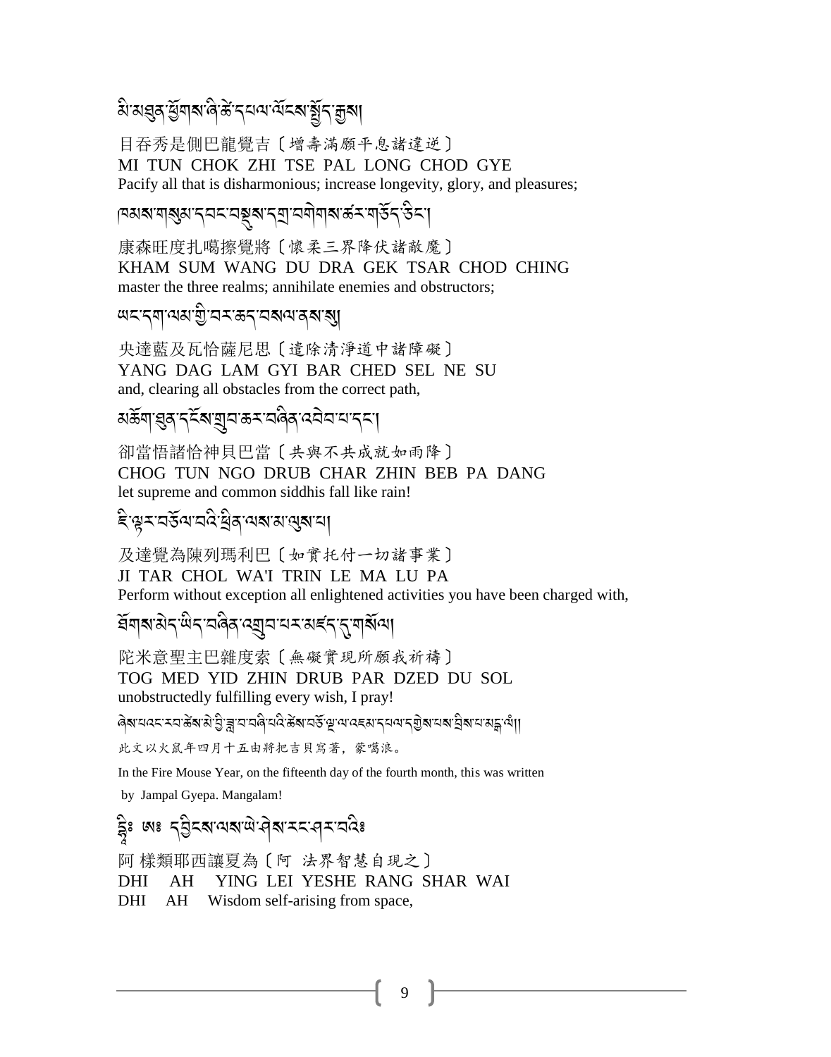མི་མཐུན་ཕྱོགས་ཞི་ཚེ་དཔལ་ལོངས་སྤྱོད་རྒྱས།

目吞秀是側巴龍覺吉〔增壽滿願平息諸違逆〕
MI TUN CHOK ZHI TSE PAL LONG CHOD GYE
Pacify all that is disharmonious; increase longevity, glory, and pleasures;

ཁམས་གསུམ་དབང་བསྡུས་དགྲ་བགེགས་ཚར་གཅོད་ཅིང་།

康森旺度扎噶擦覺將〔懷柔三界降伏諸敵魔〕
KHAM SUM WANG DU DRA GEK TSAR CHOD CHING
master the three realms; annihilate enemies and obstructors;

ཡང་དག་ལམ་གྱི་བར་ཆད་བསལ་ནས་སུ།

央達藍及瓦恰薩尼思〔遣除清淨道中諸障礙〕
YANG DAG LAM GYI BAR CHED SEL NE SU
and, clearing all obstacles from the correct path,

མཆོག་ཐུན་དངོས་གྲུབ་ཆར་བཞིན་འབེབ་པ་དང་།

卻當悟諸恰神貝巴當〔共與不共成就如雨降〕
CHOG TUN NGO DRUB CHAR ZHIN BEB PA DANG
let supreme and common siddhis fall like rain!

ཇི་ལྟར་བཅོལ་བའི་ཕྲིན་ལས་མ་ལུས་པ།

及達覺為陳列瑪利巴〔如實托付一切諸事業〕
JI TAR CHOL WA'I TRIN LE MA LU PA
Perform without exception all enlightened activities you have been charged with,

ཐོགས་མེད་ཡིད་བཞིན་འགྲུབ་པར་མཛད་དུ་གསོལ།

陀米意聖主巴雜度索〔無礙實現所願我祈禱〕
TOG MED YID ZHIN DRUB PAR DZED DU SOL
unobstructedly fulfilling every wish, I pray!

ཞེས་པའང་རབ་ཆེས་མེ་ཕྱི་ཟླ་བ་བཞི་པའི་ཚེས་བཅོ་ལྔ་ལ་འཇམ་དཔལ་དགྱེས་པས་བྲིས་པ་མངྒ་ལཾ།།

此文以火鼠年四月十五由將把吉貝寫著，蒙噶浪。

In the Fire Mouse Year, on the fifteenth day of the fourth month, this was written by Jampal Gyepa. Mangalam!

ཱཱཱཱཱཱཱཱཱཱཱཱཱཱཱཱཱཱཱཱཱཱཱཱཱཱཱཱཱཱཱཱཱཱཱཱཱཱཱཱཱཱཱཱཱཱཱཱཱཱཱཱཱཱཱཱཱཱ

ཱཱཱཱཱཱཱཱཱཱཱཱཱཱཱཱཱཱཱཱཱཱཱཱཱཱཱཱཱཱཱཱཱཱཱཱཱཱཱཱཱཱཱཱཱཱཱཱཱཱཱཱཱཱཱཱཱཱཱཱཱཱཱཱཱཱཱཱཱཱཱཱཱཱཱཱཱཱཱཱཱཱཱཱཱཱཱཱཱཱཱཱཱཱཱཱཱཱཱཱཱཱཱཱཱཱཱཱཱཱཱཱཱཱཱཱཱཱཱཱཱཱཱཱཱཱཱཱཱཱཱ

ཧྲཱིཿ ཨཿ དབྱིངས་ལས་ཡེ་ཤེས་རང་ཤར་བའི༔

阿 樣類耶西讓夏為〔阿 法界智慧自現之〕
DHI AH YING LEI YESHE RANG SHAR WAI
DHI AH Wisdom self-arising from space,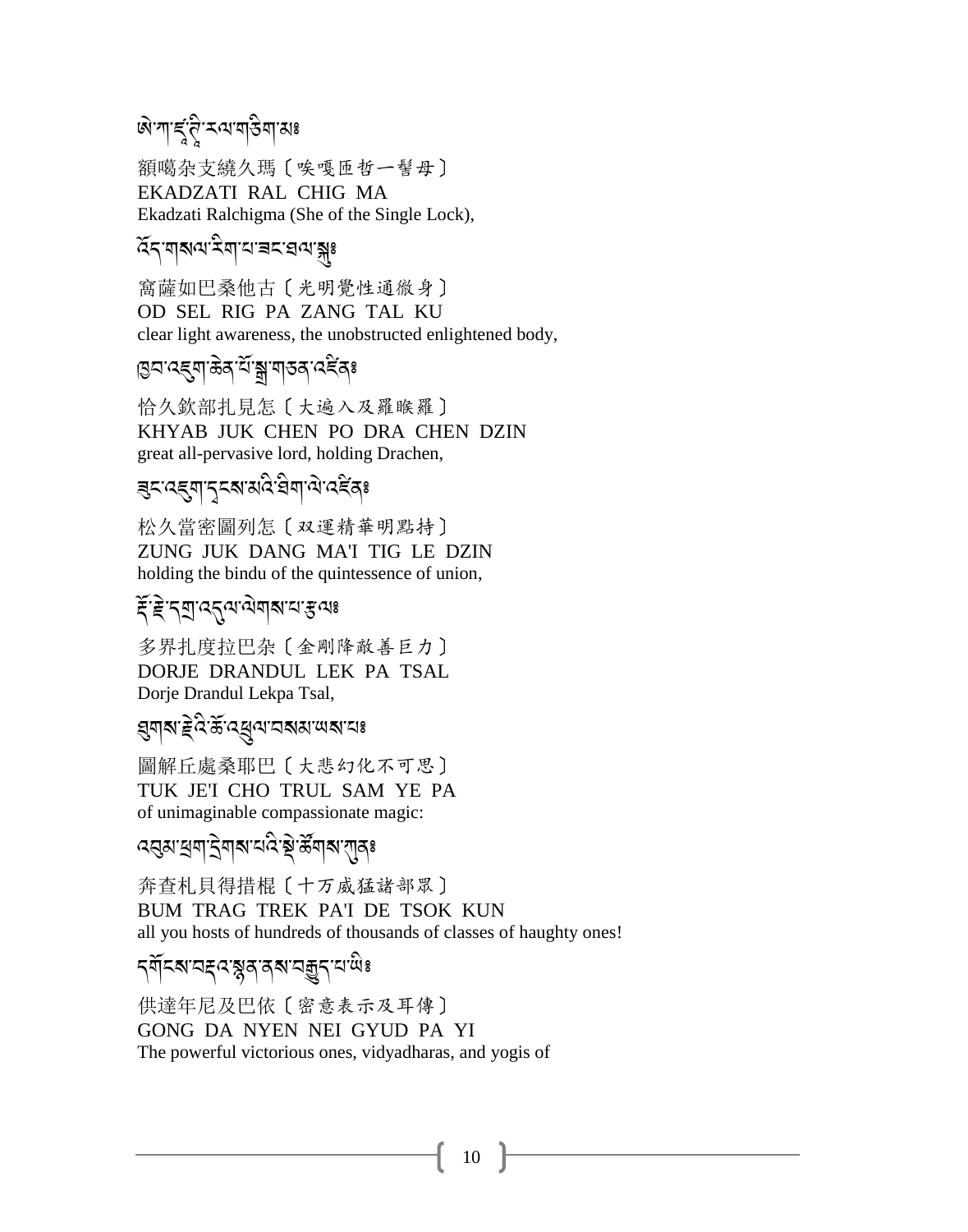ཨེ་ཀ་ཛ་ཊི་རལ་གཅིག་མཿ

額噶杂支繞久瑪〔唉嘎匝哲一髻母〕
EKADZATI RAL CHIG MA
Ekadzati Ralchigma (She of the Single Lock),

འོད་གསལ་རིག་པ་ཟང་ཐལ་སྐུཿ

窩薩如巴桑他古〔光明覺性通徹身〕
OD SEL RIG PA ZANG TAL KU
clear light awareness, the unobstructed enlightened body,

ཁྱབ་འཇུག་ཆེན་པོ་སྒྲ་གཅན་འཛིནཿ

恰久欽部扎見怎〔大遍入及羅睺羅〕
KHYAB JUK CHEN PO DRA CHEN DZIN
great all-pervasive lord, holding Drachen,

ཟུང་འཇུག་དྭངས་མའི་ཐིག་ལེ་འཛིནཿ

松久當密圖列怎〔双運精華明點持〕
ZUNG JUK DANG MA'I TIG LE DZIN
holding the bindu of the quintessence of union,

རྡོ་རྗེ་དགྲ་འདུལ་ལེགས་པ་རྩལཿ

多界扎度拉巴杂〔金剛降敵善巨力〕
DORJE DRANDUL LEK PA TSAL
Dorje Drandul Lekpa Tsal,

ཐུགས་རྗེའི་ཆོ་འཕྲུལ་བསམ་ཡས་པཿ

圖解丘處桑耶巴〔大悲幻化不可思〕
TUK JE'I CHO TRUL SAM YE PA
of unimaginable compassionate magic:

འབུམ་ཕྲག་དྲེགས་པའི་སྡེ་ཚོགས་ཀུནཿ

奔查札貝得措棍〔十万威猛諸部眾〕
BUM TRAG TREK PA'I DE TSOK KUN
all you hosts of hundreds of thousands of classes of haughty ones!

དགོངས་བརྡའ་སྙན་ནས་བརྒྱུད་པ་ཡིཿ

供達年尼及巴依〔密意表示及耳傳〕
GONG DA NYEN NEI GYUD PA YI
The powerful victorious ones, vidyadharas, and yogis of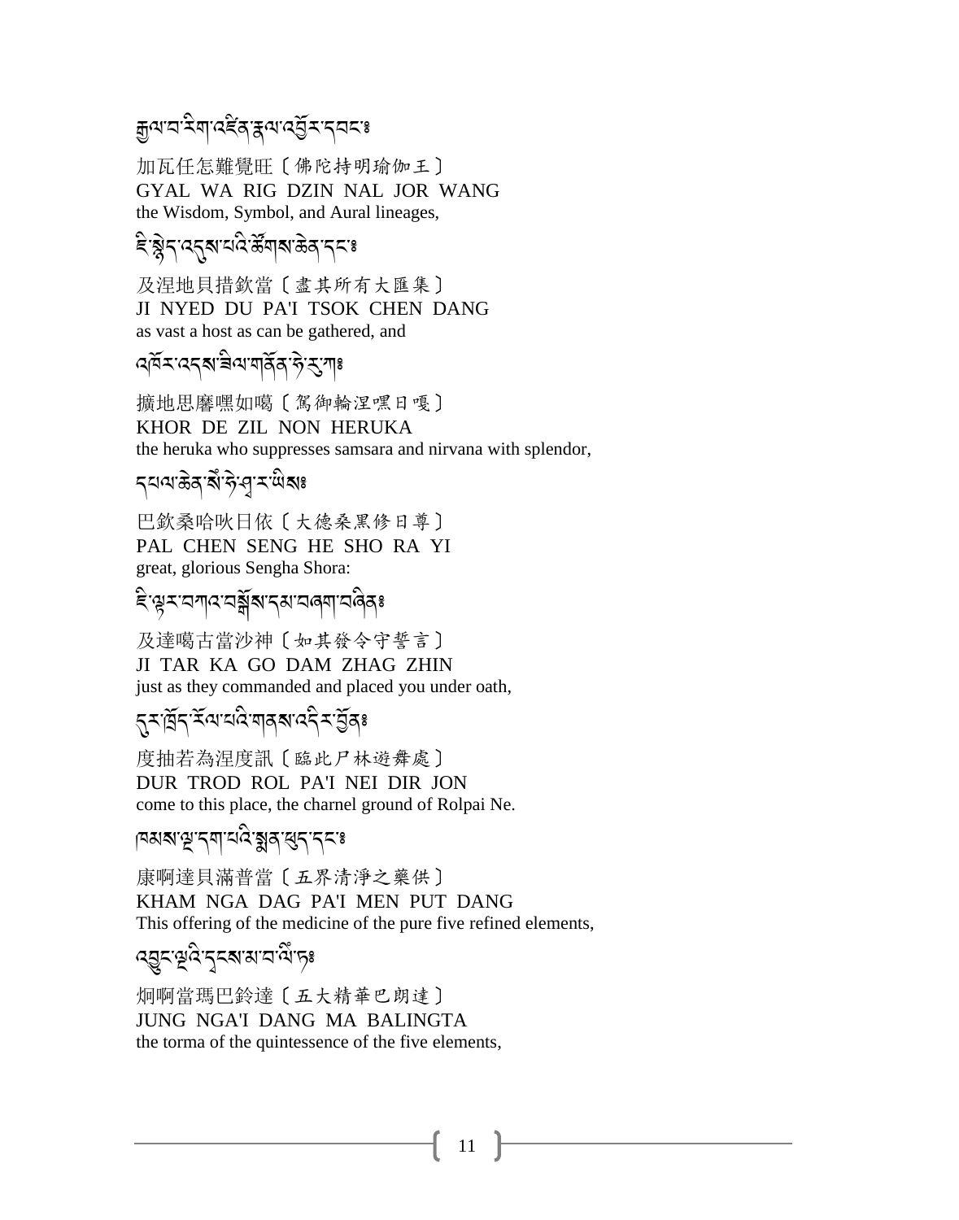རྒྱལ་བ་རིག་འཛིན་རྣལ་འབྱོར་དབང༔

加瓦任怎難覺旺〔佛陀持明瑜伽王〕
GYAL WA RIG DZIN NAL JOR WANG
the Wisdom, Symbol, and Aural lineages,

ཇི་སྙེད་འདུས་པའི་ཚོགས་ཆེན་དང༔

及涅地貝措欽當〔盡其所有大匯集〕
JI NYED DU PA'I TSOK CHEN DANG
as vast a host as can be gathered, and

འཁོར་འདས་ཟིལ་གནོན་ཧེ་རུ་ཀ༔

擴地思臠嘿如噶〔駕御輪涅嘿日嘎〕
KHOR DE ZIL NON HERUKA
the heruka who suppresses samsara and nirvana with splendor,

དཔལ་ཆེན་སེང་ཧེ་ཤོ་ར་ཡིས༔

巴欽桑哈咻日依〔大德桑黑修日尊〕
PAL CHEN SENG HE SHO RA YI
great, glorious Sengha Shora:

ཇི་ལྟར་བཀའ་བསྒོས་དམ་བཞག་བཞིན༔

及達噶古當沙神〔如其發令守誓言〕
JI TAR KA GO DAM ZHAG ZHIN
just as they commanded and placed you under oath,

དུར་ཁྲོད་རོལ་པའི་གནས་འདིར་བྱོན༔

度抽若為涅度訊〔臨此尸林遊舞處〕
DUR TROD ROL PA'I NEI DIR JON
come to this place, the charnel ground of Rolpai Ne.

ཁམས་ལྔ་དག་པའི་སྨན་ཕུད་དང༔

康啊達貝滿普當〔五界清淨之藥供〕
KHAM NGA DAG PA'I MEN PUT DANG
This offering of the medicine of the pure five refined elements,

འབྱུང་ལྔའི་དྭངས་མ་བ་ལིང་ཏ༔

炯啊當瑪巴鈴達〔五大精華巴朗達〕
JUNG NGA'I DANG MA BALINGTA
the torma of the quintessence of the five elements,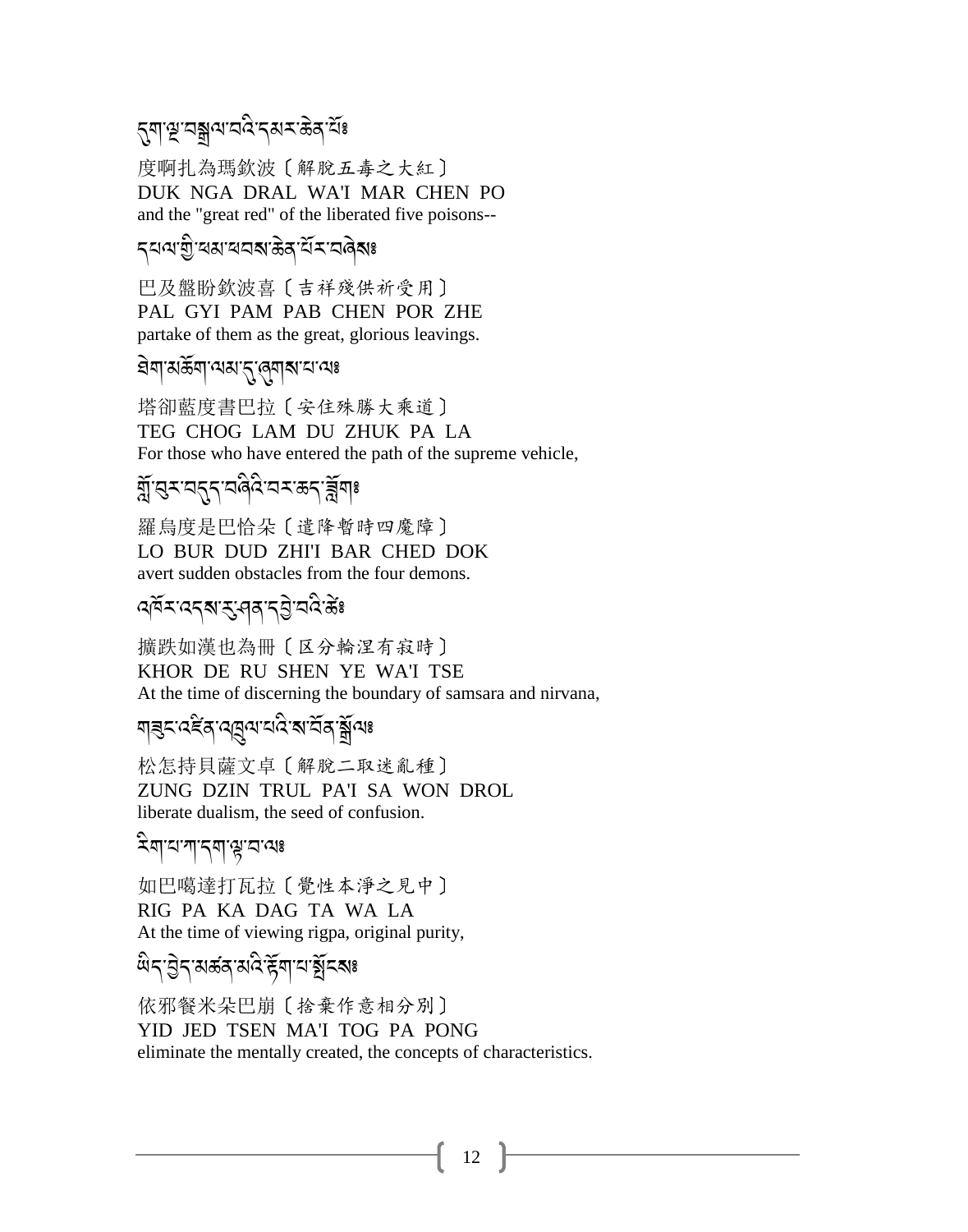དུག་ལྔ་བསྒྲལ་བའི་དམར་ཆེན་པོ༔

度啊扎為瑪欽波〔解脫五毒之大紅〕
DUK NGA DRAL WA'I MAR CHEN PO
and the "great red" of the liberated five poisons--

དཔལ་གྱི་ཕམ་ཕབས་ཆེན་པོར་བཞེས༔

巴及盤盼欽波喜〔吉祥殘供祈受用〕
PAL GYI PAM PAB CHEN POR ZHE
partake of them as the great, glorious leavings.

ཐེག་མཆོག་ལམ་དུ་ཞུགས་པ་ལ༔

塔卻藍度書巴拉〔安住殊勝大乘道〕
TEG CHOG LAM DU ZHUK PA LA
For those who have entered the path of the supreme vehicle,

གློ་བུར་བདུད་བཞིའི་བར་ཆད་ཟློག༔

羅烏度是巴恰朵〔遣降暫時四魔障〕
LO BUR DUD ZHI'I BAR CHED DOK
avert sudden obstacles from the four demons.

འཁོར་འདས་རུ་ཤན་དབྱེ་བའི་ཚེ༔

擴跌如漢也為冊〔区分輪涅有寂時〕
KHOR DE RU SHEN YE WA'I TSE
At the time of discerning the boundary of samsara and nirvana,

གཟུང་འཛིན་འཁྲུལ་པའི་ས་བོན་སྒྲོལ༔

松怎持貝薩文卓〔解脫二取迷亂種〕
ZUNG DZIN TRUL PA'I SA WON DROL
liberate dualism, the seed of confusion.

རིག་པ་ཀ་དག་ལྟ་བ་ལ༔

如巴噶達打瓦拉〔覺性本淨之見中〕
RIG PA KA DAG TA WA LA
At the time of viewing rigpa, original purity,

ཡིད་བྱེད་མཚན་མའི་རྟོག་པ་སྤོངས༔

依邪餐米朵巴崩〔捨棄作意相分別〕
YID JED TSEN MA'I TOG PA PONG
eliminate the mentally created, the concepts of characteristics.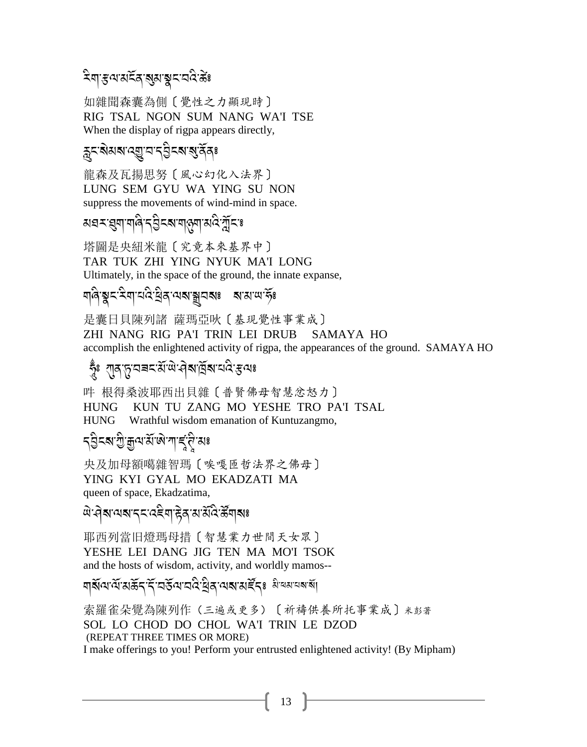རིག་རྩལ་མངོན་སུམ་སྣང་བའི་ཚེ༔

如雜聞森囊為側〔覺性之力顯現時〕
RIG TSAL NGON SUM NANG WA'I TSE
When the display of rigpa appears directly,

རླུང་སེམས་འགྱུ་བ་དབྱིངས་སུ་ནོན༔

龍森及瓦揚思努〔風心幻化入法界〕
LUNG SEM GYU WA YING SU NON
suppress the movements of wind-mind in space.

མཐར་ཐུག་གཞི་དབྱིངས་གཉུག་མའི་ཀློང་༔

塔圖是央紐米龍〔究竟本來基界中〕
TAR TUK ZHI YING NYUK MA'I LONG
Ultimately, in the space of the ground, the innate expanse,

གཞི་སྣང་རིག་པའི་ཕྲིན་ལས་སྒྲུབས༔ ས་མ་ཡ་ཧོ༔

是囊日貝陳列諸 薩瑪亞吙〔基現覺性事業成〕
ZHI NANG RIG PA'I TRIN LEI DRUB SAMAYA HO
accomplish the enlightened activity of rigpa, the appearances of the ground. SAMAYA HO

ཧཱུྃ༔ ཀུན་ཏུ་བཟང་མོ་ཡེ་ཤེས་ཁྲོས་པའི་རྩལ༔

吽 根得桑波耶西出貝雜〔普賢佛母智慧忿怒力〕
HUNG KUN TU ZANG MO YESHE TRO PA'I TSAL
HUNG Wrathful wisdom emanation of Kuntuzangmo,

དབྱིངས་ཀྱི་རྒྱལ་མོ་ཨེ་ཀ་ཛ་ཊི་མ༔

央及加母額噶雜智瑪〔唉嘎匝哲法界之佛母〕
YING KYI GYAL MO EKADZATI MA
queen of space, Ekadzatima,

ཡེ་ཤེས་ལས་དང་འཇིག་རྟེན་མ་མོའི་ཚོགས༔

耶西列當旧燈瑪母措〔智慧業力世間天女眾〕
YESHE LEI DANG JIG TEN MA MO'I TSOK
and the hosts of wisdom, activity, and worldly mamos--

གསོལ་ལོ་མཆོད་དོ་བཅོལ་བའི་ཕྲིན་ལས་མཛོད༔ མི་ཕམ་པས་སོ།

索羅雀朵覺為陳列作（三遍或更多）〔祈禱供養所托事業成〕米彭著
SOL LO CHOD DO CHOL WA'I TRIN LE DZOD
(REPEAT THREE TIMES OR MORE)
I make offerings to you! Perform your entrusted enlightened activity! (By Mipham)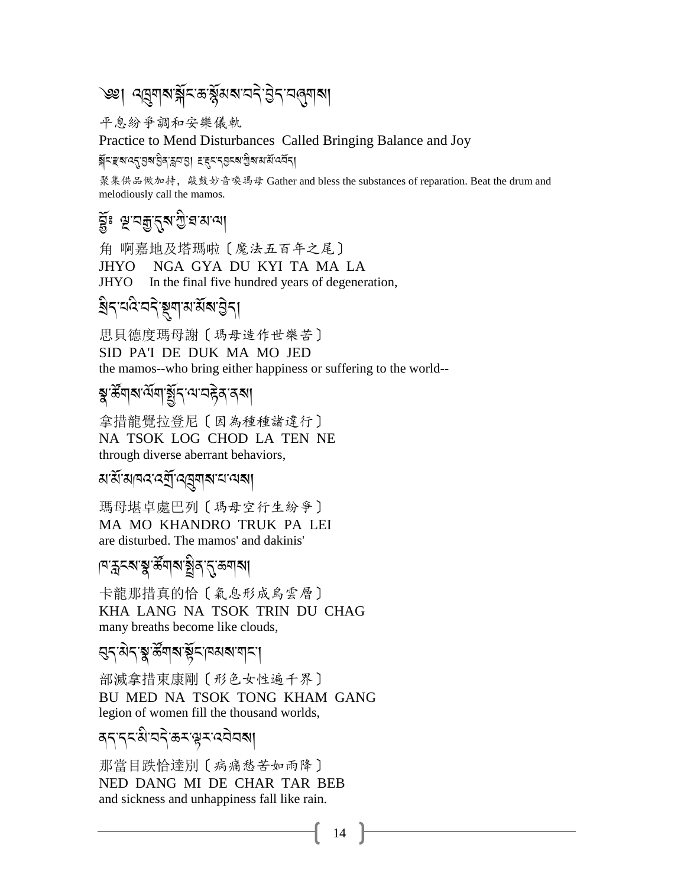# ༄༅། འཁྲུགས་སྐོང་ཚ་སྙོམས་བདེ་བྱེད་བཞུགས།

平息紛爭調和安樂儀軌

Practice to Mend Disturbances Called Bringing Balance and Joy

སྐོང་རྫས་འདུ་བྱས་བྱིན་རླབ་བྱ། རྔ་དང་དབྱངས་ཀྱིས་མ་མོ་འབོད།

聚集供品做加持，敲鼓妙音喚瑪母 Gather and bless the substances of reparation. Beat the drum and melodiously call the mamos.

## བྱོཿ ལྔ་བརྒྱ་དུས་ཀྱི་ཐ་མ་ལ།

角 啊嘉地及塔瑪啦〔魔法五百年之尾〕

JHYO NGA GYA DU KYI TA MA LA

JHYO In the final five hundred years of degeneration,

## སྲིད་པའི་བདེ་སྡུག་མ་མོས་བྱེད།

思貝德度瑪母謝〔瑪母造作世樂苦〕

SID PA'I DE DUK MA MO JED

the mamos--who bring either happiness or suffering to the world--

## སྣ་ཚོགས་ལོག་སྤྱོད་ལ་བརྟེན་ནས།

拿措龍覺拉登尼〔因為種種諸違行〕

NA TSOK LOG CHOD LA TEN NE

through diverse aberrant behaviors,

## མ་མོ་མཁའ་འགྲོ་འཁྲུགས་པ་ལས།

瑪母堪卓處巴列〔瑪母空行生紛爭〕

MA MO KHANDRO TRUK PA LEI

are disturbed. The mamos' and dakinis'

## ཁ་རླངས་སྣ་ཚོགས་སྤྲིན་དུ་ཆགས།

卡龍那措真的恰〔氣息形成烏雲層〕

KHA LANG NA TSOK TRIN DU CHAG

many breaths become like clouds,

## བུད་མེད་སྣ་ཚོགས་སྟོང་ཁམས་གང་།

部滅拿措東康剛〔形色女性遍千界〕

BU MED NA TSOK TONG KHAM GANG

legion of women fill the thousand worlds,

## ནད་དང་མི་བདེ་ཆར་ལྟར་འབེབས།

那當目跌恰達別〔病痛愁苦如雨降〕

NED DANG MI DE CHAR TAR BEB

and sickness and unhappiness fall like rain.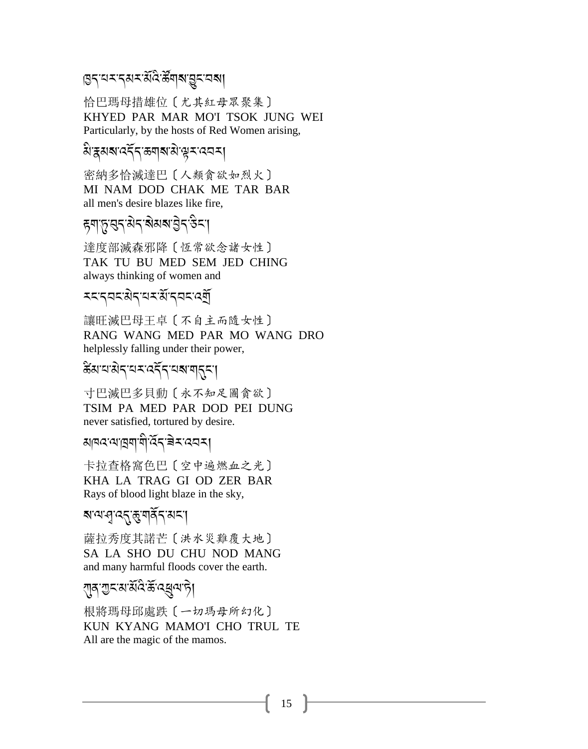ཁྱད་པར་དམར་མོའི་ཚོགས་བྱུང་བས།

恰巴瑪母措雄位〔尤其紅母眾聚集〕
KHYED PAR MAR MO'I TSOK JUNG WEI
Particularly, by the hosts of Red Women arising,

མི་རྣམས་འདོད་ཆགས་མེ་ལྟར་འབར།

密納多恰滅達巴〔人類貪欲如烈火〕
MI NAM DOD CHAK ME TAR BAR
all men's desire blazes like fire,

རྟག་ཏུ་བུད་མེད་སེམས་བྱེད་ཅིང་།

達度部滅森邪降〔恆常欲念諸女性〕
TAK TU BU MED SEM JED CHING
always thinking of women and

རང་དབང་མེད་པར་མོ་དབང་འགྲོ

讓旺滅巴母王卓〔不自主而隨女性〕
RANG WANG MED PAR MO WANG DRO
helplessly falling under their power,

ཚིམ་པ་མེད་པར་འདོད་པས་གདུང་།

寸巴滅巴多貝動〔永不知足圖貪欲〕
TSIM PA MED PAR DOD PEI DUNG
never satisfied, tortured by desire.

མཁའ་ལ་ཁྲག་གི་འོད་ཟེར་འབར།

卡拉查格窩色巴〔空中遍燃血之光〕
KHA LA TRAG GI OD ZER BAR
Rays of blood light blaze in the sky,

ས་ལ་ཤོ་འདུ་ཆུ་གནོད་མང་།

薩拉秀度其諾芒〔洪水災難覆大地〕
SA LA SHO DU CHU NOD MANG
and many harmful floods cover the earth.

ཀུན་ཀྱང་མ་མོའི་ཆོ་འཕྲུལ་ཏེ།

根將瑪母邱處跌〔一切瑪母所幻化〕
KUN KYANG MAMO'I CHO TRUL TE
All are the magic of the mamos.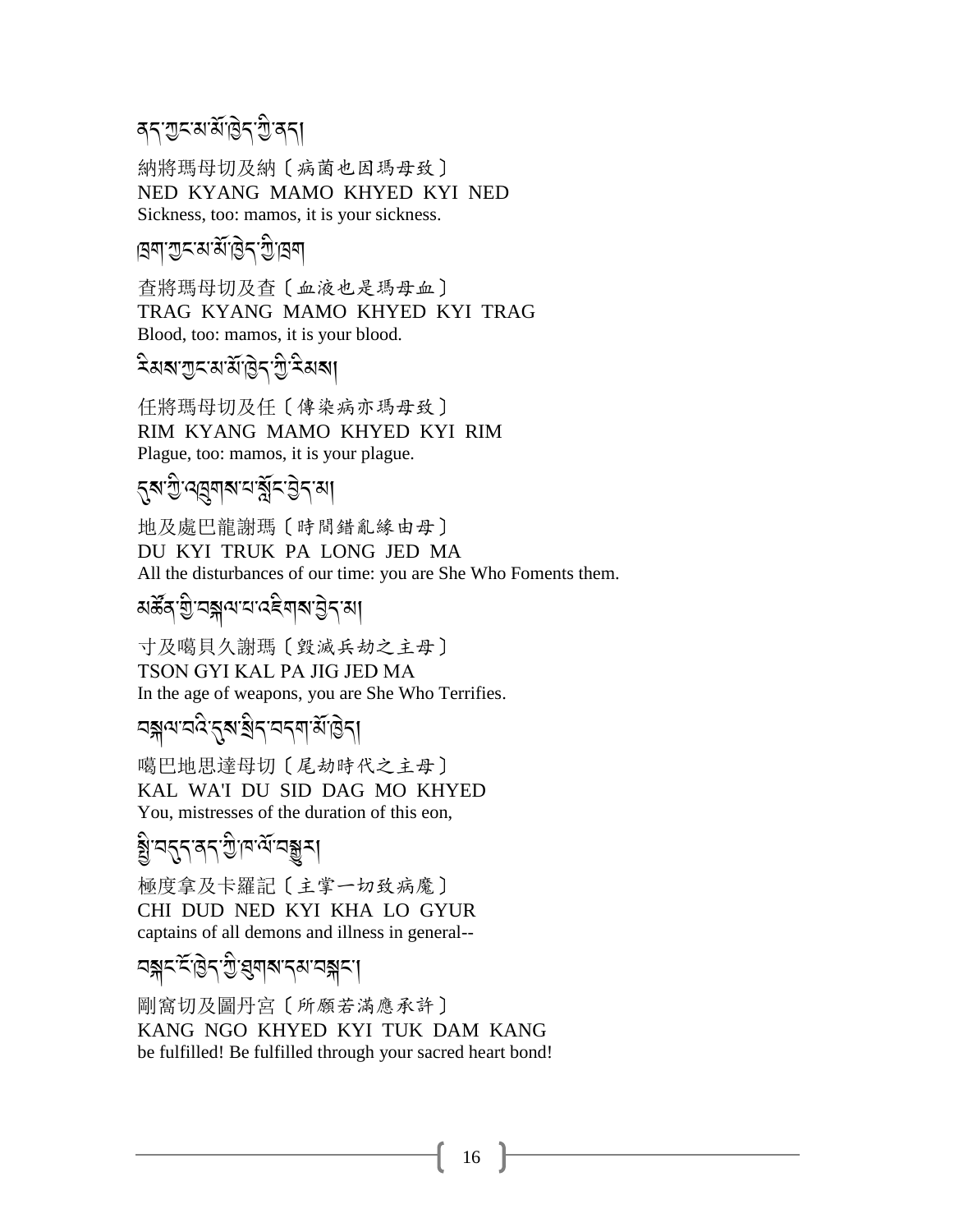ནད་ཀྱང་མ་མོ་ཁྱེད་ཀྱི་ནད།

納將瑪母切及納〔病菌也因瑪母致〕
NED KYANG MAMO KHYED KYI NED
Sickness, too: mamos, it is your sickness.

ཁྲག་ཀྱང་མ་མོ་ཁྱེད་ཀྱི་ཁྲག

查將瑪母切及查〔血液也是瑪母血〕
TRAG KYANG MAMO KHYED KYI TRAG
Blood, too: mamos, it is your blood.

རིམས་ཀྱང་མ་མོ་ཁྱེད་ཀྱི་རིམས།

任將瑪母切及任〔傳染病亦瑪母致〕
RIM KYANG MAMO KHYED KYI RIM
Plague, too: mamos, it is your plague.

དུས་ཀྱི་འཁྲུགས་པ་སློང་བྱེད་མ།

地及處巴龍謝瑪〔時間錯亂緣由母〕
DU KYI TRUK PA LONG JED MA
All the disturbances of our time: you are She Who Foments them.

མཚོན་གྱི་བསྐལ་པ་འཇིགས་བྱེད་མ།

寸及噶貝久謝瑪〔毀滅兵劫之主母〕
TSON GYI KAL PA JIG JED MA
In the age of weapons, you are She Who Terrifies.

བསྐལ་བའི་དུས་སྲིད་བདག་མོ་ཁྱེད།

噶巴地思達母切〔尾劫時代之主母〕
KAL WA'I DU SID DAG MO KHYED
You, mistresses of the duration of this eon,

སྤྱི་བདུད་ནད་ཀྱི་ཁ་ལོ་བསྒྱུར།

極度拿及卡羅記〔主掌一切致病魔〕
CHI DUD NED KYI KHA LO GYUR
captains of all demons and illness in general--

བསྐང་ངོ་ཁྱེད་ཀྱི་ཐུགས་དམ་བསྐང་།

剛窩切及圖丹宮〔所願若滿應承許〕
KANG NGO KHYED KYI TUK DAM KANG
be fulfilled! Be fulfilled through your sacred heart bond!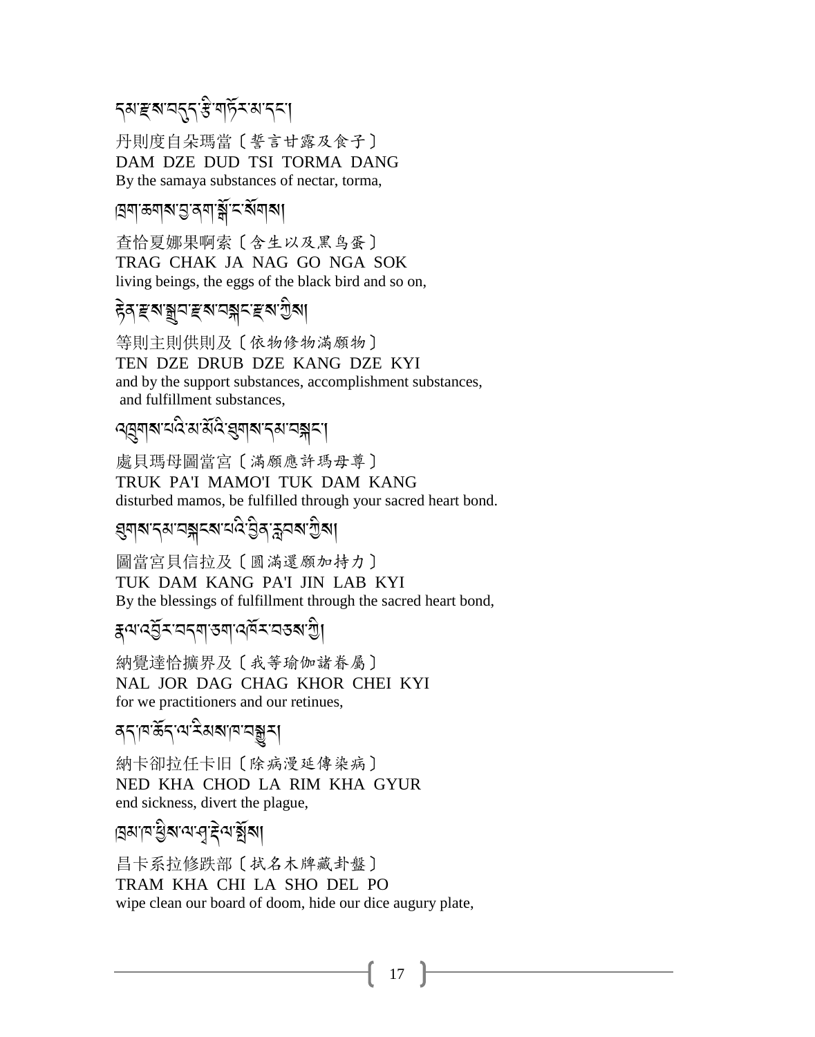དམ་རྫས་བདུད་རྩི་གཏོར་མ་དང་།

丹則度自朵瑪當〔誓言甘露及食子〕
DAM DZE DUD TSI TORMA DANG
By the samaya substances of nectar, torma,

ཁྲག་ཆགས་བྱ་ནག་སྒོ་ང་སོགས།

查恰夏娜果啊索〔含生以及黑鳥蛋〕
TRAG CHAK JA NAG GO NGA SOK
living beings, the eggs of the black bird and so on,

རྟེན་རྫས་སྒྲུབ་རྫས་བསྐང་རྫས་ཀྱིས།

等則主則供則及〔依物修物滿願物〕
TEN DZE DRUB DZE KANG DZE KYI
and by the support substances, accomplishment substances, and fulfillment substances,

འཁྲུགས་པའི་མ་མོའི་ཐུགས་དམ་བསྐང་།

處貝瑪母圖當宮〔滿願應許瑪母尊〕
TRUK PA'I MAMO'I TUK DAM KANG
disturbed mamos, be fulfilled through your sacred heart bond.

ཐུགས་དམ་བསྐངས་པའི་བྱིན་རླབས་ཀྱིས།

圖當宮貝信拉及〔圓滿還願加持力〕
TUK DAM KANG PA'I JIN LAB KYI
By the blessings of fulfillment through the sacred heart bond,

རྣལ་འབྱོར་བདག་ཅག་འཁོར་བཅས་ཀྱི།

納覺達恰擴界及〔我等瑜伽諸眷屬〕
NAL JOR DAG CHAG KHOR CHEI KYI
for we practitioners and our retinues,

ནད་ཁ་ཆོད་ལ་རིམས་ཁ་བསྒྱུར།

納卡卻拉任卡旧〔除病漫延傳染病〕
NED KHA CHOD LA RIM KHA GYUR
end sickness, divert the plague,

ཁྲམ་ཁ་ཕྱིས་ལ་ཤོ་དེལ་སྦོས།

昌卡系拉修跌部〔拭名木牌藏卦盤〕
TRAM KHA CHI LA SHO DEL PO
wipe clean our board of doom, hide our dice augury plate,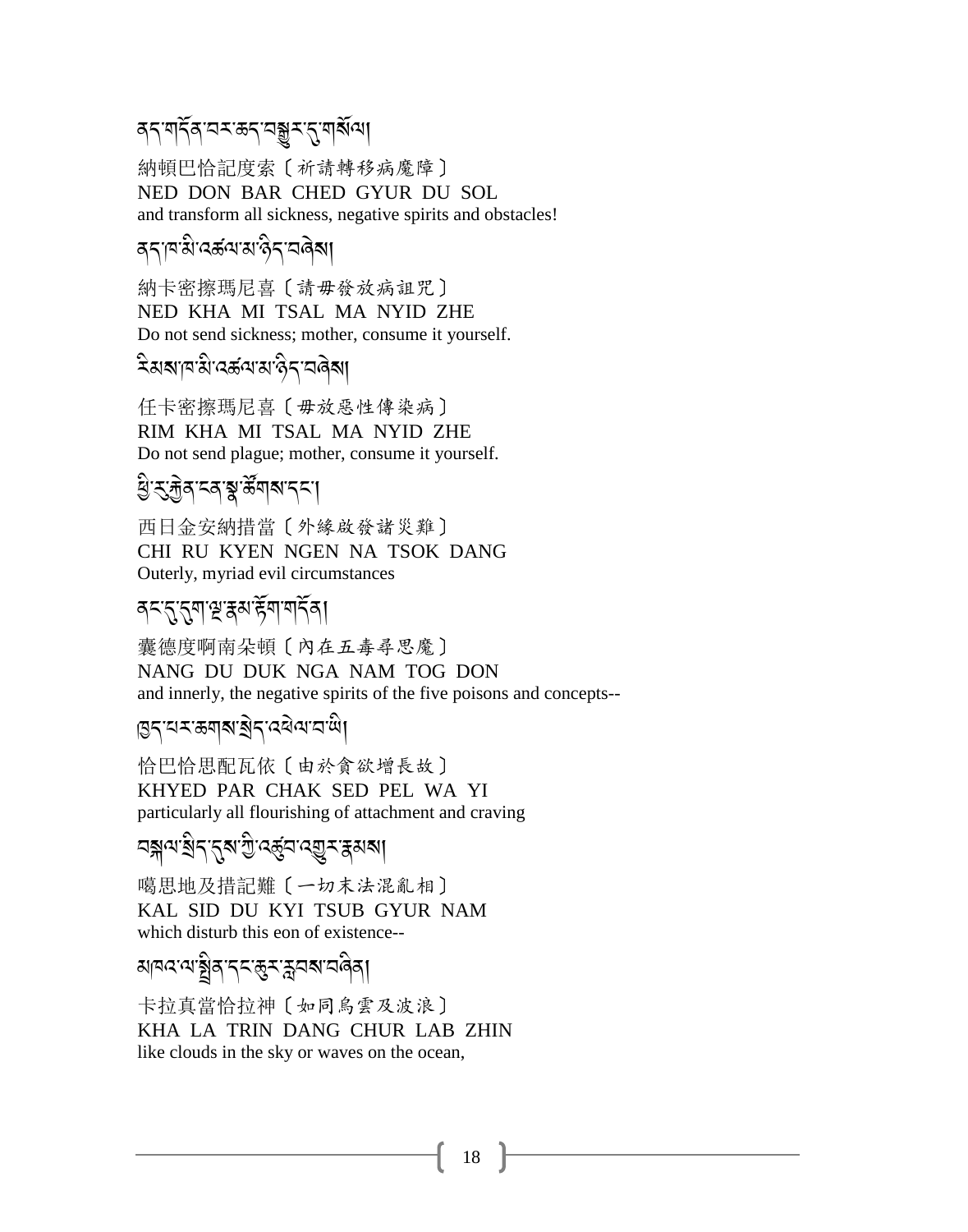ནད་གདོན་བར་ཆད་བསྒྱུར་དུ་གསོལ།

納頓巴恰記度索〔祈請轉移病魔障〕
NED DON BAR CHED GYUR DU SOL
and transform all sickness, negative spirits and obstacles!

ནད་ཁ་མི་འཚལ་མ་ཉིད་བཞེས།

納卡密擦瑪尼喜〔請毋發放病詛咒〕
NED KHA MI TSAL MA NYID ZHE
Do not send sickness; mother, consume it yourself.

རིམས་ཁ་མི་འཚལ་མ་ཉིད་བཞེས།

任卡密擦瑪尼喜〔毋放惡性傳染病〕
RIM KHA MI TSAL MA NYID ZHE
Do not send plague; mother, consume it yourself.

ཕྱི་རུ་རྐྱེན་ངན་སྣ་ཚོགས་དང་།

西日金安納措當〔外緣啟發諸災難〕
CHI RU KYEN NGEN NA TSOK DANG
Outerly, myriad evil circumstances

ནང་དུ་དུག་ལྔ་རྣམ་རྟོག་གདོན།

囊德度啊南朵頓〔內在五毒尋思魔〕
NANG DU DUK NGA NAM TOG DON
and innerly, the negative spirits of the five poisons and concepts--

ཁྱད་པར་ཆགས་སྲེད་འཕེལ་བ་ཡི།

恰巴恰思配瓦依〔由於貪欲增長故〕
KHYED PAR CHAK SED PEL WA YI
particularly all flourishing of attachment and craving

བསྐལ་སྲིད་དུས་ཀྱི་འཚུབ་འགྱུར་རྣམས།

噶思地及措記難〔一切末法混亂相〕
KAL SID DU KYI TSUB GYUR NAM
which disturb this eon of existence--

མཁའ་ལ་སྤྲིན་དང་ཆུར་རླབས་བཞིན།

卡拉真當恰拉神〔如同烏雲及波浪〕
KHA LA TRIN DANG CHUR LAB ZHIN
like clouds in the sky or waves on the ocean,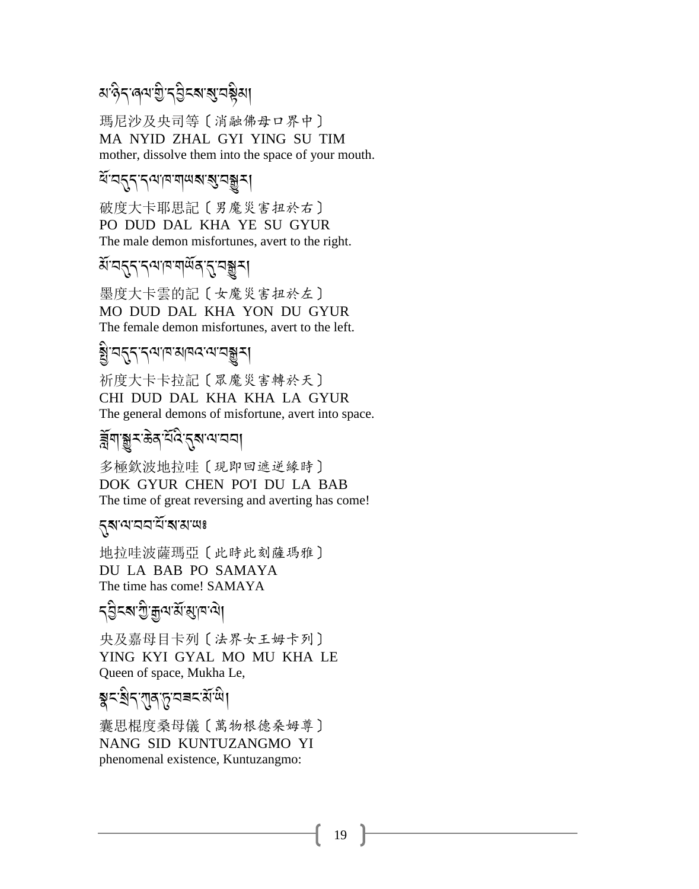མ་ཉིད་ཞལ་གྱི་དབྱིངས་སུ་བསྟིམ།

瑪尼沙及央司等〔消融佛母口界中〕
MA NYID ZHAL GYI YING SU TIM
mother, dissolve them into the space of your mouth.

ཕོ་བདུད་དལ་ཁ་གཡས་སུ་བསྒྱུར།

破度大卡耶思記〔男魔災害扭於右〕
PO DUD DAL KHA YE SU GYUR
The male demon misfortunes, avert to the right.

མོ་བདུད་དལ་ཁ་གཡོན་དུ་བསྒྱུར།

墨度大卡雲的記〔女魔災害扭於左〕
MO DUD DAL KHA YON DU GYUR
The female demon misfortunes, avert to the left.

སྤྱི་བདུད་དལ་ཁ་མཁའ་ལ་བསྒྱུར།

祈度大卡卡拉記〔眾魔災害轉於天〕
CHI DUD DAL KHA KHA LA GYUR
The general demons of misfortune, avert into space.

ཟློག་སྒྱུར་ཆེན་པོའི་དུས་ལ་བབ།

多極欽波地拉哇〔現即回遮逆緣時〕
DOK GYUR CHEN PO'I DU LA BAB
The time of great reversing and averting has come!

དུས་ལ་བབ་པོ་ས་མ་ཡཿ

地拉哇波薩瑪亞〔此時此刻薩瑪雅〕
DU LA BAB PO SAMAYA
The time has come! SAMAYA

དབྱིངས་ཀྱི་རྒྱལ་མོ་མུ་ཁ་ལེ།

央及嘉母目卡列〔法界女王姆卡列〕
YING KYI GYAL MO MU KHA LE
Queen of space, Mukha Le,

སྣང་སྲིད་ཀུན་ཏུ་བཟང་མོ་ཡི།

囊思棍度桑母儀〔萬物根德桑姆尊〕
NANG SID KUNTUZANGMO YI
phenomenal existence, Kuntuzangmo: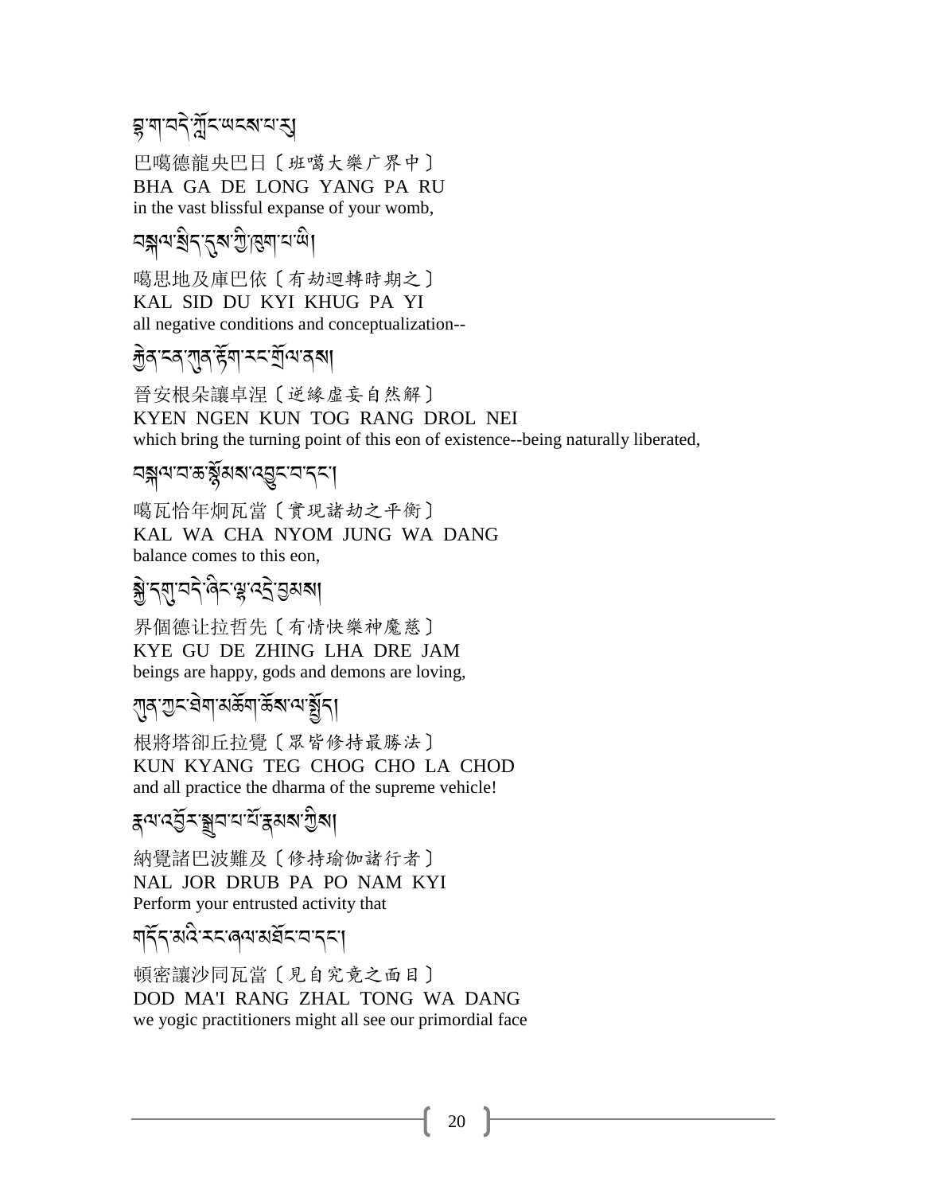བྷ་ག་བདེ་ཀློང་ཡངས་པ་རུ།

巴噶德龍央巴日〔班噶大樂广界中〕
BHA GA DE LONG YANG PA RU
in the vast blissful expanse of your womb,

བསྐལ་སྲིད་དུས་ཀྱི་ཁུག་པ་ཡི།

噶思地及庫巴依〔有劫迴轉時期之〕
KAL SID DU KYI KHUG PA YI
all negative conditions and conceptualization--

རྐྱེན་ངན་ཀུན་རྟོག་རང་གྲོལ་ནས།

晉安根朵讓卓涅〔逆緣虛妄自然解〕
KYEN NGEN KUN TOG RANG DROL NEI
which bring the turning point of this eon of existence--being naturally liberated,

བསྐལ་བ་ཆ་སྙོམས་འབྱུང་བ་དང་།

噶瓦恰年炯瓦當〔實現諸劫之平衡〕
KAL WA CHA NYOM JUNG WA DANG
balance comes to this eon,

སྐྱེ་དགུ་བདེ་ཞིང་ལྷ་འདྲེ་བྱམས།

界個德让拉哲先〔有情快樂神魔慈〕
KYE GU DE ZHING LHA DRE JAM
beings are happy, gods and demons are loving,

ཀུན་ཀྱང་ཐེག་མཆོག་ཆོས་ལ་སྤྱོད།

根將塔卻丘拉覺〔眾皆修持最勝法〕
KUN KYANG TEG CHOG CHO LA CHOD
and all practice the dharma of the supreme vehicle!

རྣལ་འབྱོར་སྒྲུབ་པ་པོ་རྣམས་ཀྱིས།

納覺諸巴波難及〔修持瑜伽諸行者〕
NAL JOR DRUB PA PO NAM KYI
Perform your entrusted activity that

གདོད་མའི་རང་ཞལ་མཐོང་བ་དང་།

頓密讓沙同瓦當〔見自究竟之面目〕
DOD MA'I RANG ZHAL TONG WA DANG
we yogic practitioners might all see our primordial face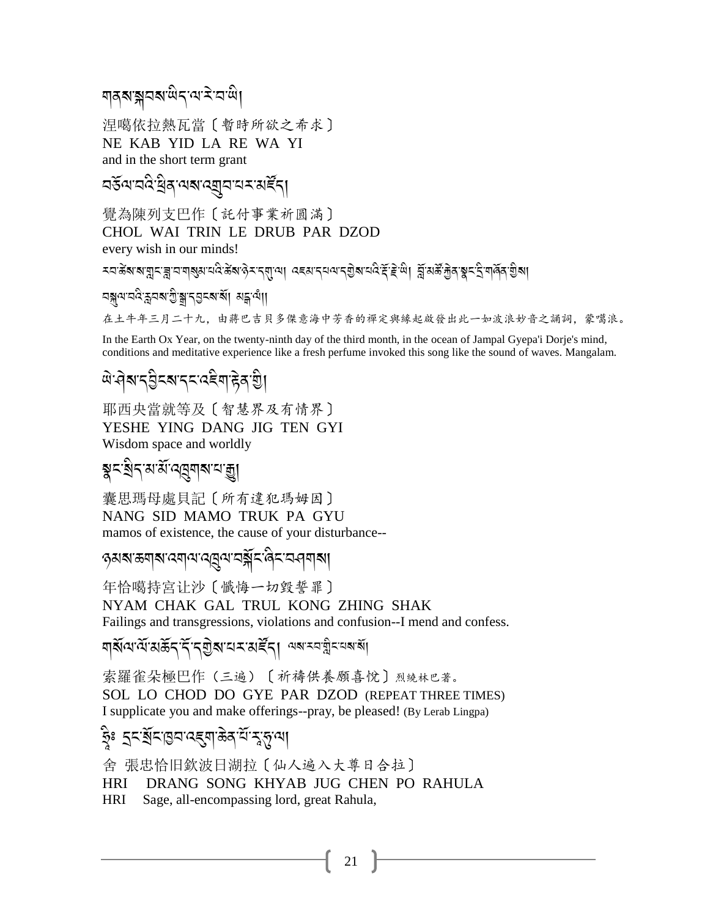གནས་སྐབས་ཡིད་ལ་རེ་བ་ཡི།

涅噶依拉熱瓦當〔暫時所欲之希求〕
NE KAB YID LA RE WA YI
and in the short term grant

བཅོལ་བའི་ཕྲིན་ལས་འགྲུབ་པར་མཛོད།

覺為陳列支巴作〔託付事業祈圓滿〕
CHOL WAI TRIN LE DRUB PAR DZOD
every wish in our minds!

རབ་ཆེས་ས་གླང་ཟླ་བ་གསུམ་པའི་ཚེས་ཉེར་དགུ་ལ། འཇམ་དཔལ་དགྱེས་པའི་རྡོ་རྗེ་ཡི། བློ་མཚོ་རྐྱེན་སྣང་དྲི་གསོན་གྱིས། བསྐུལ་བའི་རྦ་རླབས་ཀྱི་སྒྲ་དབྱངས་སོ། མངྒ་ལཾ།།

在土牛年三月二十九，由蔣巴吉貝多傑意海中芳香的禪定與緣起啟發出此一如波浪妙音之誦詞，蒙噶浪。

In the Earth Ox Year, on the twenty-ninth day of the third month, in the ocean of Jampal Gyepa'i Dorje's mind, conditions and meditative experience like a fresh perfume invoked this song like the sound of waves. Mangalam.

ཡེ་ཤེས་དབྱིངས་དང་འཇིག་རྟེན་གྱི།

耶西央當就等及〔智慧界及有情界〕
YESHE YING DANG JIG TEN GYI
Wisdom space and worldly

སྣང་སྲིད་མ་མོ་འཁྲུགས་པ་རྒྱུ།

囊思瑪母處貝記〔所有違犯瑪姆因〕
NANG SID MAMO TRUK PA GYU
mamos of existence, the cause of your disturbance--

ཉམས་ཆགས་འགལ་འཁྲུལ་བསྐོང་ཞིང་བཤགས།

年恰噶持宮让沙〔懺悔一切毀誓罪〕
NYAM CHAK GAL TRUL KONG ZHING SHAK
Failings and transgressions, violations and confusion--I mend and confess.

གསོལ་ལོ་མཆོད་དོ་དགྱེས་པར་མཛོད། ལས་རབ་གླིང་པས་སོ།

索羅雀朵極巴作（三遍）〔祈禱供養願喜悅〕烈繞林巴著。
SOL LO CHOD DO GYE PAR DZOD (REPEAT THREE TIMES)
I supplicate you and make offerings--pray, be pleased! (By Lerab Lingpa)

ཧྲཱིཿ དྲང་སྲོང་ཁྱབ་འཇུག་ཆེན་པོ་རཱ་ཧུ་ལ།

舍 張忠恰旧欽波日湖拉〔仙人遍入大尊日合拉〕
HRI DRANG SONG KHYAB JUG CHEN PO RAHULA
HRI Sage, all-encompassing lord, great Rahula,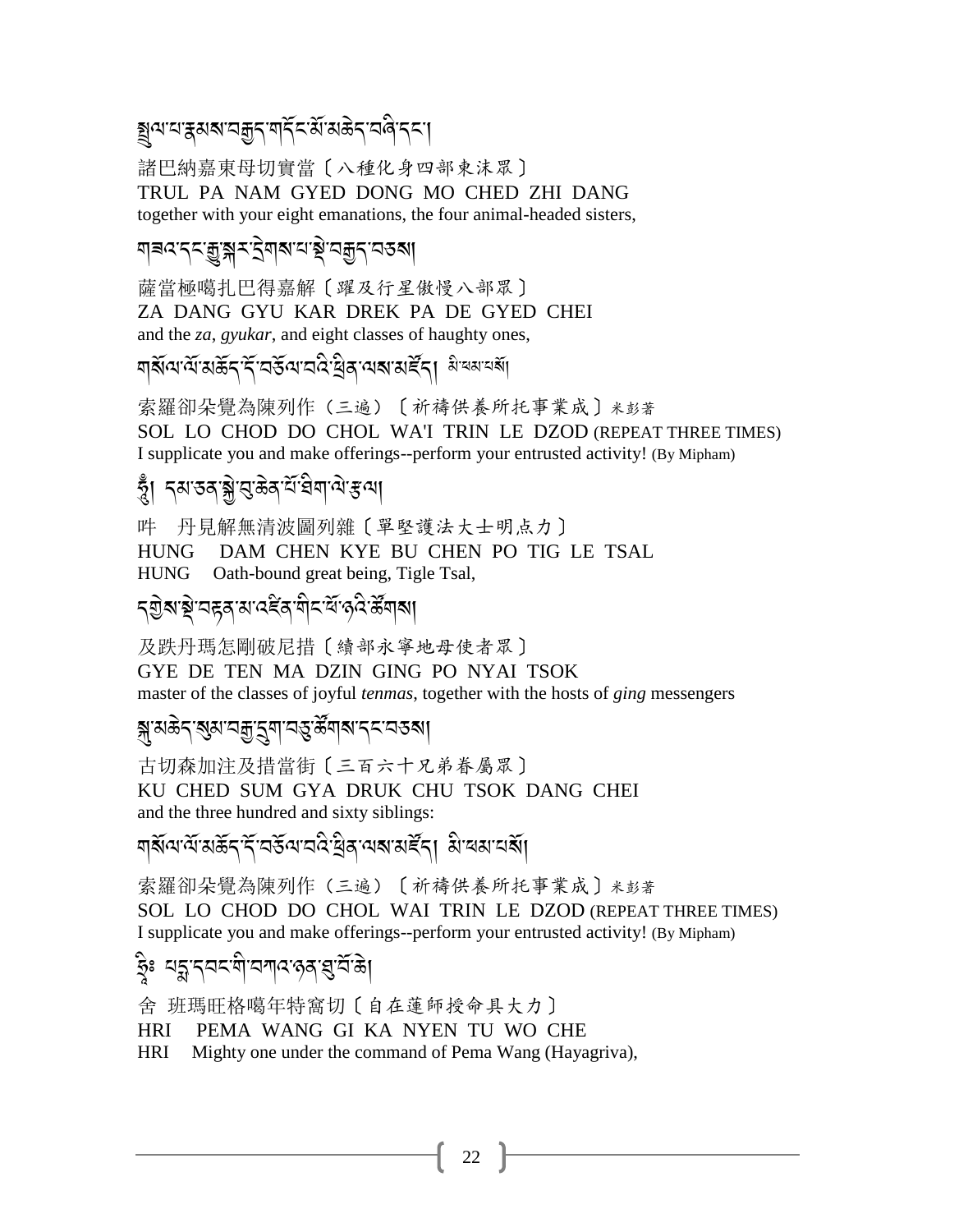སྤྲུལ་པ་རྣམས་བརྒྱད་གདོང་མོ་མཆེད་བཞི་དང་།

諸巴納嘉東母切寶當〔八種化身四部東沫眾〕
TRUL PA NAM GYED DONG MO CHED ZHI DANG
together with your eight emanations, the four animal-headed sisters,

གཟའ་དང་རྒྱུ་སྐར་དྲེགས་པ་སྡེ་བརྒྱད་བཅས།

薩當極噶扎巴得嘉解〔曜及行星傲慢八部眾〕
ZA DANG GYU KAR DREK PA DE GYED CHEI
and the *za*, *gyukar*, and eight classes of haughty ones,

གསོལ་ལོ་མཆོད་དོ་བཅོལ་བའི་ཕྲིན་ལས་མཛོད། མི་ཕམ་པས་སོ།

索羅卻朵覺為陳列作（三遍）〔祈禱供養所托事業成〕米彭著
SOL LO CHOD DO CHOL WA'I TRIN LE DZOD (REPEAT THREE TIMES)
I supplicate you and make offerings--perform your entrusted activity! (By Mipham)

ཧཱུྃ། དམ་ཅན་སྐྱེ་བུ་ཆེན་པོ་ཐིག་ལེ་རྩལ།

吽　丹見解無清波圖列雜〔單堅護法大士明点力〕
HUNG　DAM CHEN KYE BU CHEN PO TIG LE TSAL
HUNG　Oath-bound great being, Tigle Tsal,

དགྱེས་སྡེ་བརྟན་མ་འཛིན་གིང་པོ་ཉའི་ཚོགས།

及跌丹瑪怎剛破尼措〔續部永寧地母使者眾〕
GYE DE TEN MA DZIN GING PO NYAI TSOK
master of the classes of joyful *tenmas*, together with the hosts of *ging* messengers

སྐུ་མཆེད་སུམ་བརྒྱ་དྲུག་བཅུ་ཚོགས་དང་བཅས།

古切森加注及措當街〔三百六十兄弟眷屬眾〕
KU CHED SUM GYA DRUK CHU TSOK DANG CHEI
and the three hundred and sixty siblings:

གསོལ་ལོ་མཆོད་དོ་བཅོལ་བའི་ཕྲིན་ལས་མཛོད། མི་ཕམ་པསོ།

索羅卻朵覺為陳列作（三遍）〔祈禱供養所托事業成〕米彭著
SOL LO CHOD DO CHOL WAI TRIN LE DZOD (REPEAT THREE TIMES)
I supplicate you and make offerings--perform your entrusted activity! (By Mipham)

ཧྲཱིཿ པདྨ་དབང་གི་བཀའ་ཉན་སྟུ་བོ་ཆེ།

舍 班瑪旺格噶年特窩切〔自在蓮師授命具大力〕
HRI　PEMA WANG GI KA NYEN TU WO CHE
HRI　Mighty one under the command of Pema Wang (Hayagriva),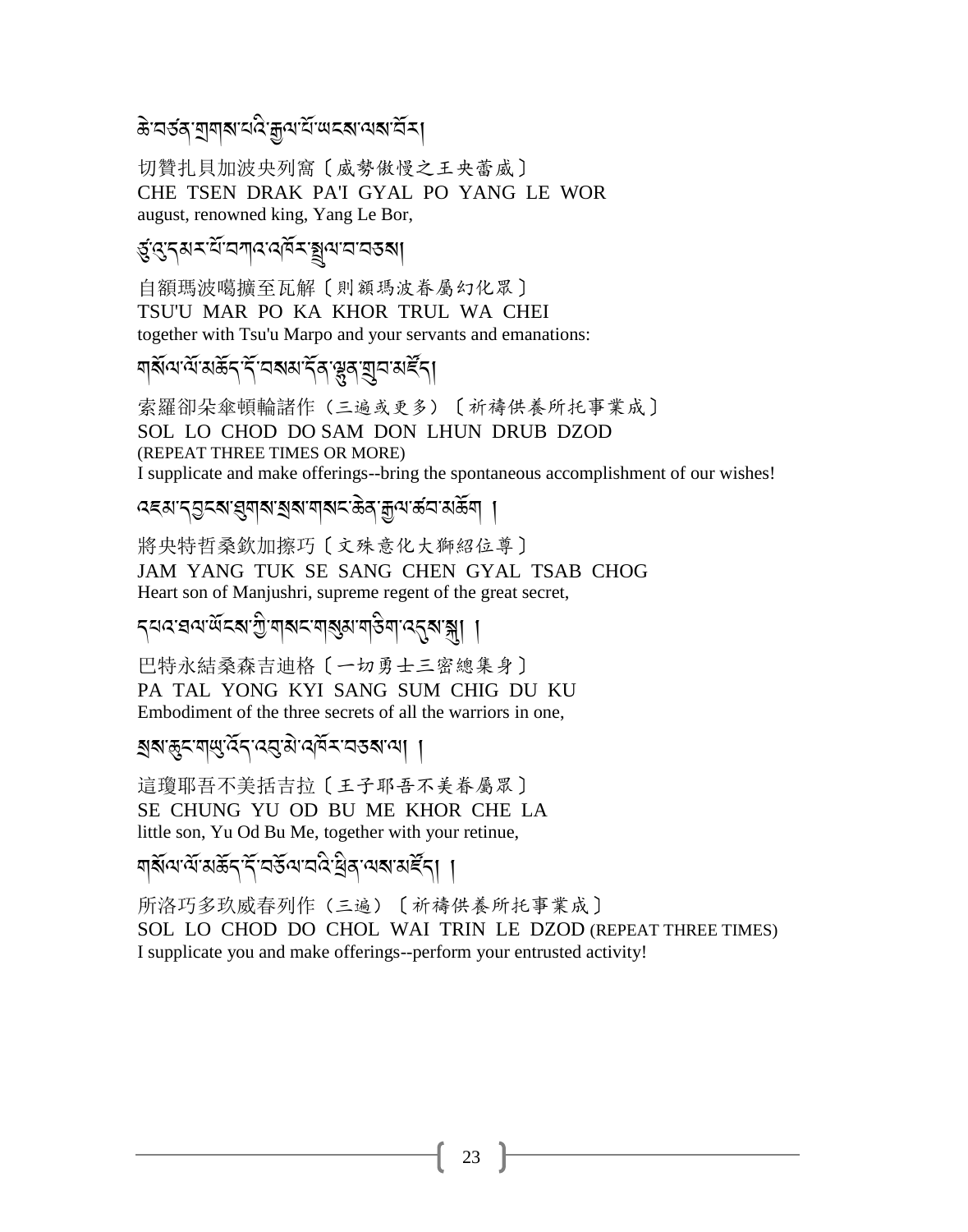ཆེ་བཙན་གྲགས་པའི་རྒྱལ་པོ་ཡངས་ལས་འོར།

切贊扎貝加波央列窩〔威勢傲慢之王央蕾威〕
CHE TSEN DRAK PA'I GYAL PO YANG LE WOR
august, renowned king, Yang Le Bor,

ཙུ་འུ་དམར་པོ་བཀའ་འཁོར་སྤྲུལ་པ་བཅས།

自額瑪波噶擴至瓦解〔則額瑪波眷屬幻化眾〕
TSU'U MAR PO KA KHOR TRUL WA CHEI
together with Tsu'u Marpo and your servants and emanations:

གསོལ་ལོ་མཆོད་དོ་བསམ་དོན་ལྷུན་གྲུབ་མཛོད།

索羅卻朵傘頓輪諸作（三遍或更多）〔祈禱供養所托事業成〕
SOL LO CHOD DO SAM DON LHUN DRUB DZOD
(REPEAT THREE TIMES OR MORE)
I supplicate and make offerings--bring the spontaneous accomplishment of our wishes!

འཇམ་དབྱངས་ཐུགས་སྲས་གསང་ཆེན་རྒྱལ་ཚབ་མཆོག །

將央特哲桑欽加擦巧〔文殊意化大獅紹位尊〕
JAM YANG TUK SE SANG CHEN GYAL TSAB CHOG
Heart son of Manjushri, supreme regent of the great secret,

དཔའ་ཐལ་ཡོངས་ཀྱི་གསང་གསུམ་གཅིག་འདུས་སྐུ། །

巴特永結桑森吉迪格〔一切勇士三密總集身〕
PA TAL YONG KYI SANG SUM CHIG DU KU
Embodiment of the three secrets of all the warriors in one,

སྲས་ཆུང་གཡུ་འོད་འབུ་མེ་འཁོར་བཅས་ལ། །

這瓊耶吾不美括吉拉〔王子耶吾不美眷屬眾〕
SE CHUNG YU OD BU ME KHOR CHE LA
little son, Yu Od Bu Me, together with your retinue,

གསོལ་ལོ་མཆོད་དོ་བཅོལ་བའི་ཕྲིན་ལས་མཛོད། །

所洛巧多玖威春列作（三遍）〔祈禱供養所托事業成〕
SOL LO CHOD DO CHOL WAI TRIN LE DZOD (REPEAT THREE TIMES)
I supplicate you and make offerings--perform your entrusted activity!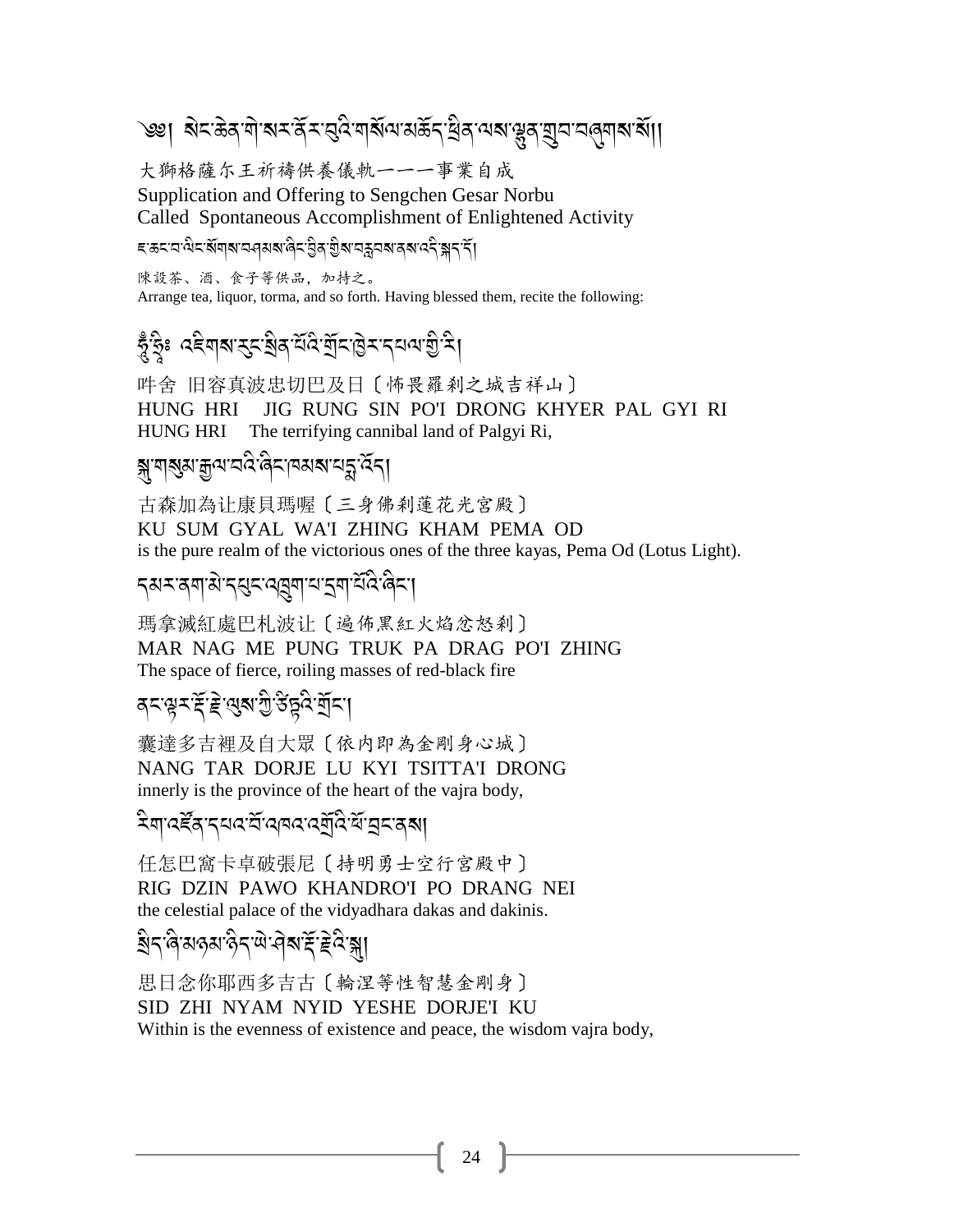# ༄༅། སེང་ཆེན་གེ་སར་ནོར་བུའི་གསོལ་མཆོད་ཕྲིན་ལས་ལྷུན་གྲུབ་བཞུགས་སོ།།

大獅格薩尓王祈禱供養儀軌——事業自成

Supplication and Offering to Sengchen Gesar Norbu
Called Spontaneous Accomplishment of Enlightened Activity

ཇ་ཆང་བ་ལིང་སོགས་བཤམས་ཤིང་བྱིན་གྱིས་བརླབས་ནས་འདི་སྐད་དོ།

陳設茶、酒、食子等供品，加持之。

Arrange tea, liquor, torma, and so forth. Having blessed them, recite the following:

ཧཱུྃ་ཧྲཱིཿ འཇིགས་རུང་སྲིན་པོའི་གྲོང་ཁྱེར་དཔལ་གྱི་རི།

吽舍 旧容真波忠切巴及日〔怖畏羅刹之城吉祥山〕

HUNG HRI JIG RUNG SIN PO'I DRONG KHYER PAL GYI RI

HUNG HRI The terrifying cannibal land of Palgyi Ri,

སྐུ་གསུམ་རྒྱལ་བའི་ཞིང་ཁམས་པདྨ་འོད།

古森加為让康貝瑪喔〔三身佛刹蓮花光宮殿〕

KU SUM GYAL WA'I ZHING KHAM PEMA OD

is the pure realm of the victorious ones of the three kayas, Pema Od (Lotus Light).

དམར་ནག་མེ་དཔུང་འཁྲུག་པ་དྲག་པོའི་ཞིང་།

瑪拿滅紅處巴札波让〔遍佈黑紅火焰忿怒刹〕

MAR NAG ME PUNG TRUK PA DRAG PO'I ZHING

The space of fierce, roiling masses of red-black fire

ནང་ལྟར་རྡོ་རྗེ་ལུས་ཀྱི་ཙིཏྟའི་གྲོང་།

囊達多吉裡及自大眾〔依內即為金剛身心城〕

NANG TAR DORJE LU KYI TSITTA'I DRONG

innerly is the province of the heart of the vajra body,

རིག་འཛིན་དཔའ་བོ་མཁའ་འགྲོའི་ཕོ་བྲང་ནས།

任怎巴窩卡卓破張尼〔持明勇士空行宮殿中〕

RIG DZIN PAWO KHANDRO'I PO DRANG NEI

the celestial palace of the vidyadhara dakas and dakinis.

སྲིད་ཞི་མཉམ་ཉིད་ཡེ་ཤེས་རྡོ་རྗེའི་སྐུ།

思日念你耶西多吉古〔輪涅等性智慧金剛身〕

SID ZHI NYAM NYID YESHE DORJE'I KU

Within is the evenness of existence and peace, the wisdom vajra body,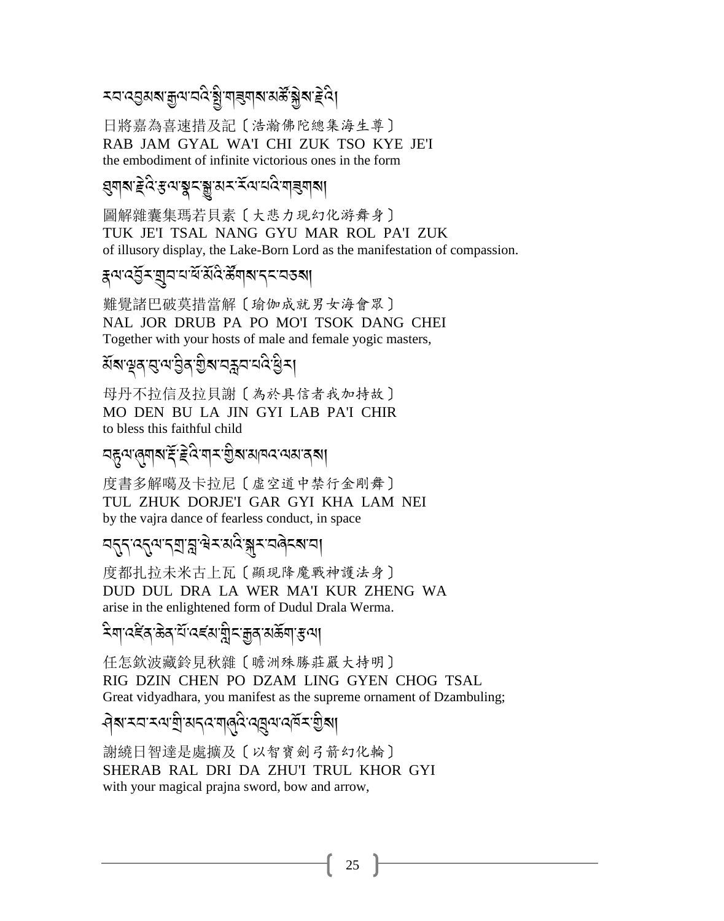རབ་འབྱམས་རྒྱལ་བའི་སྤྱི་གཟུགས་མཚོ་སྐྱེས་རྗེའི།

日將嘉為喜速措及記〔浩瀚佛陀總集海生尊〕
RAB JAM GYAL WA'I CHI ZUK TSO KYE JE'I
the embodiment of infinite victorious ones in the form

ཐུགས་རྗེའི་རྩལ་སྣང་སྒྱུ་མར་རོལ་པའི་གཟུགས།

圖解雜囊集瑪若貝素〔大悲力現幻化游舞身〕
TUK JE'I TSAL NANG GYU MAR ROL PA'I ZUK
of illusory display, the Lake-Born Lord as the manifestation of compassion.

རྣལ་འབྱོར་གྲུབ་པ་ཕོ་མོའི་ཚོགས་དང་བཅས།

難覺諸巴破莫措當解〔瑜伽成就男女海會眾〕
NAL JOR DRUB PA PO MO'I TSOK DANG CHEI
Together with your hosts of male and female yogic masters,

མོས་ལྡན་བུ་ལ་བྱིན་གྱིས་བརླབ་པའི་ཕྱིར།

母丹不拉信及拉貝謝〔為於具信者我加持故〕
MO DEN BU LA JIN GYI LAB PA'I CHIR
to bless this faithful child

བརྟུལ་ཞུགས་རྡོ་རྗེའི་གར་གྱིས་མཁའ་ལམ་ནས།

度書多解噶及卡拉尼〔虛空道中禁行金剛舞〕
TUL ZHUK DORJE'I GAR GYI KHA LAM NEI
by the vajra dance of fearless conduct, in space

བདུད་འདུལ་དགྲ་བླ་ཝེར་མའི་སྐུར་བཞེངས་པ།

度都扎拉未米古上瓦〔顯現降魔戰神護法身〕
DUD DUL DRA LA WER MA'I KUR ZHENG WA
arise in the enlightened form of Dudul Drala Werma.

རིག་འཛིན་ཆེན་པོ་འཛམ་གླིང་རྒྱན་མཆོག་རྩལ།

任怎欽波藏鈴見秋雜〔贍洲殊勝莊嚴大持明〕
RIG DZIN CHEN PO DZAM LING GYEN CHOG TSAL
Great vidyadhara, you manifest as the supreme ornament of Dzambuling;

ཤེས་རབ་རལ་གྲི་མདའ་གཞུའི་འཕྲུལ་འཁོར་གྱིས།

謝繞日智達是處擴及〔以智寶劍弓箭幻化輪〕
SHERAB RAL DRI DA ZHU'I TRUL KHOR GYI
with your magical prajna sword, bow and arrow,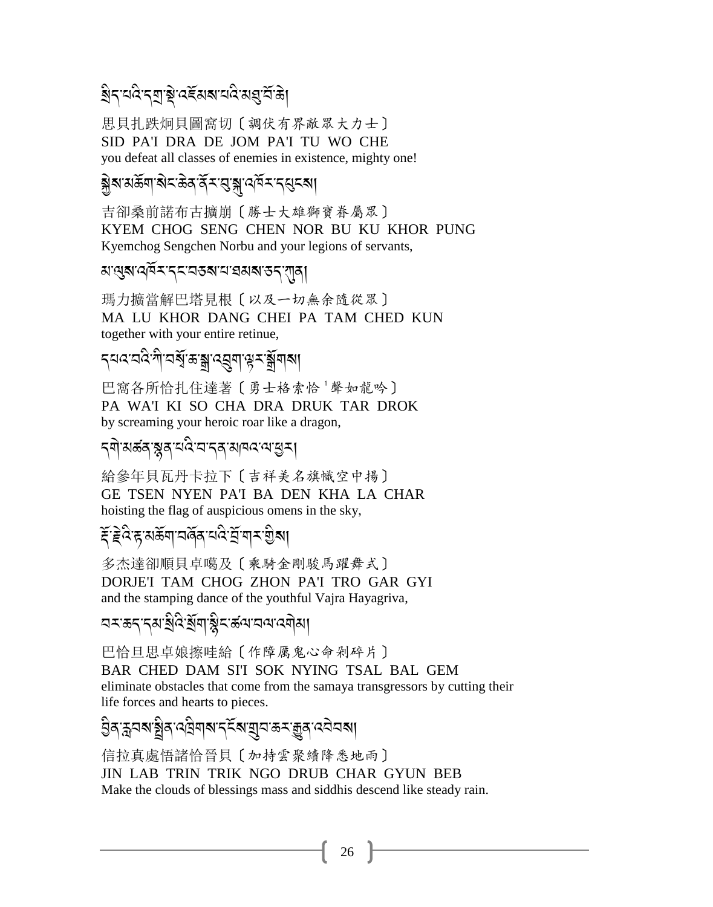སྲིད་པའི་དགྲ་སྡེ་འཇོམས་པའི་མཐུ་བོ་ཆེ།

思貝扎跌炯貝圖窩切〔調伏有界敵眾大力士〕
SID PA'I DRA DE JOM PA'I TU WO CHE
you defeat all classes of enemies in existence, mighty one!

སྐྱེས་མཆོག་སེང་ཆེན་ནོར་བུ་སྐུ་འཁོར་དཔུངས།

吉卻桑前諾布古擴崩〔勝士大雄獅寶眷屬眾〕
KYEM CHOG SENG CHEN NOR BU KU KHOR PUNG
Kyemchog Sengchen Norbu and your legions of servants,

མ་ལུས་འཁོར་དང་བཅས་པ་ཐམས་ཅད་ཀུན།

瑪力擴當解巴塔見根〔以及一切無余隨從眾〕
MA LU KHOR DANG CHEI PA TAM CHED KUN
together with your entire retinue,

དཔའ་བའི་ཀི་བསྭོ་ཆ་སྒྲ་འབྲུག་ལྟར་སྒྲོགས།

巴窩各所恰扎住達著〔勇士格索恰[1]聲如龍吟〕
PA WA'I KI SO CHA DRA DRUK TAR DROK
by screaming your heroic roar like a dragon,

དགེ་མཚན་སྙན་པའི་བ་དན་མཁའ་ལ་ཕྱར།

給參年貝瓦丹卡拉下〔吉祥美名旗幟空中揚〕
GE TSEN NYEN PA'I BA DEN KHA LA CHAR
hoisting the flag of auspicious omens in the sky,

རྡོ་རྗེའི་རྟ་མཆོག་གཞོན་པའི་བྲོ་གར་གྱིས།

多杰達卻順貝卓噶及〔乘騎金剛駿馬躍舞式〕
DORJE'I TAM CHOG ZHON PA'I TRO GAR GYI
and the stamping dance of the youthful Vajra Hayagriva,

བར་ཆད་དམ་སྲིའི་སྲོག་སྙིང་ཚལ་བལ་འགེམ།

巴恰旦思卓娘擦哇給〔作障厲鬼心命剎碎片〕
BAR CHED DAM SI'I SOK NYING TSAL BAL GEM
eliminate obstacles that come from the samaya transgressors by cutting their life forces and hearts to pieces.

བྱིན་རླབས་སྤྲིན་འཁྲིགས་དངོས་གྲུབ་ཆར་རྒྱུན་འབེབས།

信拉真處悟諸恰晉貝〔加持雲聚續降悉地雨〕
JIN LAB TRIN TRIK NGO DRUB CHAR GYUN BEB
Make the clouds of blessings mass and siddhis descend like steady rain.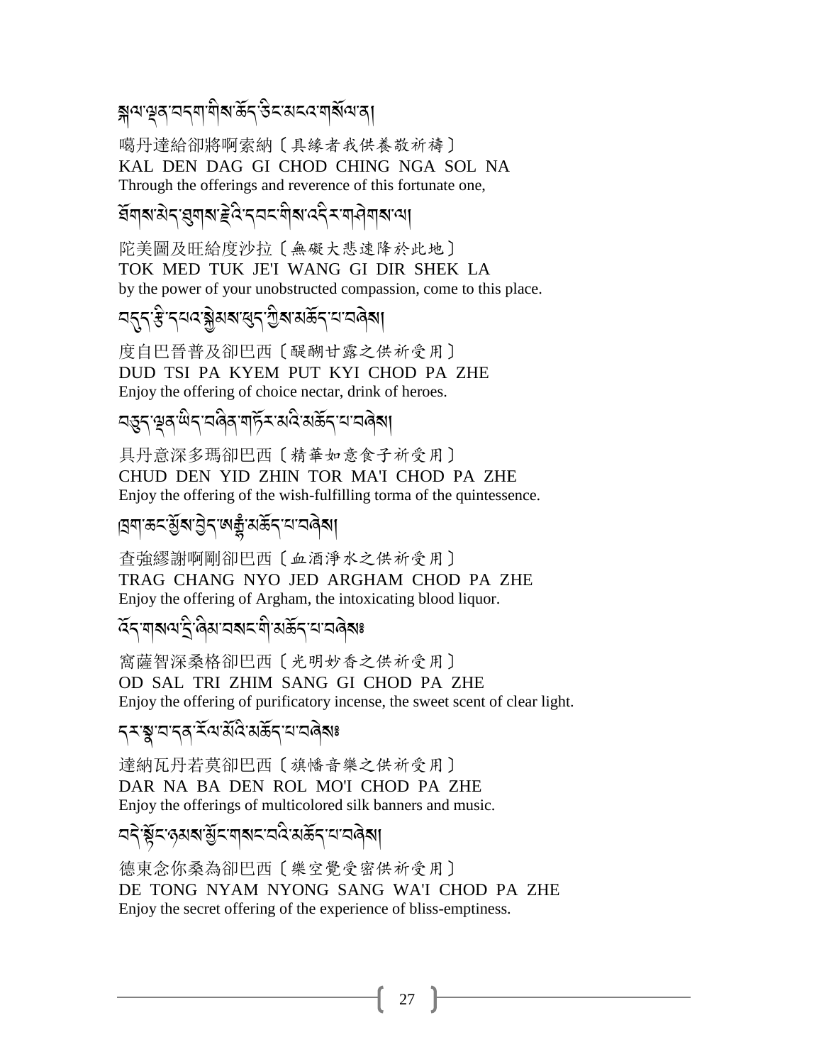སྐལ་ལྡན་བདག་གིས་མཆོད་ཅིང་མངའ་གསོལ་ན།

噶丹達給卻將啊索納〔具緣者我供養敬祈禱〕
KAL DEN DAG GI CHOD CHING NGA SOL NA
Through the offerings and reverence of this fortunate one,

ཐོགས་མེད་ཐུགས་རྗེའི་དབང་གིས་འདིར་གཤེགས་ལ།

陀美圖及旺給度沙拉〔無礙大悲速降於此地〕
TOK MED TUK JE'I WANG GI DIR SHEK LA
by the power of your unobstructed compassion, come to this place.

བདུད་རྩི་དཔའ་སྐྱེམས་ཕུད་ཀྱིས་མཆོད་པ་བཞེས།

度自巴晉普及卻巴西〔醍醐甘露之供祈受用〕
DUD TSI PA KYEM PUT KYI CHOD PA ZHE
Enjoy the offering of choice nectar, drink of heroes.

བཅུད་ལྡན་ཡིད་བཞིན་གཏོར་མའི་མཆོད་པ་བཞེས།

具丹意深多瑪卻巴西〔精華如意食子祈受用〕
CHUD DEN YID ZHIN TOR MA'I CHOD PA ZHE
Enjoy the offering of the wish-fulfilling torma of the quintessence.

ཁྲག་ཆང་མྱོས་བྱེད་ཨརྒྷཾ་མཆོད་པ་བཞེས།

查強繆謝啊剛卻巴西〔血酒淨水之供祈受用〕
TRAG CHANG NYO JED ARGHAM CHOD PA ZHE
Enjoy the offering of Argham, the intoxicating blood liquor.

འོད་གསལ་དྲི་ཞིམ་བསང་གི་མཆོད་པ་བཞེས༔

窩薩智深桑格卻巴西〔光明妙香之供祈受用〕
OD SAL TRI ZHIM SANG GI CHOD PA ZHE
Enjoy the offering of purificatory incense, the sweet scent of clear light.

དར་སྣ་བ་དན་རོལ་མོའི་མཆོད་པ་བཞེས༔

達納瓦丹若莫卻巴西〔旗幡音樂之供祈受用〕
DAR NA BA DEN ROL MO'I CHOD PA ZHE
Enjoy the offerings of multicolored silk banners and music.

བདེ་སྟོང་ཉམས་མྱོང་གསང་བའི་མཆོད་པ་བཞེས།

德東念你桑為卻巴西〔樂空覺受密供祈受用〕
DE TONG NYAM NYONG SANG WA'I CHOD PA ZHE
Enjoy the secret offering of the experience of bliss-emptiness.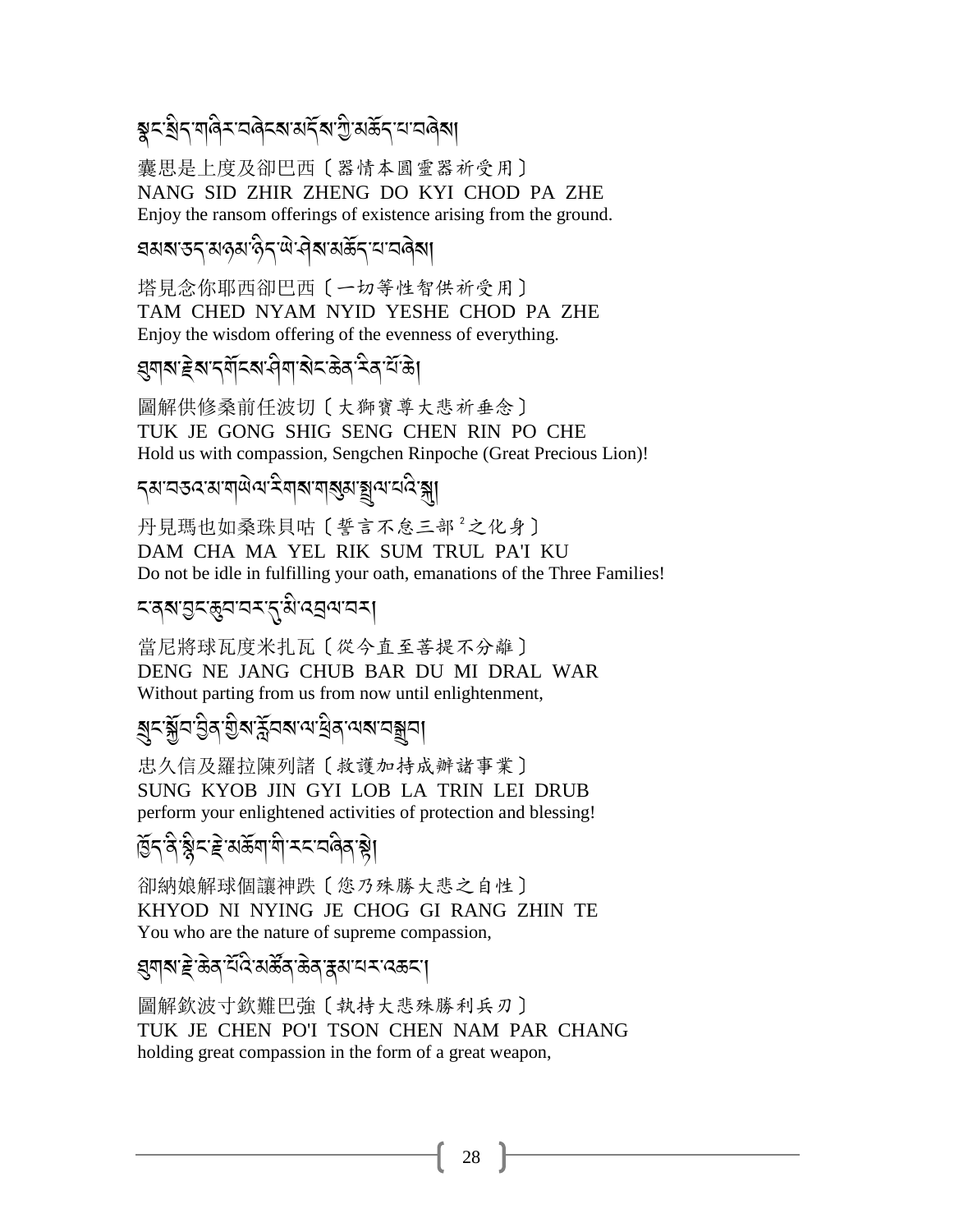སྣང་སྲིད་གཞིར་བཞེངས་མདོས་ཀྱི་མཆོད་པ་བཞེས།

囊思是上度及卻巴西〔器情本圓靈器祈受用〕
NANG SID ZHIR ZHENG DO KYI CHOD PA ZHE
Enjoy the ransom offerings of existence arising from the ground.

ཐམས་ཅད་མཉམ་ཉིད་ཡེ་ཤེས་མཆོད་པ་བཞེས།

塔見念你耶西卻巴西〔一切等性智供祈受用〕
TAM CHED NYAM NYID YESHE CHOD PA ZHE
Enjoy the wisdom offering of the evenness of everything.

ཐུགས་རྗེས་དགོངས་ཤིག་སེང་ཆེན་རིན་པོ་ཆེ།

圖解供修桑前任波切〔大獅寶尊大悲祈垂念〕
TUK JE GONG SHIG SENG CHEN RIN PO CHE
Hold us with compassion, Sengchen Rinpoche (Great Precious Lion)!

དམ་བཅའ་མ་གཡེལ་རིགས་གསུམ་སྤྲུལ་པའི་སྐུ།

丹見瑪也如桑珠貝咕〔誓言不怠三部[2]之化身〕
DAM CHA MA YEL RIK SUM TRUL PA'I KU
Do not be idle in fulfilling your oath, emanations of the Three Families!

ང་ནས་བྱང་ཆུབ་བར་དུ་མི་འབྲལ་བར།

當尼將球瓦度米扎瓦〔從今直至菩提不分離〕
DENG NE JANG CHUB BAR DU MI DRAL WAR
Without parting from us from now until enlightenment,

སྲུང་སྐྱོབ་བྱིན་གྱིས་རློབས་ལ་ཕྲིན་ལས་བསྒྲུབ།

忠久信及羅拉陳列諸〔救護加持成辦諸事業〕
SUNG KYOB JIN GYI LOB LA TRIN LEI DRUB
perform your enlightened activities of protection and blessing!

ཁྱོད་ནི་སྙིང་རྗེ་མཆོག་གི་རང་བཞིན་ཏེ།

卻納娘解球個讓神跌〔您乃殊勝大悲之自性〕
KHYOD NI NYING JE CHOG GI RANG ZHIN TE
You who are the nature of supreme compassion,

ཐུགས་རྗེ་ཆེན་པོའི་མཚོན་ཆེན་རྣམ་པར་འཆང་།

圖解欽波寸欽難巴強〔執持大悲殊勝利兵刃〕
TUK JE CHEN PO'I TSON CHEN NAM PAR CHANG
holding great compassion in the form of a great weapon,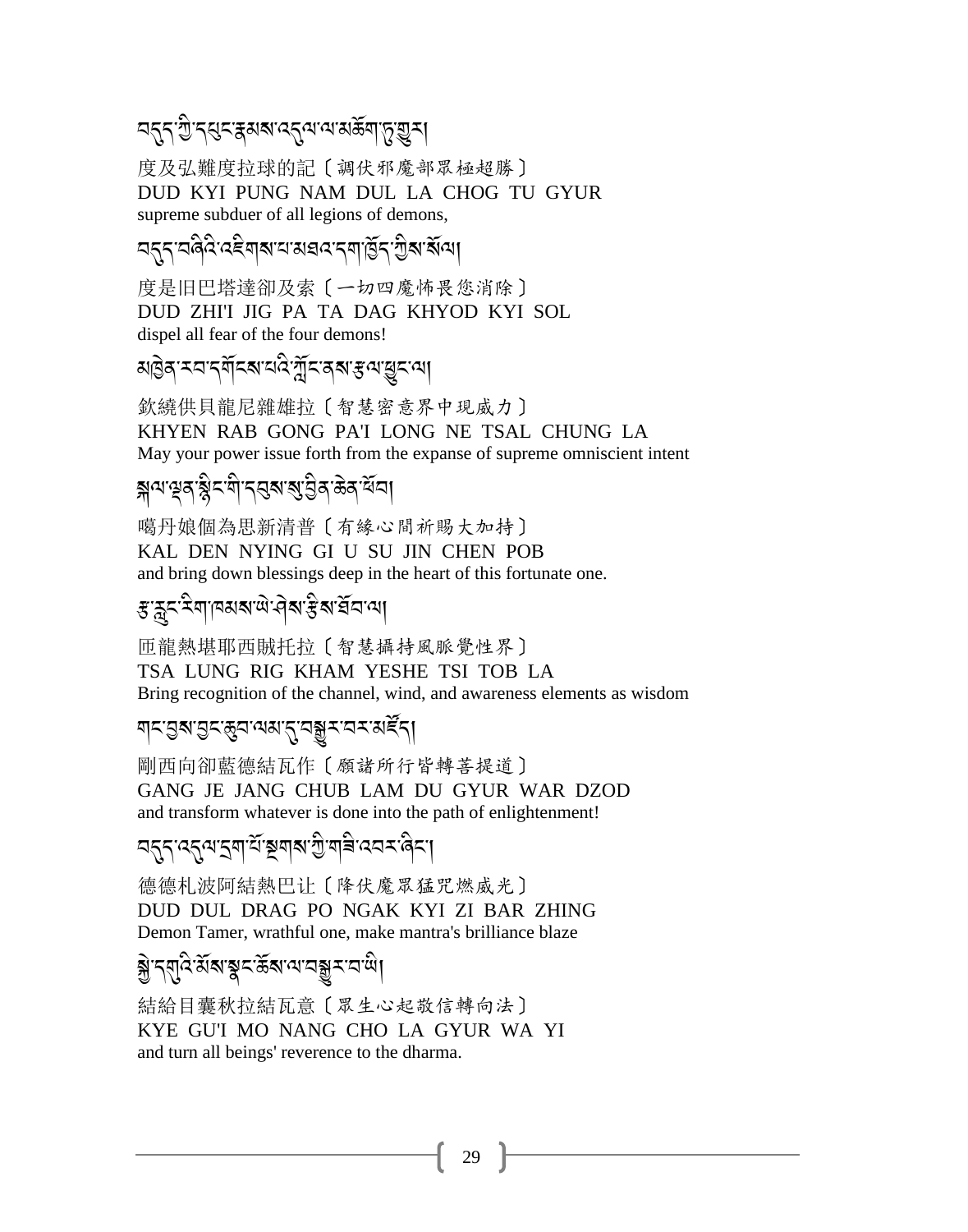བདུད་ཀྱི་དཔུང་རྣམས་འདུལ་ལ་མཆོག་ཏུ་གྱུར།

度及弘難度拉球的記〔調伏邪魔部眾極超勝〕
DUD KYI PUNG NAM DUL LA CHOG TU GYUR
supreme subduer of all legions of demons,

བདུད་བཞིའི་འཇིགས་པ་མཐའ་དག་ཁྱོད་ཀྱིས་སོལ།

度是旧巴塔達卻及索〔一切四魔怖畏您消除〕
DUD ZHI'I JIG PA TA DAG KHYOD KYI SOL
dispel all fear of the four demons!

མཁྱེན་རབ་དགོངས་པའི་ཀློང་ནས་རྩལ་ཕྱུང་ལ།

欽繞供貝龍尼雜雄拉〔智慧密意界中現威力〕
KHYEN RAB GONG PA'I LONG NE TSAL CHUNG LA
May your power issue forth from the expanse of supreme omniscient intent

སྐལ་ལྡན་སྙིང་གི་དབུས་སུ་བྱིན་ཆེན་ཕོབ།

噶丹娘個為思新清普〔有緣心間祈賜大加持〕
KAL DEN NYING GI U SU JIN CHEN POB
and bring down blessings deep in the heart of this fortunate one.

རྩ་རླུང་རིག་ཁམས་ཡེ་ཤེས་རྩིས་ཐོབ་ལ།

匝龍熱堪耶西賊托拉〔智慧攝持風脈覺性界〕
TSA LUNG RIG KHAM YESHE TSI TOB LA
Bring recognition of the channel, wind, and awareness elements as wisdom

གང་བྱས་བྱང་ཆུབ་ལམ་དུ་བསྒྱུར་བར་མཛོད།

剛西向卻藍德結瓦作〔願諸所行皆轉菩提道〕
GANG JE JANG CHUB LAM DU GYUR WAR DZOD
and transform whatever is done into the path of enlightenment!

བདུད་འདུལ་དྲག་པོ་སྔགས་ཀྱི་གཟི་འབར་ཞིང་།

德德札波阿結熱巴让〔降伏魔眾猛咒燃威光〕
DUD DUL DRAG PO NGAK KYI ZI BAR ZHING
Demon Tamer, wrathful one, make mantra's brilliance blaze

སྐྱེ་དགུའི་མོས་སྣང་ཆོས་ལ་བསྒྱུར་བ་ཡི།

結給目囊秋拉結瓦意〔眾生心起敬信轉向法〕
KYE GU'I MO NANG CHO LA GYUR WA YI
and turn all beings' reverence to the dharma.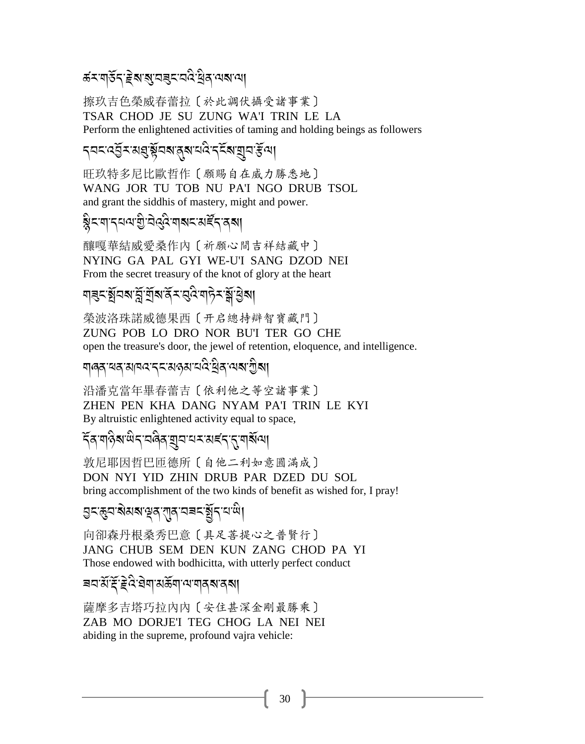ཚར་གཅོད་རྗེས་སུ་བཟུང་བའི་ཕྲིན་ལས་ལ།

擦玖吉色榮威春蕾拉〔於此調伏攝受諸事業〕
TSAR CHOD JE SU ZUNG WA'I TRIN LE LA
Perform the enlightened activities of taming and holding beings as followers

དབང་འབྱོར་མཐུ་སྟོབས་ནུས་པའི་དངོས་གྲུབ་རྩོལ།

旺玖特多尼比歐哲作〔願賜自在威力勝悉地〕
WANG JOR TU TOB NU PA'I NGO DRUB TSOL
and grant the siddhis of mastery, might and power.

སྙིང་ག་དཔལ་གྱི་བེའུའི་གསང་མཛོད་ནས།

釀嘎華結威愛桑作內〔祈願心間吉祥結藏中〕
NYING GA PAL GYI WE-U'I SANG DZOD NEI
From the secret treasury of the knot of glory at the heart

གཟུངས་སྤོབས་བློ་གྲོས་ནོར་བུའི་གཏེར་སྒོ་ཕྱེས།

榮波洛珠諾威德果西〔开启總持辯智寶藏門〕
ZUNG POB LO DRO NOR BU'I TER GO CHE
open the treasure's door, the jewel of retention, eloquence, and intelligence.

གཞན་ཕན་མཁའ་དང་མཉམ་པའི་ཕྲིན་ལས་ཀྱིས།

沿潘克當年畢春蕾吉〔依利他之等空諸事業〕
ZHEN PEN KHA DANG NYAM PA'I TRIN LE KYI
By altruistic enlightened activity equal to space,

དོན་གཉིས་ཡིད་བཞིན་གྲུབ་པར་མཛད་དུ་གསོལ།

敦尼耶因哲巴匝德所〔自他二利如意圓滿成〕
DON NYI YID ZHIN DRUB PAR DZED DU SOL
bring accomplishment of the two kinds of benefit as wished for, I pray!

བྱང་ཆུབ་སེམས་ལྡན་ཀུན་བཟང་སྤྱོད་པ་ཡི།

向卻森丹根桑秀巴意〔具足菩提心之普賢行〕
JANG CHUB SEM DEN KUN ZANG CHOD PA YI
Those endowed with bodhicitta, with utterly perfect conduct

ཟབ་མོ་རྡོ་རྗེའི་ཐེག་མཆོག་ལ་གནས་ནས།

薩摩多吉塔巧拉內內〔安住甚深金剛最勝乘〕
ZAB MO DORJE'I TEG CHOG LA NEI NEI
abiding in the supreme, profound vajra vehicle: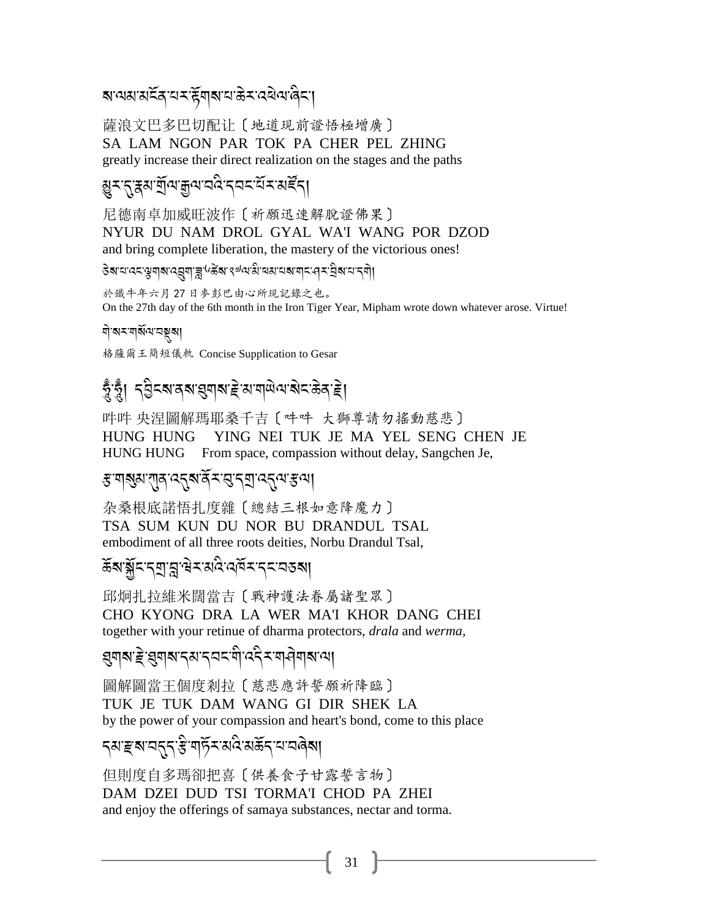ས་ལམ་མངོན་པར་རྟོགས་པ་ཆེར་འཕེལ་ཞིང་།

薩浪文巴多巴切配让〔地道現前證悟極增廣〕
SA LAM NGON PAR TOK PA CHER PEL ZHING
greatly increase their direct realization on the stages and the paths

མྱུར་དུ་རྣམ་གྲོལ་རྒྱལ་བའི་དབང་པོར་མཛོད།

尼德南卓加威旺波作〔祈願迅速解脫證佛果〕
NYUR DU NAM DROL GYAL WA'I WANG POR DZOD
and bring complete liberation, the mastery of the victorious ones!

ཅེས་པ་འང་ལྕགས་འབྲུག་ཟླ་༦ཚེས་༢༧ལ་མི་ཕམ་པས་གང་ཤར་བྲིས་པ་དགེ།

於鐵牛年六月 27 日麥彭巴由心所現記錄之也。
On the 27th day of the 6th month in the Iron Tiger Year, Mipham wrote down whatever arose. Virtue!

གེ་སར་གསོལ་བསྡུས།

格薩爾王簡短儀軌 Concise Supplication to Gesar

## ཧཱུྃ་ཧཱུྃ། དབྱིངས་ནས་ཐུགས་རྗེ་མ་གཡེལ་སེང་ཆེན་རྗེ།

吽吽 央涅圖解瑪耶桑千吉〔吽吽 大獅尊請勿搖動慈悲〕
HUNG HUNG YING NEI TUK JE MA YEL SENG CHEN JE
HUNG HUNG From space, compassion without delay, Sangchen Je,

རྩ་གསུམ་ཀུན་འདུས་ནོར་བུ་དགྲ་འདུལ་རྩལ།

杂桑根底諾悟扎度雜〔總結三根如意降魔力〕
TSA SUM KUN DU NOR BU DRANDUL TSAL
embodiment of all three roots deities, Norbu Drandul Tsal,

ཆོས་སྐྱོང་དགྲ་བླ་ཝེར་མའི་འཁོར་དང་བཅས།

邱炯扎拉維米闊當吉〔戰神護法眷屬諸聖眾〕
CHO KYONG DRA LA WER MA'I KHOR DANG CHEI
together with your retinue of dharma protectors, *drala* and *werma*,

ཐུགས་རྗེ་ཐུགས་དམ་དབང་གི་འདིར་གཤེགས་ལ།

圖解圖當王個度剎拉〔慈悲應許誓願祈降臨〕
TUK JE TUK DAM WANG GI DIR SHEK LA
by the power of your compassion and heart's bond, come to this place

དམ་རྫས་བདུད་རྩི་གཏོར་མའི་མཆོད་པ་བཞེས།

但則度自多瑪卻把喜〔供養食子甘露誓言物〕
DAM DZEI DUD TSI TORMA'I CHOD PA ZHEI
and enjoy the offerings of samaya substances, nectar and torma.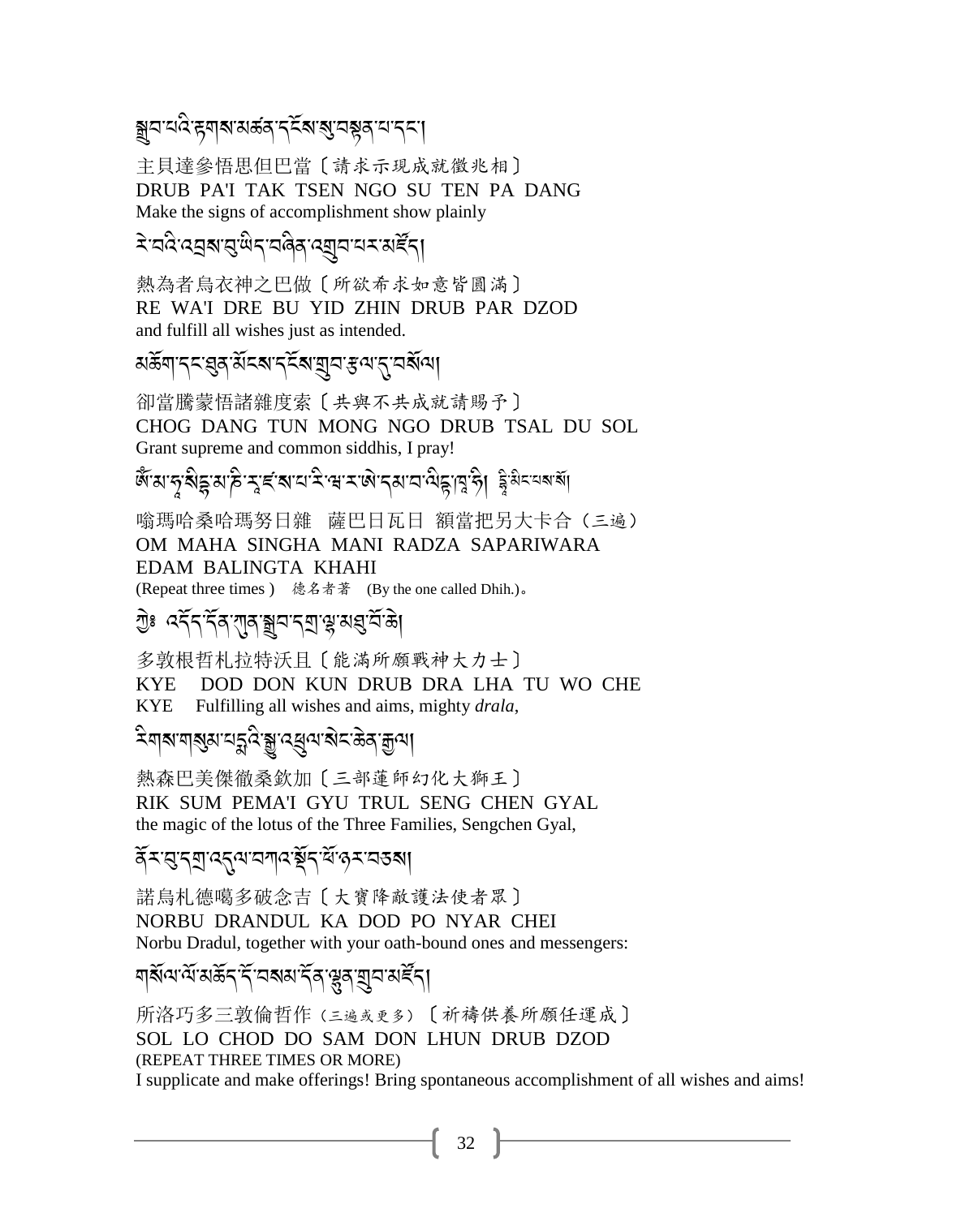སྒྲུབ་པའི་རྟགས་མཚན་དངོས་སུ་བསྟན་པ་དང་།

主貝達參悟思但巴當〔請求示現成就徵兆相〕
DRUB PA'I TAK TSEN NGO SU TEN PA DANG
Make the signs of accomplishment show plainly

རེ་བའི་འབྲས་བུ་ཡིད་བཞིན་འགྲུབ་པར་མཛོད།

熱為者烏衣神之巴做〔所欲希求如意皆圓滿〕
RE WA'I DRE BU YID ZHIN DRUB PAR DZOD
and fulfill all wishes just as intended.

མཆོག་དང་ཐུན་མོང་དངོས་གྲུབ་རྩལ་དུ་གསོལ།

卻當騰蒙悟諸雜度索〔共與不共成就請賜予〕
CHOG DANG TUN MONG NGO DRUB TSAL DU SOL
Grant supreme and common siddhis, I pray!

ཨོཾ་མ་ཧཱ་སིཾ་ཧ་མ་ཎི་རཱ་ཛ་ས་པ་རི་ཝཱ་ར་ཨེ་དམ་བ་ལིངྟ་ཁ་ཧི། རྡི་མིང་པས་སོ།

嗡瑪哈桑哈瑪努日雜 薩巴日瓦日 額當把另大卡合（三遍）
OM MAHA SINGHA MANI RADZA SAPARIWARA
EDAM BALINGTA KHAHI
(Repeat three times ) 德名者著 (By the one called Dhih.)。

ཀྱེཿ འདོད་དོན་ཀུན་སྒྲུབ་དགྲ་ལྷ་མཐུ་བོ་ཆེ།

多敦根哲札拉特沃且〔能滿所願戰神大力士〕
KYE DOD DON KUN DRUB DRA LHA TU WO CHE
KYE Fulfilling all wishes and aims, mighty *drala*,

རིགས་གསུམ་པདྨའི་སྒྱུ་འཕྲུལ་སེང་ཆེན་རྒྱལ།

熱森巴美傑徹桑欽加〔三部蓮師幻化大獅王〕
RIK SUM PEMA'I GYU TRUL SENG CHEN GYAL
the magic of the lotus of the Three Families, Sengchen Gyal,

ནོར་བུ་དགྲ་འདུལ་བཀའ་སྡོད་པོ་ཉར་བཅས།

諾烏札德噶多破念吉〔大寶降敵護法使者眾〕
NORBU DRANDUL KA DOD PO NYAR CHEI
Norbu Dradul, together with your oath-bound ones and messengers:

གསོལ་ལོ་མཆོད་དོ་བསམ་དོན་ལྷུན་གྲུབ་མཛོད།

所洛巧多三敦倫哲作（三遍或更多）〔祈禱供養所願任運成〕
SOL LO CHOD DO SAM DON LHUN DRUB DZOD
(REPEAT THREE TIMES OR MORE)
I supplicate and make offerings! Bring spontaneous accomplishment of all wishes and aims!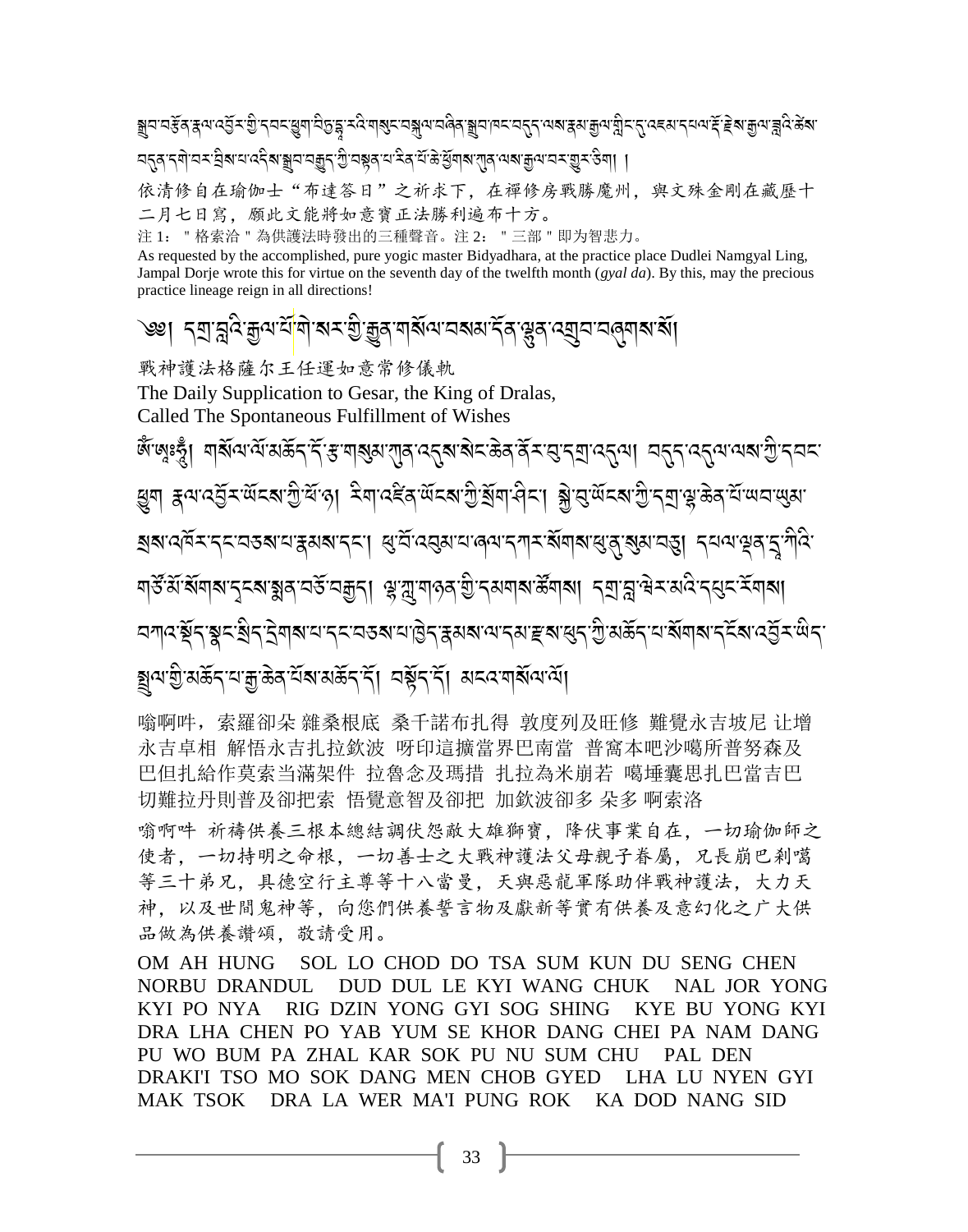སྒྲུབ་བརྩོན་རྣལ་འབྱོར་གྱི་དབང་ཕྱུག་བིདྱཱ་དྷ་རའི་གསུང་བསྐུལ་བཞིན་སྒྲུབ་ཁང་བདུད་ལས་རྣམ་རྒྱལ་གླིང་དུ་འཇམ་དཔལ་རྡོ་རྗེས་རྒྱལ་ཟླའི་ཚེས་བདུན་དགེ་བར་བྲིས་པ་འདིས་སྒྲུབ་བརྒྱུད་ཀྱི་བསྟན་པ་རིན་པོ་ཆེ་ཕྱོགས་ཀུན་ལས་རྒྱལ་བར་གྱུར་ཅིག །

依清修自在瑜伽士"布達答日"之祈求下，在禪修房戰勝魔州，與文殊金剛在藏歷十二月七日寫，願此文能將如意寶正法勝利遍布十方。

注 1："格索洛"為供護法時發出的三種聲音。注 2："三部"即為智悲力。

As requested by the accomplished, pure yogic master Bidyadhara, at the practice place Dudlei Namgyal Ling, Jampal Dorje wrote this for virtue on the seventh day of the twelfth month (*gyal da*). By this, may the precious practice lineage reign in all directions!

# ༄༅། དགྲ་བླའི་རྒྱལ་པོ་གེ་སར་གྱི་རྒྱུན་གསོལ་བསམ་དོན་ལྷུན་འགྲུབ་བཞུགས་སོ།

戰神護法格薩尔王任運如意常修儀軌

The Daily Supplication to Gesar, the King of Dralas,
Called The Spontaneous Fulfillment of Wishes

ཨོཾ་ཨཱཿཧཱུྃ། གསོལ་ལོ་མཆོད་དོ་རྩ་གསུམ་ཀུན་འདུས་སེང་ཆེན་ནོར་བུ་དགྲ་འདུལ། བདུད་འདུལ་ལས་ཀྱི་དབང་ཕྱུག རྣལ་འབྱོར་ཡོངས་ཀྱི་པོ་ཉ། རིག་འཛིན་ཡོངས་ཀྱི་སྲོག་ཤིང་། སྐྱེ་བུ་ཡོངས་ཀྱི་དགྲ་ལྷ་ཆེན་པོ་ཡབ་ཡུམ་སྲས་འཁོར་དང་བཅས་པ་རྣམས་དང་། ཕུ་བོ་འབུམ་པ་ཞལ་དཀར་སོགས་ཕུ་ནུ་སུམ་བཅུ། དཔལ་ལྡན་ཌཱ་ཀིའི་གཙོ་མོ་སོགས་དྲུས་སྨན་བཅོ་བརྒྱད། ལྷ་ཀླུ་གཉན་གྱི་དམག་ཚོགས། དགྲ་བླ་ཝེར་མའི་དཔུང་རོགས། བཀའ་སྡོད་སྣང་སྲིད་དྲེགས་པ་དང་བཅས་པ་ཁྱེད་རྣམས་ལ་དམ་རྫས་ཕུད་ཀྱི་མཆོད་པ་སོགས་དངོས་འབྱོར་ཡིད་སྤྲུལ་གྱི་མཆོད་པ་རྒྱ་ཆེན་པོས་མཆོད་དོ། བསྟོད་དོ། མངའ་གསོལ་ལོ།

嗡啊吽，索羅卻朵 雜桑根底 桑千諾布扎得 敦度列及旺修 難覺永吉坡尼 让增永吉卓相 解悟永吉扎拉欽波 呀印這擴當界巴南當 普窩本吧沙噶所普努森及 巴但扎給作莫索当滿架件 拉魯念及瑪措 扎拉為米崩若 噶堆囊思扎巴當吉巴切難拉丹則普及卻把索 悟覺意智及卻把 加欽波卻多 朵多 啊索洛

嗡啊吽 祈禱供養三根本總結調伏怨敵大雄獅寶，降伏事業自在，一切瑜伽師之使者，一切持明之命根，一切善士之大戰神護法父母親子眷屬，兄長崩巴剎噶等三十弟兄，具德空行主尊等十八當曼，天與惡龍軍隊助伴戰神護法，大力天神，以及世間鬼神等，向您們供養誓言物及獻新等實有供養及意幻化之广大供品做為供養讚頌，敬請受用。

OM AH HUNG  SOL LO CHOD DO TSA SUM KUN DU SENG CHEN NORBU DRANDUL  DUD DUL LE KYI WANG CHUK  NAL JOR YONG KYI PO NYA  RIG DZIN YONG GYI SOG SHING  KYE BU YONG KYI DRA LHA CHEN PO YAB YUM SE KHOR DANG CHEI PA NAM DANG PU WO BUM PA ZHAL KAR SOK PU NU SUM CHU  PAL DEN DRAKI'I TSO MO SOK DANG MEN CHOB GYED  LHA LU NYEN GYI MAK TSOK  DRA LA WER MA'I PUNG ROK  KA DOD NANG SID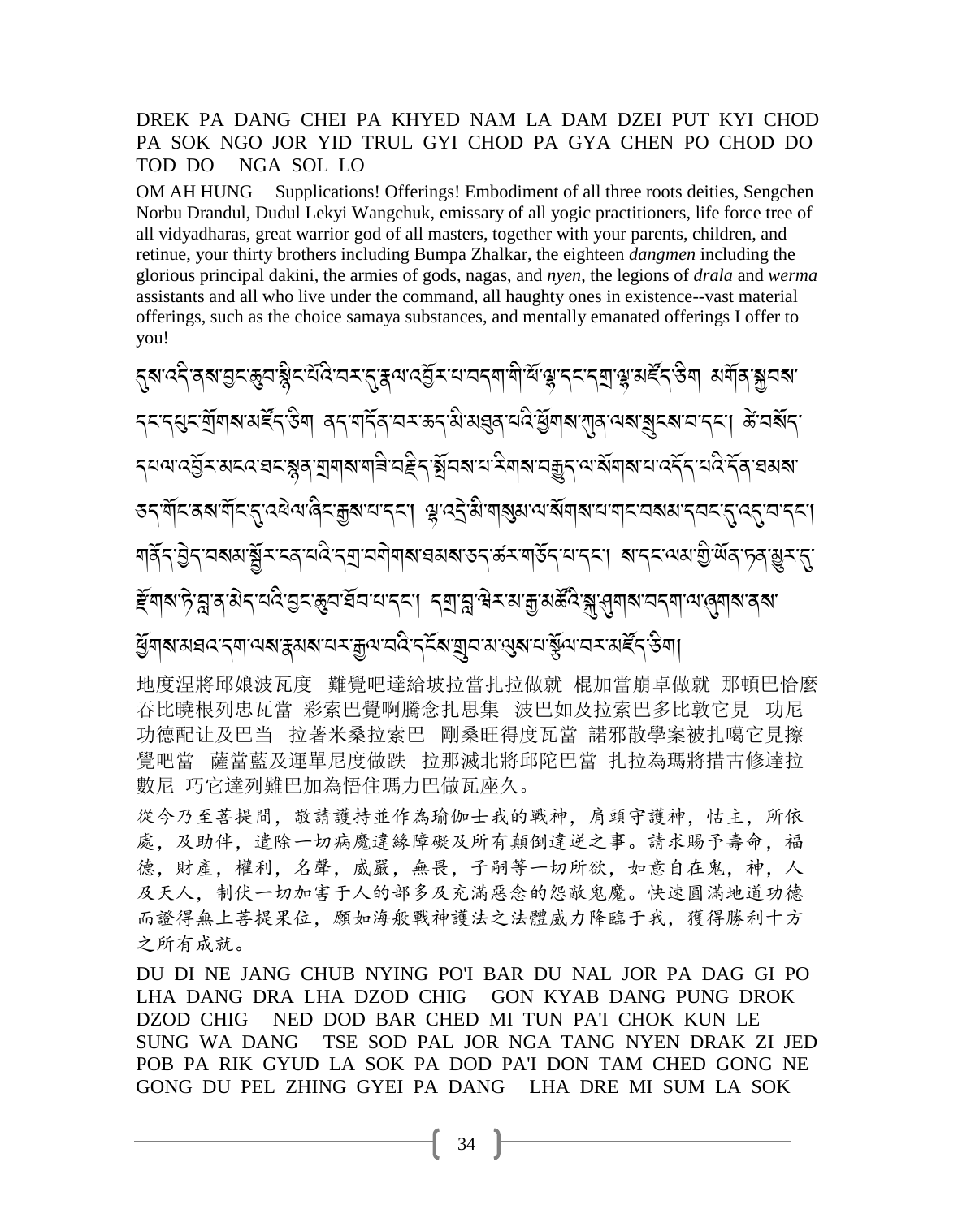DREK PA DANG CHEI PA KHYED NAM LA DAM DZEI PUT KYI CHOD PA SOK NGO JOR YID TRUL GYI CHOD PA GYA CHEN PO CHOD DO TOD DO NGA SOL LO

OM AH HUNG Supplications! Offerings! Embodiment of all three roots deities, Sengchen Norbu Drandul, Dudul Lekyi Wangchuk, emissary of all yogic practitioners, life force tree of all vidyadharas, great warrior god of all masters, together with your parents, children, and retinue, your thirty brothers including Bumpa Zhalkar, the eighteen *dangmen* including the glorious principal dakini, the armies of gods, nagas, and *nyen*, the legions of *drala* and *werma* assistants and all who live under the command, all haughty ones in existence--vast material offerings, such as the choice samaya substances, and mentally emanated offerings I offer to you!

དུས་འདི་ནས་བྱང་ཆུབ་སྙིང་པོའི་བར་དུ་རྣལ་འབྱོར་པ་བདག་གི་ཕོ་ལྷ་དང་དགྲ་ལྷ་མཛོད་ཅིག མགོན་སྐྱབས་དང་དཔུང་གྲོགས་མཛོད་ཅིག ནད་གདོན་བར་ཆད་མི་མཐུན་པའི་ཕྱོགས་ཀུན་ལས་སྲུངས་བ་དང་། ཚེ་བསོད་དཔལ་འབྱོར་མངའ་ཐང་སྙན་གྲགས་གཟི་བརྗིད་སྤོབས་པ་རིགས་བརྒྱུད་ལ་སོགས་པ་འདོད་པའི་དོན་ཐམས་ཅད་གོང་ནས་གོང་དུ་འཕེལ་ཞིང་རྒྱས་པ་དང་། ལྷ་འདྲེ་མི་གསུམ་ལ་སོགས་པ་གང་བསམ་དབང་དུ་འདུ་བ་དང་། གནོད་བྱེད་བསམ་སྦྱོར་ངན་པའི་དགྲ་བགེགས་ཐམས་ཅད་ཚར་གཅོད་པ་དང་། ས་དང་ལམ་གྱི་ཡོན་ཏན་མྱུར་དུ་རྫོགས་ཏེ་བླ་ན་མེད་པའི་བྱང་ཆུབ་ཐོབ་པ་དང་། དགྲ་བླ་ཕྱེར་མ་རྒྱ་མཚོའི་སྐུ་ཤུགས་བདག་ལ་ཞུགས་ནས་ཕྱོགས་མཐའ་དག་ལས་རྣམ་པར་རྒྱལ་བའི་དངོས་གྲུབ་མ་ལུས་པ་སྩོལ་བར་མཛོད་ཅིག།

地度涅將邱娘波瓦度 難覺吧達給坡拉當扎拉做就 棍加當崩卓做就 那頓巴恰麼吞比曉根列忠瓦當 彩索巴覺啊騰念扎思集 波巴如及拉索巴多比敦它見 功尼功德配让及巴当 拉著米桑拉索巴 剛桑旺得度瓦當 諾邪散學案被扎噶它見擦覺吧當 薩當藍及運單尼度做跌 拉那滅北將邱陀巴當 扎拉為瑪將措古修達拉數尼 巧它達列難巴加為悟住瑪力巴做瓦座久。

從今乃至菩提間，敬請護持並作為瑜伽士我的戰神，肩頭守護神，怙主，所依處，及助伴，遣除一切病魔違緣障礙及所有顛倒違逆之事。請求賜予壽命，福德，財產，權利，名聲，威嚴，無畏，子嗣等一切所欲，如意自在鬼，神，人及天人，制伏一切加害于人的部多及充滿惡念的怨敵鬼魔。快速圓滿地道功德而證得無上菩提果位，願如海般戰神護法之法體威力降臨于我，獲得勝利十方之所有成就。

DU DI NE JANG CHUB NYING PO'I BAR DU NAL JOR PA DAG GI PO LHA DANG DRA LHA DZOD CHIG GON KYAB DANG PUNG DROK DZOD CHIG NED DOD BAR CHED MI TUN PA'I CHOK KUN LE SUNG WA DANG TSE SOD PAL JOR NGA TANG NYEN DRAK ZI JED POB PA RIK GYUD LA SOK PA DOD PA'I DON TAM CHED GONG NE GONG DU PEL ZHING GYEI PA DANG LHA DRE MI SUM LA SOK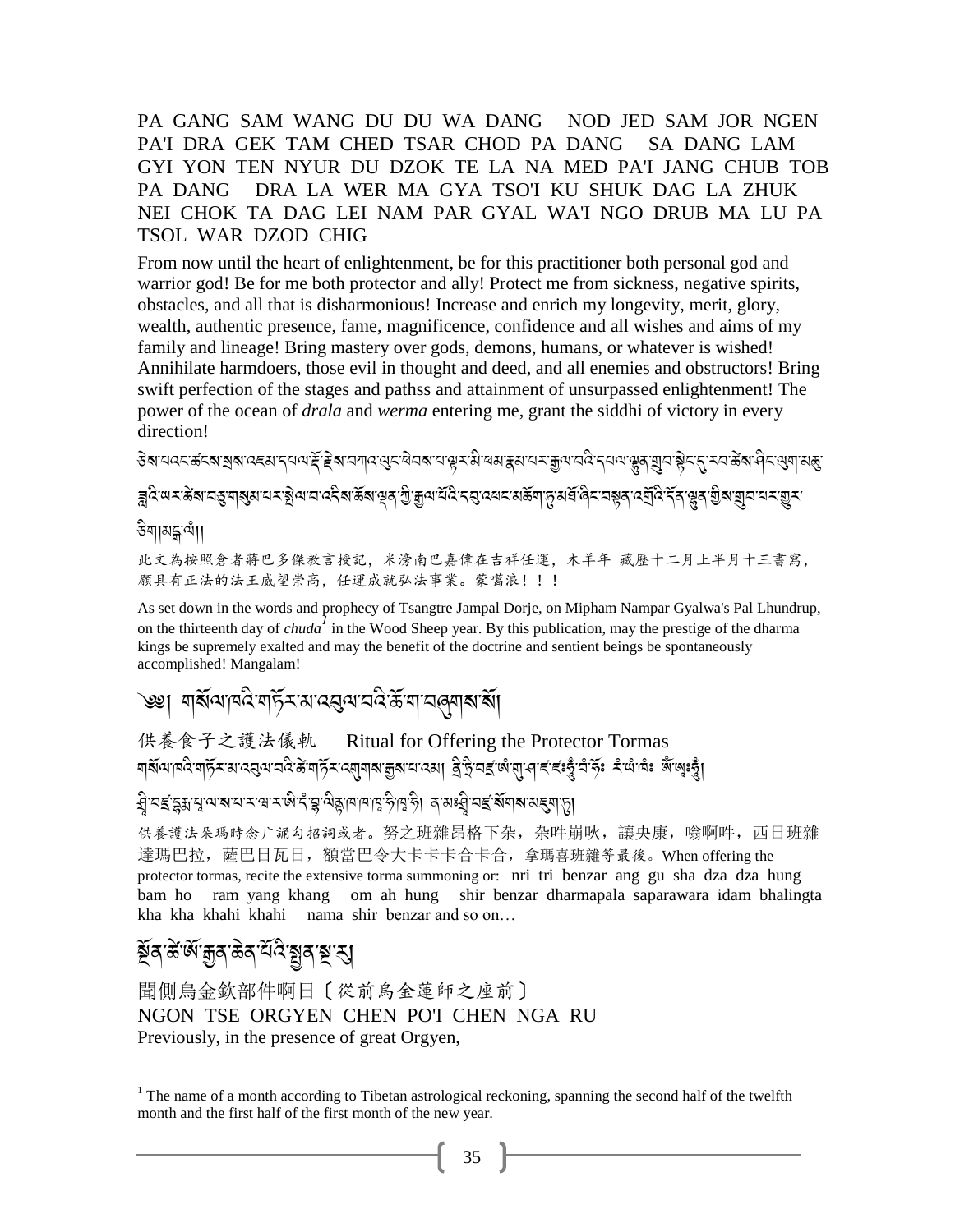PA GANG SAM WANG DU DU WA DANG NOD JED SAM JOR NGEN PA'I DRA GEK TAM CHED TSAR CHOD PA DANG SA DANG LAM GYI YON TEN NYUR DU DZOK TE LA NA MED PA'I JANG CHUB TOB PA DANG DRA LA WER MA GYA TSO'I KU SHUK DAG LA ZHUK NEI CHOK TA DAG LEI NAM PAR GYAL WA'I NGO DRUB MA LU PA TSOL WAR DZOD CHIG

From now until the heart of enlightenment, be for this practitioner both personal god and warrior god! Be for me both protector and ally! Protect me from sickness, negative spirits, obstacles, and all that is disharmonious! Increase and enrich my longevity, merit, glory, wealth, authentic presence, fame, magnificence, confidence and all wishes and aims of my family and lineage! Bring mastery over gods, demons, humans, or whatever is wished! Annihilate harmdoers, those evil in thought and deed, and all enemies and obstructors! Bring swift perfection of the stages and pathss and attainment of unsurpassed enlightenment! The power of the ocean of *drala* and *werma* entering me, grant the siddhi of victory in every direction!

ཅེས་པའང་ཚངས་སྲས་འཇམ་དཔལ་རྡོ་རྗེས་བཀའ་ལུང་ཕེབས་པ་ལྟར་མི་ཕམ་རྣམ་པར་རྒྱལ་བའི་དཔལ་ལྷུན་གྲུབ་སྟེང་དུ་རབ་ཆེས་ཤིང་ལུག་མཆུ་ཟླའི་ཡར་ཚེས་བཅུ་གསུམ་པར་སྤེལ་བ་འདིས་ཆོས་ལྡན་གྱི་རྒྱལ་པོའི་དབུ་འཕང་མཆོག་ཏུ་མཐོ་ཞིང་བསྟན་འགྲོའི་དོན་ལྷུན་གྱིས་གྲུབ་པར་གྱུར་ཅིག།མངྒ་ལཾ།།

此文為按照倉者蔣巴多傑教言授記，米滂南巴嘉偉在吉祥任運，木羊年 藏歷十二月上半月十三書寫，願具有正法的法王威望崇高，任運成就弘法事業。蒙嘎浪！！！

As set down in the words and prophecy of Tsangtre Jampal Dorje, on Mipham Nampar Gyalwa's Pal Lhundrup, on the thirteenth day of *chuda*[1] in the Wood Sheep year. By this publication, may the prestige of the dharma kings be supremely exalted and may the benefit of the doctrine and sentient beings be spontaneously accomplished! Mangalam!

# ༄༅། གསོལ་ཁའི་གཏོར་མ་འབུལ་བའི་ཆོ་ག་བཞུགས་སོ།

供養食子之護法儀軌 Ritual for Offering the Protector Tormas

གསོལ་ཁའི་གཏོར་མ་འབུལ་བའི་ཚེ་གཏོར་འགུགས་རྒྱས་པ་འམ། ནྲྀ་ཏྲི་བཛྲ་ཨཾ་ཀུ་ཤ་ཛཿཛཿཧཱུྃ་བཾ་ཧོཿ རཾ་ཡཾ་ཁཾཿ ཨོཾ་ཨཱཿཧཱུྃ། ཤྲཱི་བཛྲ་དྷརྨ་པཱ་ལ་ས་པ་རི་ཝཱ་ར་ཨི་དཾ་བྷ་ལིངྟ་ཁ་ཁ་ཁཱ་ཧི་ཁཱ་ཧི། ན་མཿཤྲཱི་བཛྲ་སོགས་མཇུག་ཏུ།

供養護法朵瑪時念广誦勾招詞或者。努之班雜昂格下杂，杂吽崩吙，讓央康，嗡啊吽，西日班雜達瑪巴拉，薩巴日瓦日，額當巴令大卡卡卡合卡合，拿瑪喜班雜等最後。When offering the protector tormas, recite the extensive torma summoning or: nri tri benzar ang gu sha dza dza hung bam ho ram yang khang om ah hung shir benzar dharmapala saparawara idam bhalingta kha kha khahi khahi nama shir benzar and so on…

# སྔོན་ཚེ་ཨོ་རྒྱན་ཆེན་པོའི་སྤྱན་སྔ་རུ།

聞側烏金欽部件啊日〔從前烏金蓮師之座前〕
NGON TSE ORGYEN CHEN PO'I CHEN NGA RU
Previously, in the presence of great Orgyen,

[1] The name of a month according to Tibetan astrological reckoning, spanning the second half of the twelfth month and the first half of the first month of the new year.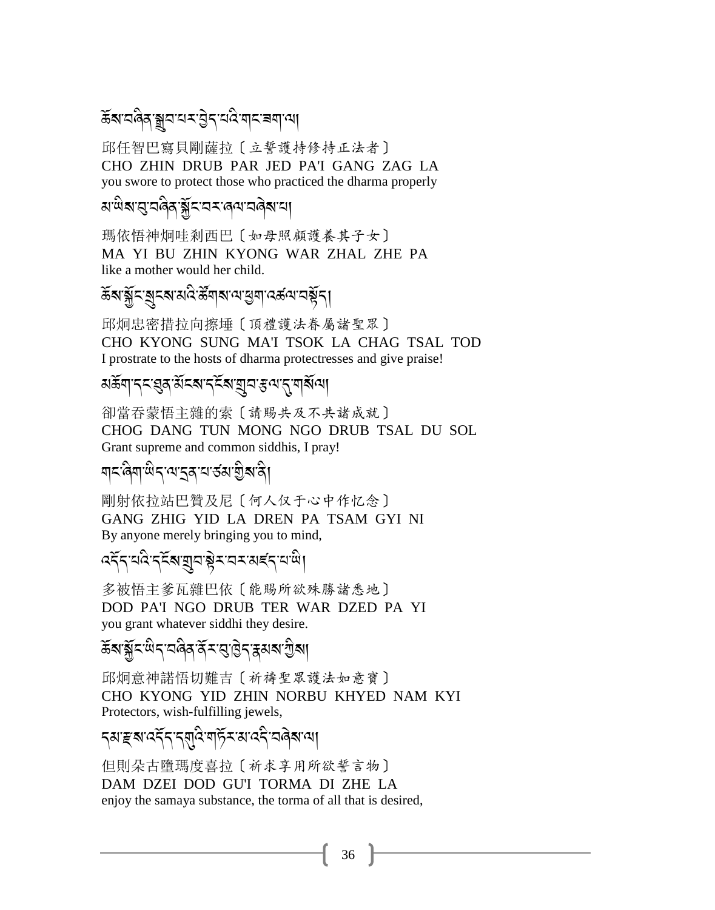ཆོས་བཞིན་སྒྲུབ་པར་བྱེད་པའི་གང་ཟག་ལ།

邱任智巴寫貝剛薩拉〔立誓護持修持正法者〕
CHO ZHIN DRUB PAR JED PA'I GANG ZAG LA
you swore to protect those who practiced the dharma properly

མ་ཡིས་བུ་བཞིན་སྐྱོང་བར་ཞལ་བཞེས་པ།

瑪依悟神炯哇剎西巴〔如母照顧護養其子女〕
MA YI BU ZHIN KYONG WAR ZHAL ZHE PA
like a mother would her child.

ཆོས་སྐྱོང་སྲུང་མའི་ཚོགས་ལ་ཕྱག་འཚལ་བསྟོད།

邱炯忠密措拉向擦埵〔頂禮護法眷屬諸聖眾〕
CHO KYONG SUNG MA'I TSOK LA CHAG TSAL TOD
I prostrate to the hosts of dharma protectresses and give praise!

མཆོག་དང་ཐུན་མོང་དངོས་གྲུབ་རྩལ་དུ་གསོལ།

卻當吞蒙悟主雜的索〔請賜共及不共諸成就〕
CHOG DANG TUN MONG NGO DRUB TSAL DU SOL
Grant supreme and common siddhis, I pray!

གང་ཞིག་ཡིད་ལ་དྲན་པ་ཙམ་གྱིས་ནི།

剛射依拉站巴贊及尼〔何人仅于心中作忆念〕
GANG ZHIG YID LA DREN PA TSAM GYI NI
By anyone merely bringing you to mind,

འདོད་པའི་དངོས་གྲུབ་སྟེར་བར་མཛད་པ་ཡི།

多被悟主爹瓦雜巴依〔能賜所欲殊勝諸悉地〕
DOD PA'I NGO DRUB TER WAR DZED PA YI
you grant whatever siddhi they desire.

ཆོས་སྐྱོང་ཡིད་བཞིན་ནོར་བུ་ཁྱེད་རྣམས་ཀྱིས།

邱炯意神諾悟切難吉〔祈禱聖眾護法如意寶〕
CHO KYONG YID ZHIN NORBU KHYED NAM KYI
Protectors, wish-fulfilling jewels,

དམ་རྫས་འདོད་དགུའི་གཏོར་མ་འདི་བཞེས་ལ།

但則朵古墮瑪度喜拉〔祈求享用所欲誓言物〕
DAM DZEI DOD GU'I TORMA DI ZHE LA
enjoy the samaya substance, the torma of all that is desired,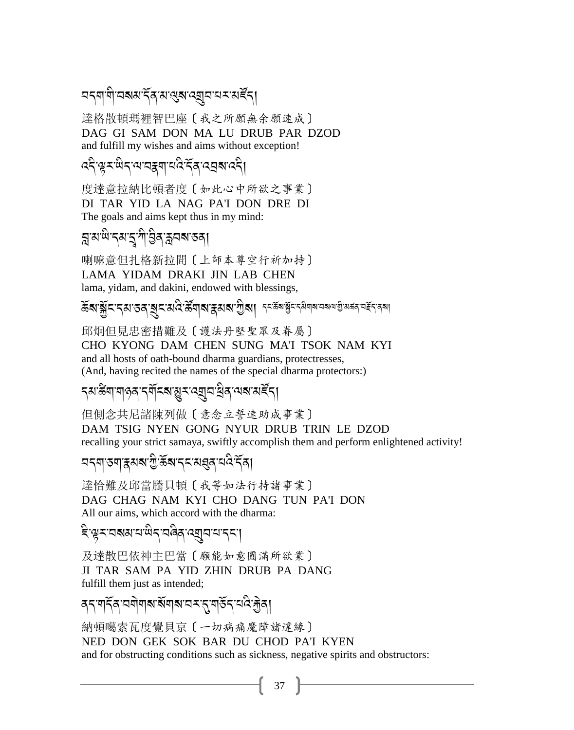བདག་གི་བསམ་དོན་མ་ལུས་འགྲུབ་པར་མཛོད།

達格散頓瑪裡智巴座〔我之所願無余願速成〕
DAG GI SAM DON MA LU DRUB PAR DZOD
and fulfill my wishes and aims without exception!

འདི་ལྟར་ཡིད་ལ་བནག་པའི་དོན་འབྲས་འདི།

度達意拉納比頓者度〔如此心中所欲之事業〕
DI TAR YID LA NAG PA'I DON DRE DI
The goals and aims kept thus in my mind:

བླ་མ་ཡི་དམ་ཌཱ་ཀི་བྱིན་རླབས་ཅན།

喇嘛意但扎格新拉間〔上師本尊空行祈加持〕
LAMA YIDAM DRAKI JIN LAB CHEN
lama, yidam, and dakini, endowed with blessings,

ཆོས་སྐྱོང་དམ་ཅན་སྲུང་མའི་ཚོགས་རྣམས་ཀྱིས། དང་ཆོས་སྐྱོང་དམིགས་བསལ་གྱི་མཚན་བརྗོད་ནས།

邱炯但見忠密措難及〔護法丹堅聖眾及眷屬〕
CHO KYONG DAM CHEN SUNG MA'I TSOK NAM KYI
and all hosts of oath-bound dharma guardians, protectresses,
(And, having recited the names of the special dharma protectors:)

དམ་ཚིག་གཉན་དགོངས་མྱུར་འགྲུབ་ཕྲིན་ལས་མཛོད།

但側念共尼諸陳列做〔意念立誓速助成事業〕
DAM TSIG NYEN GONG NYUR DRUB TRIN LE DZOD
recalling your strict samaya, swiftly accomplish them and perform enlightened activity!

བདག་ཅག་རྣམས་ཀྱི་ཆོས་དང་མཐུན་པའི་དོན།

達恰難及邱當騰貝頓〔我等如法行持諸事業〕
DAG CHAG NAM KYI CHO DANG TUN PA'I DON
All our aims, which accord with the dharma:

ཇི་ལྟར་བསམ་པ་ཡིད་བཞིན་འགྲུབ་པ་དང་།

及達散巴依神主巴當〔願能如意圓滿所欲業〕
JI TAR SAM PA YID ZHIN DRUB PA DANG
fulfill them just as intended;

ནད་གདོན་བགེགས་སོགས་བར་དུ་གཅོད་པའི་རྐྱེན།

納頓噶索瓦度覺貝京〔一切病痛魔障諸違緣〕
NED DON GEK SOK BAR DU CHOD PA'I KYEN
and for obstructing conditions such as sickness, negative spirits and obstructors: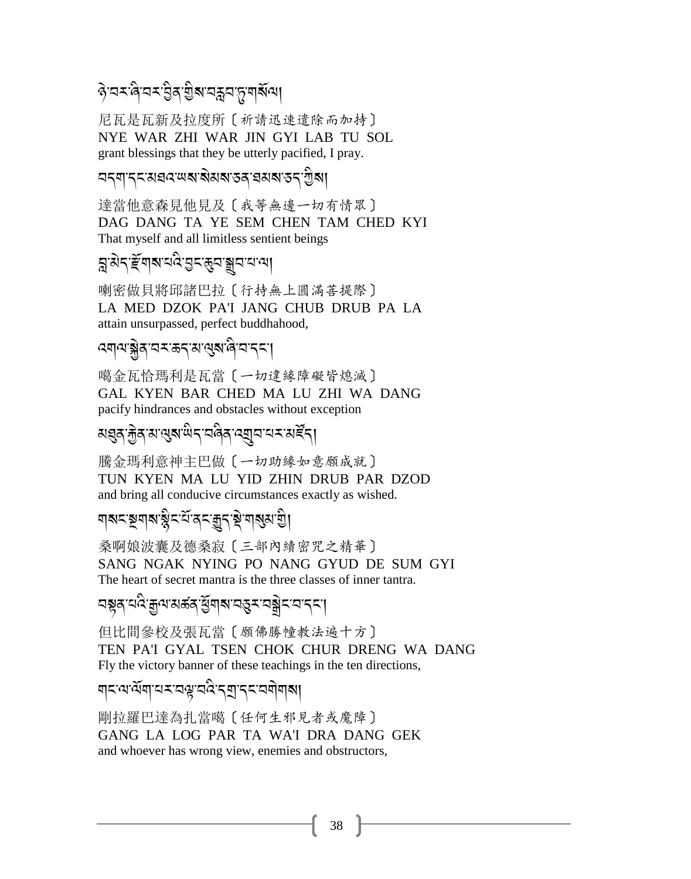ཉེ་བར་ཞི་བར་བྱིན་གྱིས་བརླབ་ཏུ་གསོལ།

尼瓦是瓦新及拉度所〔祈請迅速遣除而加持〕
NYE WAR ZHI WAR JIN GYI LAB TU SOL
grant blessings that they be utterly pacified, I pray.

བདག་དང་མཐའ་ཡས་སེམས་ཅན་ཐམས་ཅད་ཀྱིས།

達當他意森見他見及〔我等無邊一切有情眾〕
DAG DANG TA YE SEM CHEN TAM CHED KYI
That myself and all limitless sentient beings

བླ་མེད་རྫོགས་པའི་བྱང་ཆུབ་སྒྲུབ་པ་ལ།

喇密做貝將邱諸巴拉〔行持無上圓滿菩提際〕
LA MED DZOK PA'I JANG CHUB DRUB PA LA
attain unsurpassed, perfect buddhahood,

འགལ་རྐྱེན་བར་ཆད་མ་ལུས་ཞི་བ་དང་།

噶金瓦恰瑪利是瓦當〔一切違緣障礙皆熄滅〕
GAL KYEN BAR CHED MA LU ZHI WA DANG
pacify hindrances and obstacles without exception

མཐུན་རྐྱེན་མ་ལུས་ཡིད་བཞིན་འགྲུབ་པར་མཛོད།

騰金瑪利意神主巴做〔一切助緣如意願成就〕
TUN KYEN MA LU YID ZHIN DRUB PAR DZOD
and bring all conducive circumstances exactly as wished.

གསང་སྔགས་སྙིང་པོ་ནང་རྒྱུད་སྡེ་གསུམ་གྱི།

桑啊娘波囊及德桑寂〔三部內續密咒之精華〕
SANG NGAK NYING PO NANG GYUD DE SUM GYI
The heart of secret mantra is the three classes of inner tantra.

བསྟན་པའི་རྒྱལ་མཚན་ཕྱོགས་བཅུར་བསྒྲེང་བ་དང་།

但比間參校及張瓦當〔願佛勝幢教法遍十方〕
TEN PA'I GYAL TSEN CHOK CHUR DRENG WA DANG
Fly the victory banner of these teachings in the ten directions,

གང་ལ་ལོག་པར་བལྟ་བའི་དགྲ་དང་བགེགས།

剛拉羅巴達為扎當噶〔任何生邪見者或魔障〕
GANG LA LOG PAR TA WA'I DRA DANG GEK
and whoever has wrong view, enemies and obstructors,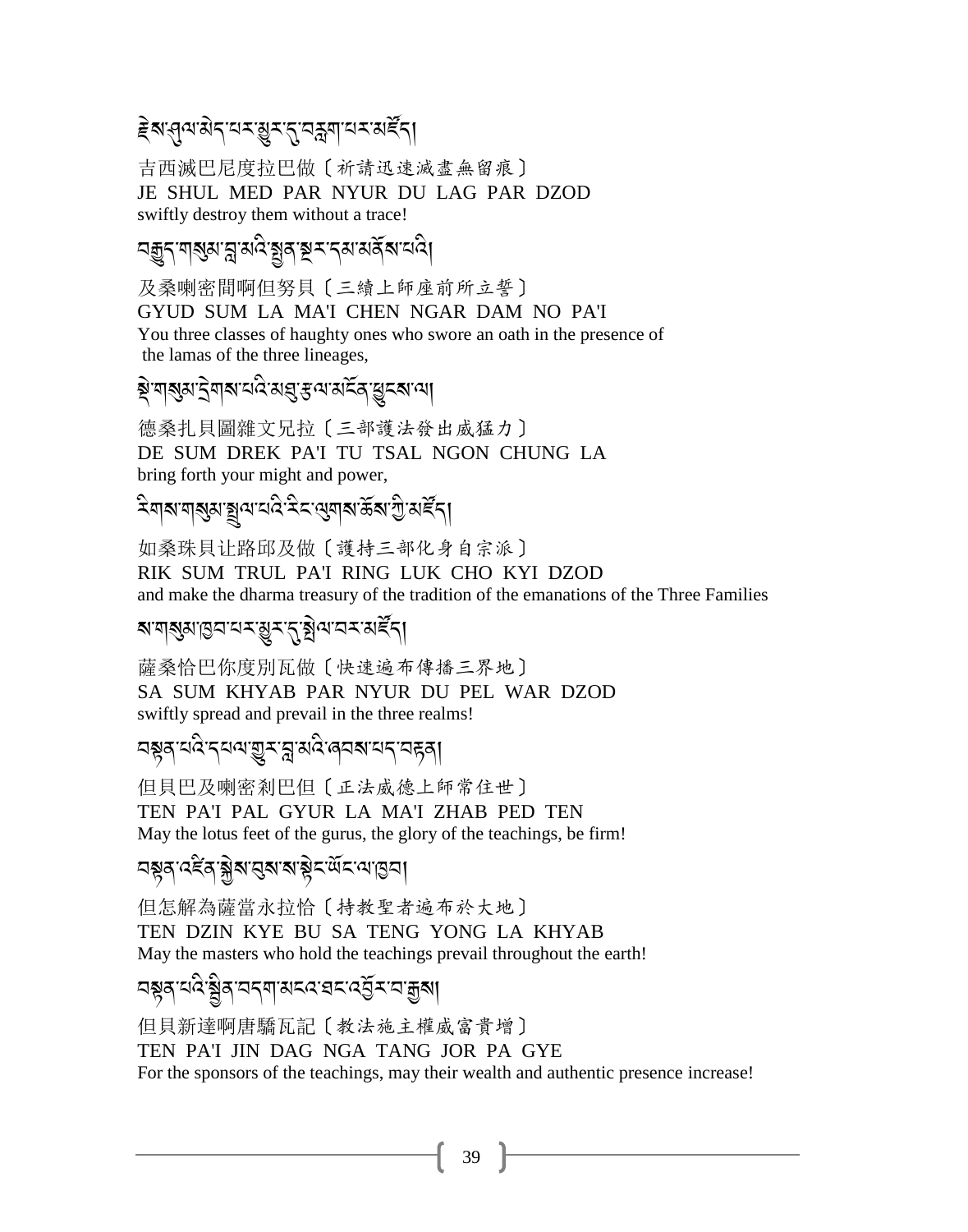རྗེས་ཤུལ་མེད་པར་མྱུར་དུ་བཀླག་པར་མཛོད།

吉西滅巴尼度拉巴做〔祈請迅速滅盡無留痕〕
JE SHUL MED PAR NYUR DU LAG PAR DZOD
swiftly destroy them without a trace!

བརྒྱུད་གསུམ་བླ་མའི་སྤྱན་སྔར་དམ་མནོས་པའི།

及桑喇密間啊但努貝〔三續上師座前所立誓〕
GYUD SUM LA MA'I CHEN NGAR DAM NO PA'I
You three classes of haughty ones who swore an oath in the presence of
the lamas of the three lineages,

སྡེ་གསུམ་དྲེགས་པའི་མཐུ་རྩལ་མངོན་ཕྱུངས་ལ།

德桑扎貝圖雜文兄拉〔三部護法發出威猛力〕
DE SUM DREK PA'I TU TSAL NGON CHUNG LA
bring forth your might and power,

རིགས་གསུམ་སྤྲུལ་པའི་རིང་ལུགས་ཆོས་ཀྱི་མཛོད།

如桑珠貝让路邱及做〔護持三部化身自宗派〕
RIK SUM TRUL PA'I RING LUK CHO KYI DZOD
and make the dharma treasury of the tradition of the emanations of the Three Families

ས་གསུམ་ཁྱབ་པར་མྱུར་དུ་སྤེལ་བར་མཛོད།

薩桑恰巴你度別瓦做〔快速遍布傳播三界地〕
SA SUM KHYAB PAR NYUR DU PEL WAR DZOD
swiftly spread and prevail in the three realms!

བསྟན་པའི་དཔལ་གྱུར་བླ་མའི་ཞབས་པད་བརྟན།

但貝巴及喇密剎巴但〔正法威德上師常住世〕
TEN PA'I PAL GYUR LA MA'I ZHAB PED TEN
May the lotus feet of the gurus, the glory of the teachings, be firm!

བསྟན་འཛིན་སྐྱེས་བུས་ས་སྟེང་ཡོངས་ལ་ཁྱབ།

但怎解為薩當永拉恰〔持教聖者遍布於大地〕
TEN DZIN KYE BU SA TENG YONG LA KHYAB
May the masters who hold the teachings prevail throughout the earth!

བསྟན་པའི་སྦྱིན་བདག་མངའ་ཐང་འབྱོར་པ་རྒྱས།

但貝新達啊唐驕瓦記〔教法施主權威富貴增〕
TEN PA'I JIN DAG NGA TANG JOR PA GYE
For the sponsors of the teachings, may their wealth and authentic presence increase!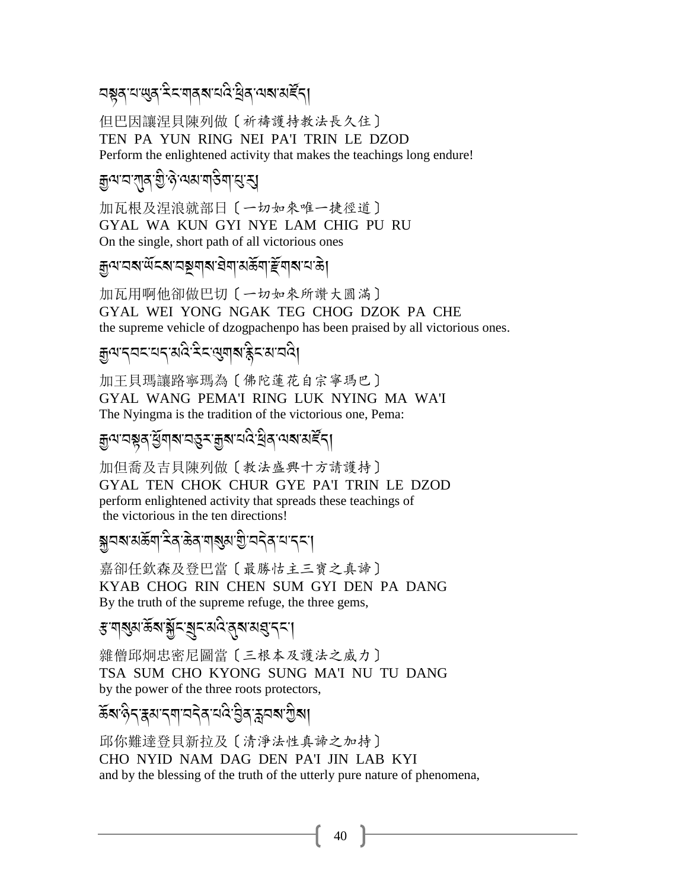བསྟན་པ་ཡུན་རིང་གནས་པའི་ཕྲིན་ལས་མཛོད།

但巴因讓涅貝陳列做〔祈禱護持教法長久住〕
TEN PA YUN RING NEI PA'I TRIN LE DZOD
Perform the enlightened activity that makes the teachings long endure!

རྒྱལ་བ་ཀུན་གྱི་ཉེ་ལམ་གཅིག་པུ་རུ།

加瓦根及涅浪就部日〔一切如來唯一捷徑道〕
GYAL WA KUN GYI NYE LAM CHIG PU RU
On the single, short path of all victorious ones

རྒྱལ་བས་ཡོངས་བསྔགས་ཐེག་མཆོག་རྫོགས་པ་ཆེ།

加瓦用啊他卻做巴切〔一切如來所讚大圓滿〕
GYAL WEI YONG NGAK TEG CHOG DZOK PA CHE
the supreme vehicle of dzogpachenpo has been praised by all victorious ones.

རྒྱལ་དབང་པད་མའི་རིང་ལུགས་རྙིང་མ་བའི།

加王貝瑪讓路寧瑪為〔佛陀蓮花自宗寧瑪巴〕
GYAL WANG PEMA'I RING LUK NYING MA WA'I
The Nyingma is the tradition of the victorious one, Pema:

རྒྱལ་བསྟན་ཕྱོགས་བཅུར་རྒྱས་པའི་ཕྲིན་ལས་མཛོད།

加但喬及吉貝陳列做〔教法盛興十方請護持〕
GYAL TEN CHOK CHUR GYE PA'I TRIN LE DZOD
perform enlightened activity that spreads these teachings of
the victorious in the ten directions!

སྐྱབས་མཆོག་རིན་ཆེན་གསུམ་གྱི་བདེན་པ་དང་།

嘉卻任欽森及登巴當〔最勝怙主三寶之真諦〕
KYAB CHOG RIN CHEN SUM GYI DEN PA DANG
By the truth of the supreme refuge, the three gems,

རྩ་གསུམ་ཆོས་སྐྱོང་སྲུང་མའི་ནུས་མཐུ་དང་།

雜僧邱炯忠密尼圖當〔三根本及護法之威力〕
TSA SUM CHO KYONG SUNG MA'I NU TU DANG
by the power of the three roots protectors,

ཆོས་ཉིད་རྣམ་དག་བདེན་པའི་བྱིན་རླབས་ཀྱིས།

邱你難達登貝新拉及〔清淨法性真諦之加持〕
CHO NYID NAM DAG DEN PA'I JIN LAB KYI
and by the blessing of the truth of the utterly pure nature of phenomena,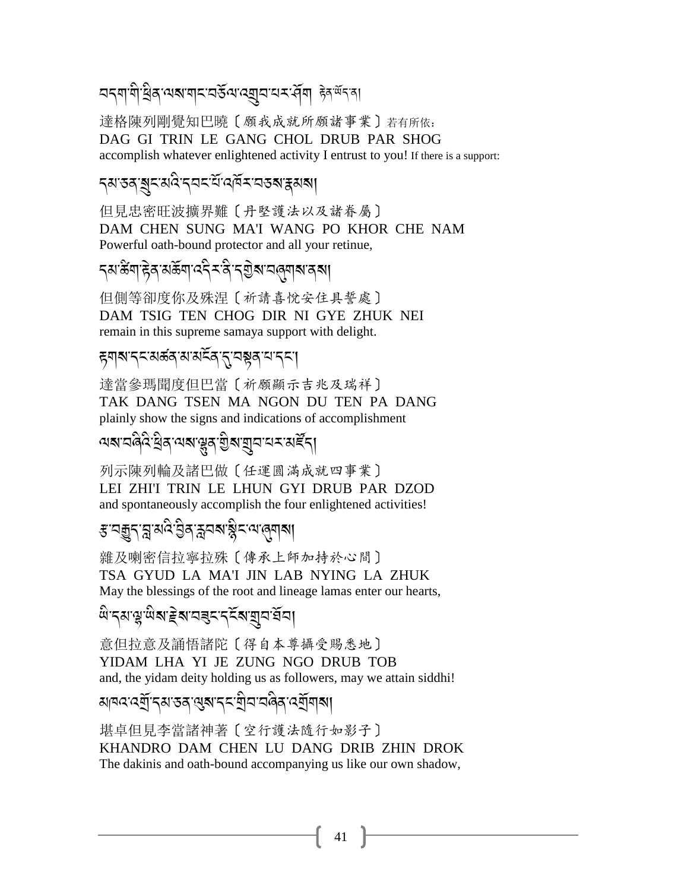བདག་གི་ཕྲིན་ལས་གང་བཅོལ་འགྲུབ་པར་ཤོག རྟེན་ཡོད་ན།

達格陳列剛覺知巴曉〔願我成就所願諸事業〕若有所依：
DAG GI TRIN LE GANG CHOL DRUB PAR SHOG
accomplish whatever enlightened activity I entrust to you! If there is a support:

དམ་ཅན་སྲུང་མའི་དབང་པོ་འཁོར་བཅས་རྣམས།

但見忠密旺波擴界難〔丹堅護法以及諸眷屬〕
DAM CHEN SUNG MA'I WANG PO KHOR CHE NAM
Powerful oath-bound protector and all your retinue,

དམ་ཚིག་རྟེན་མཆོག་འདིར་ནི་དགྱེས་བཞུགས་ནས།

但側等卻度你及殊涅〔祈請喜悅安住具誓處〕
DAM TSIG TEN CHOG DIR NI GYE ZHUK NEI
remain in this supreme samaya support with delight.

རྟགས་དང་མཚན་མ་མངོན་དུ་བསྟན་པ་དང་།

達當參瑪聞度但巴當〔祈願顯示吉兆及瑞祥〕
TAK DANG TSEN MA NGON DU TEN PA DANG
plainly show the signs and indications of accomplishment

ལས་བཞིའི་ཕྲིན་ལས་ལྷུན་གྱིས་གྲུབ་པར་མཛོད།

列示陳列輪及諸巴做〔任運圓滿成就四事業〕
LEI ZHI'I TRIN LE LHUN GYI DRUB PAR DZOD
and spontaneously accomplish the four enlightened activities!

རྩ་བརྒྱུད་བླ་མའི་བྱིན་རླབས་སྙིང་ལ་ཞུགས།

雜及喇密信拉寧拉殊〔傳承上師加持於心間〕
TSA GYUD LA MA'I JIN LAB NYING LA ZHUK
May the blessings of the root and lineage lamas enter our hearts,

ཡི་དམ་ལྷ་ཡིས་རྗེས་བཟུང་དངོས་གྲུབ་ཐོབ།

意但拉意及誦悟諸陀〔得自本尊攝受賜悉地〕
YIDAM LHA YI JE ZUNG NGO DRUB TOB
and, the yidam deity holding us as followers, may we attain siddhi!

མཁའ་འགྲོ་དམ་ཅན་ལུས་དང་གྲིབ་བཞིན་འགྲོགས།

堪卓但見李當諸神著〔空行護法隨行如影子〕
KHANDRO DAM CHEN LU DANG DRIB ZHIN DROK
The dakinis and oath-bound accompanying us like our own shadow,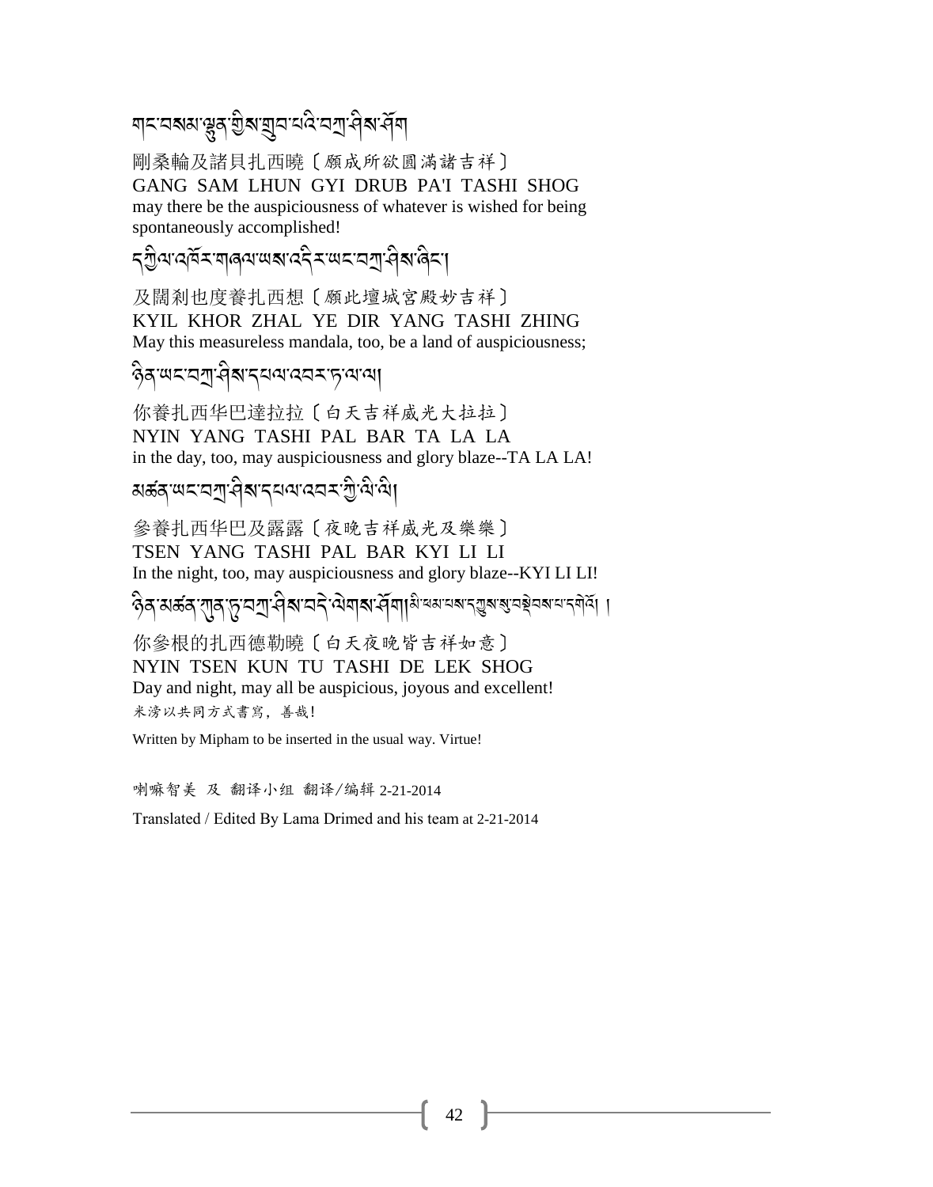གང་བསམ་ལྷུན་གྱིས་གྲུབ་པའི་བཀྲ་ཤིས་ཤོག

剛桑輪及諸貝扎西曉〔願成所欲圓滿諸吉祥〕
GANG SAM LHUN GYI DRUB PA'I TASHI SHOG
may there be the auspiciousness of whatever is wished for being spontaneously accomplished!

དཀྱིལ་འཁོར་གཞལ་ཡས་འདིར་ཡང་བཀྲ་ཤིས་ཞིང་།

及闊刹也度養扎西想〔願此壇城宮殿妙吉祥〕
KYIL KHOR ZHAL YE DIR YANG TASHI ZHING
May this measureless mandala, too, be a land of auspiciousness;

ཉིན་ཡང་བཀྲ་ཤིས་དཔལ་འབར་ཏ་ལ་ལ།

你養扎西华巴達拉拉〔白天吉祥威光大拉拉〕
NYIN YANG TASHI PAL BAR TA LA LA
in the day, too, may auspiciousness and glory blaze--TA LA LA!

མཚན་ཡང་བཀྲ་ཤིས་དཔལ་འབར་ཀྱི་ལི་ལི།

參養扎西华巴及露露〔夜晚吉祥威光及樂樂〕
TSEN YANG TASHI PAL BAR KYI LI LI
In the night, too, may auspiciousness and glory blaze--KYI LI LI!

ཉིན་མཚན་ཀུན་ཏུ་བཀྲ་ཤིས་བདེ་ལེགས་ཤོག།མི་ཕམ་པས་དཀྱུས་སུ་བསྟེབས་པ་དགེའོ། །

你參根的扎西德勒曉〔白天夜晚皆吉祥如意〕
NYIN TSEN KUN TU TASHI DE LEK SHOG
Day and night, may all be auspicious, joyous and excellent!
米滂以共同方式書寫，善哉!

Written by Mipham to be inserted in the usual way. Virtue!

喇嘛智美 及 翻译小组 翻译/编辑 2-21-2014

Translated / Edited By Lama Drimed and his team at 2-21-2014